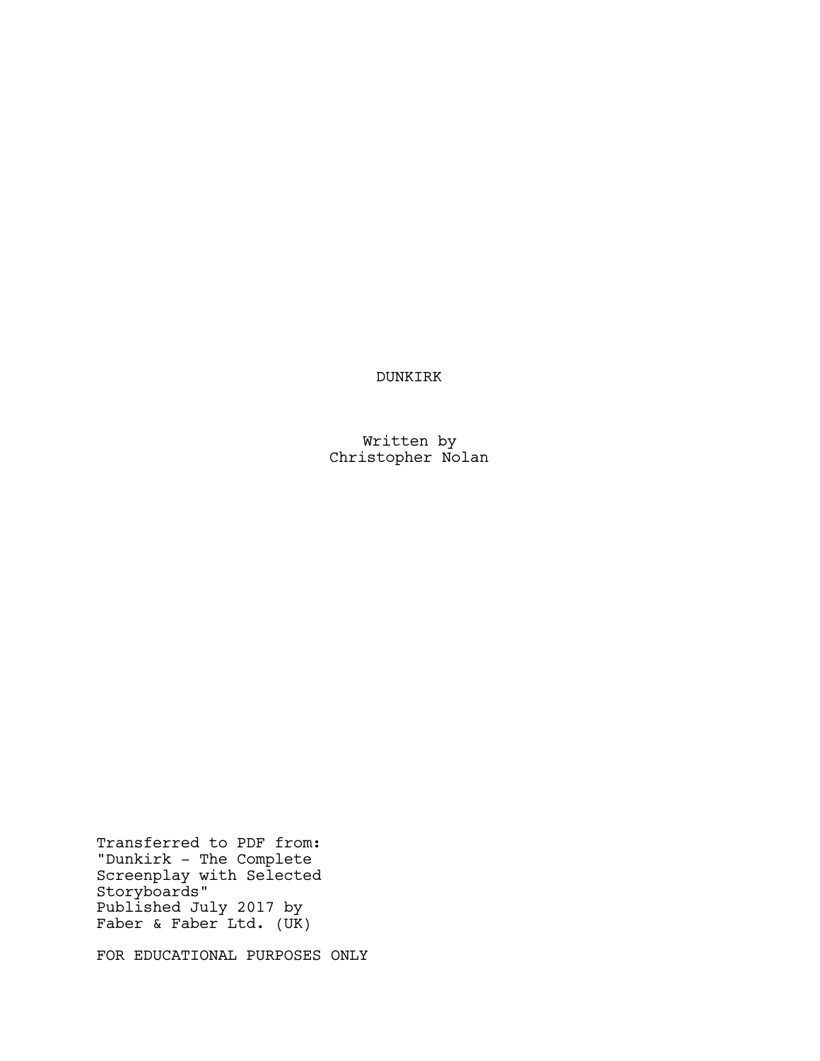# DUNKIRK

Written by
Christopher Nolan

Transferred to PDF from:
"Dunkirk - The Complete
Screenplay with Selected
Storyboards"
Published July 2017 by
Faber & Faber Ltd. (UK)

FOR EDUCATIONAL PURPOSES ONLY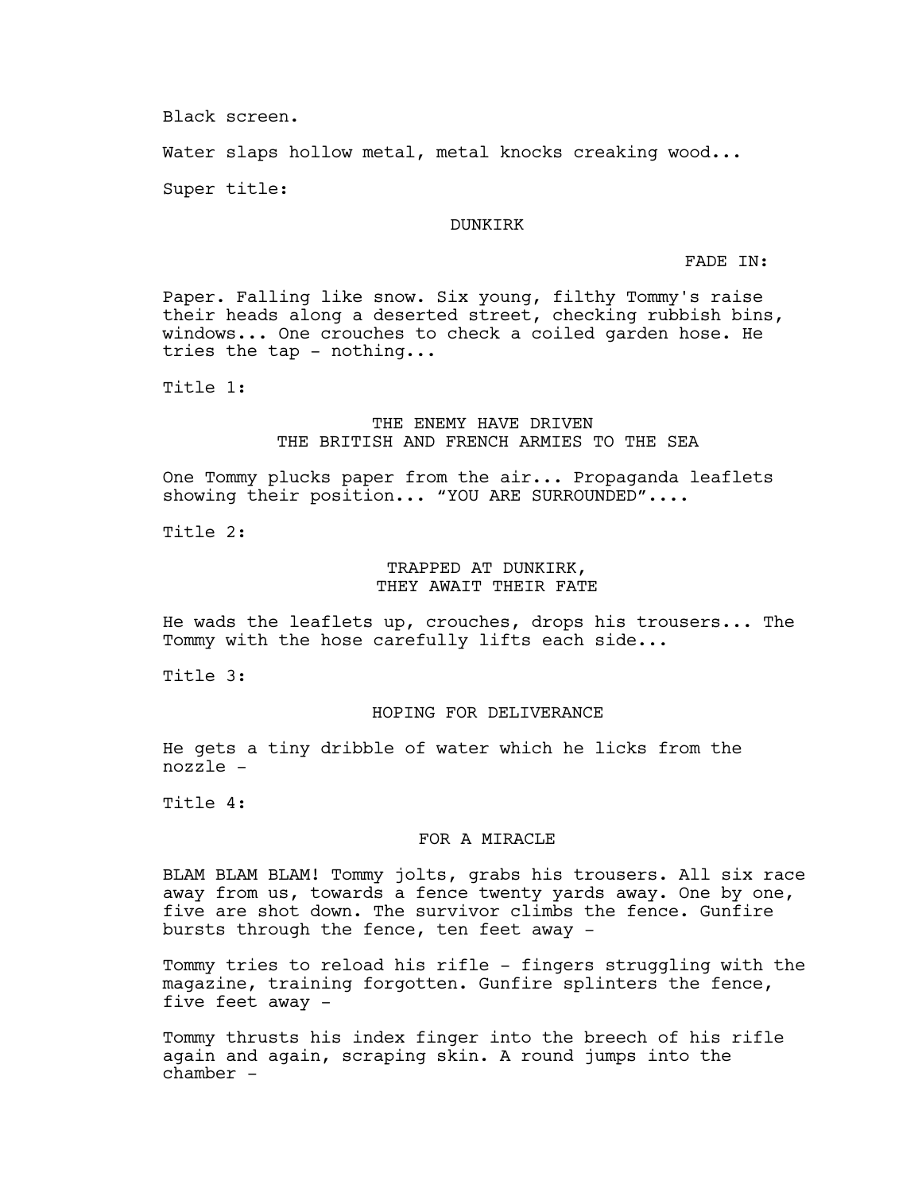Black screen.

Water slaps hollow metal, metal knocks creaking wood...

Super title:

DUNKIRK

FADE IN:

Paper. Falling like snow. Six young, filthy Tommy's raise their heads along a deserted street, checking rubbish bins, windows... One crouches to check a coiled garden hose. He tries the tap - nothing...

Title 1:

THE ENEMY HAVE DRIVEN
THE BRITISH AND FRENCH ARMIES TO THE SEA

One Tommy plucks paper from the air... Propaganda leaflets showing their position... "YOU ARE SURROUNDED"....

Title 2:

TRAPPED AT DUNKIRK,
THEY AWAIT THEIR FATE

He wads the leaflets up, crouches, drops his trousers... The Tommy with the hose carefully lifts each side...

Title 3:

HOPING FOR DELIVERANCE

He gets a tiny dribble of water which he licks from the nozzle -

Title 4:

FOR A MIRACLE

BLAM BLAM BLAM! Tommy jolts, grabs his trousers. All six race away from us, towards a fence twenty yards away. One by one, five are shot down. The survivor climbs the fence. Gunfire bursts through the fence, ten feet away -

Tommy tries to reload his rifle - fingers struggling with the magazine, training forgotten. Gunfire splinters the fence, five feet away -

Tommy thrusts his index finger into the breech of his rifle again and again, scraping skin. A round jumps into the chamber -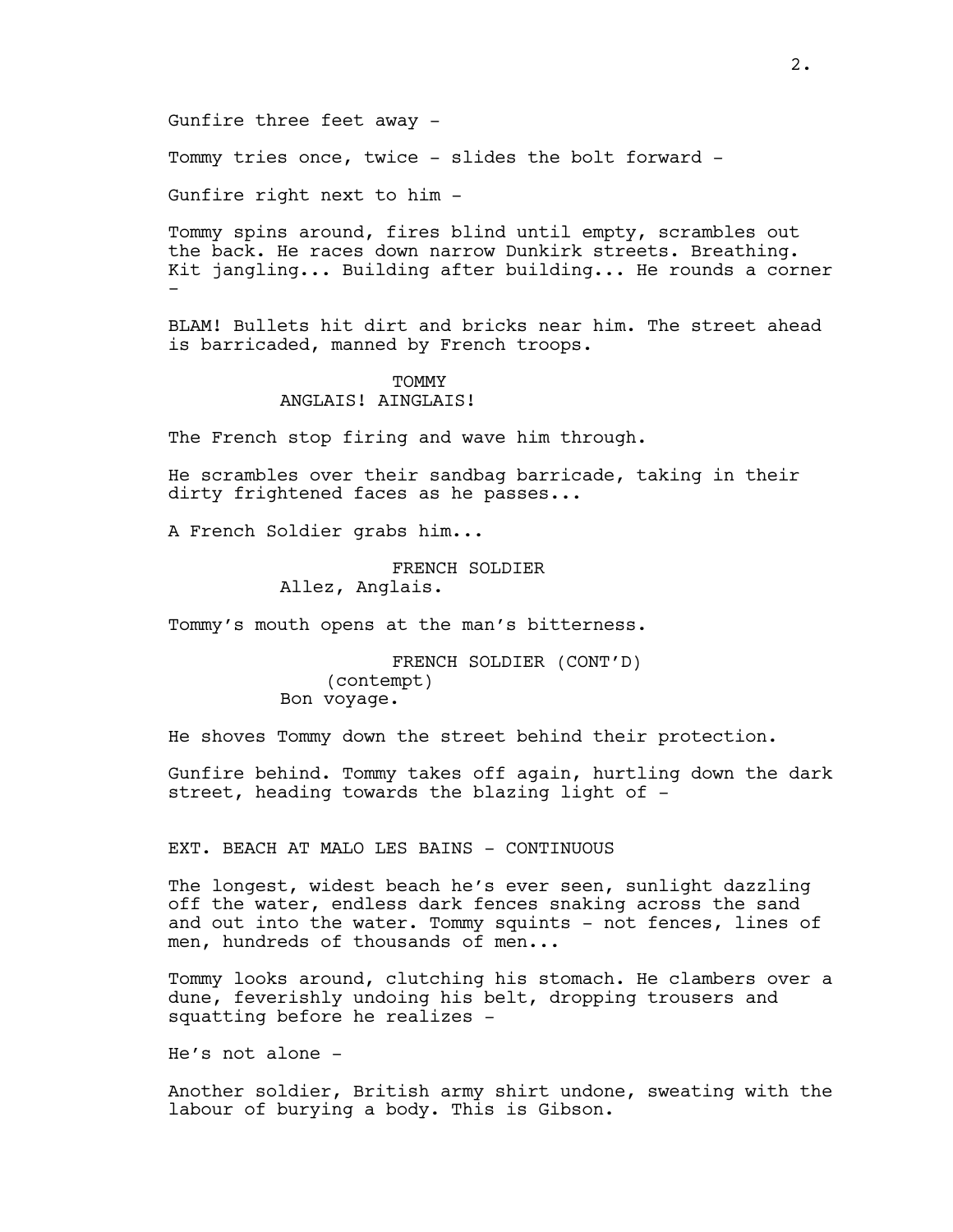Gunfire three feet away -

Tommy tries once, twice - slides the bolt forward -

Gunfire right next to him -

Tommy spins around, fires blind until empty, scrambles out the back. He races down narrow Dunkirk streets. Breathing. Kit jangling... Building after building... He rounds a corner -

BLAM! Bullets hit dirt and bricks near him. The street ahead is barricaded, manned by French troops.

TOMMY
ANGLAIS! AINGLAIS!

The French stop firing and wave him through.

He scrambles over their sandbag barricade, taking in their dirty frightened faces as he passes...

A French Soldier grabs him...

FRENCH SOLDIER
Allez, Anglais.

Tommy's mouth opens at the man's bitterness.

FRENCH SOLDIER (CONT'D)
(contempt)
Bon voyage.

He shoves Tommy down the street behind their protection.

Gunfire behind. Tommy takes off again, hurtling down the dark street, heading towards the blazing light of -

EXT. BEACH AT MALO LES BAINS - CONTINUOUS

The longest, widest beach he's ever seen, sunlight dazzling off the water, endless dark fences snaking across the sand and out into the water. Tommy squints - not fences, lines of men, hundreds of thousands of men...

Tommy looks around, clutching his stomach. He clambers over a dune, feverishly undoing his belt, dropping trousers and squatting before he realizes -

He's not alone -

Another soldier, British army shirt undone, sweating with the labour of burying a body. This is Gibson.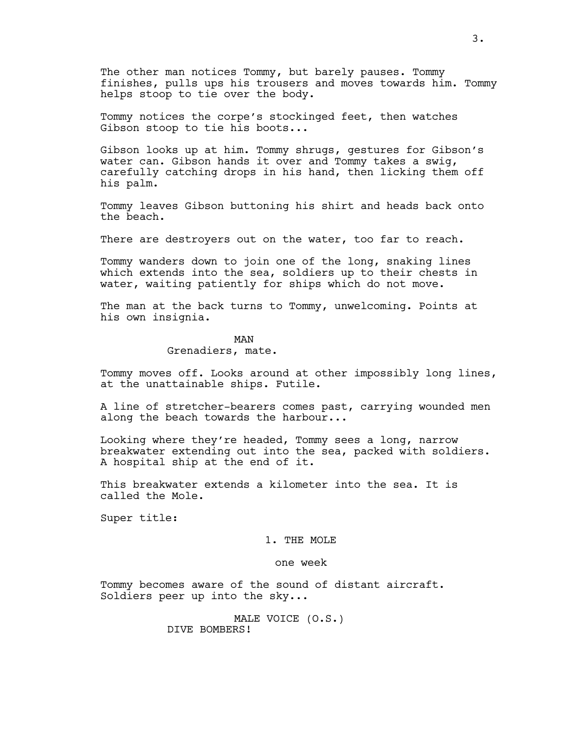The other man notices Tommy, but barely pauses. Tommy finishes, pulls ups his trousers and moves towards him. Tommy helps stoop to tie over the body.

Tommy notices the corpe's stockinged feet, then watches Gibson stoop to tie his boots...

Gibson looks up at him. Tommy shrugs, gestures for Gibson's water can. Gibson hands it over and Tommy takes a swig, carefully catching drops in his hand, then licking them off his palm.

Tommy leaves Gibson buttoning his shirt and heads back onto the beach.

There are destroyers out on the water, too far to reach.

Tommy wanders down to join one of the long, snaking lines which extends into the sea, soldiers up to their chests in water, waiting patiently for ships which do not move.

The man at the back turns to Tommy, unwelcoming. Points at his own insignia.

MAN
Grenadiers, mate.

Tommy moves off. Looks around at other impossibly long lines, at the unattainable ships. Futile.

A line of stretcher-bearers comes past, carrying wounded men along the beach towards the harbour...

Looking where they're headed, Tommy sees a long, narrow breakwater extending out into the sea, packed with soldiers. A hospital ship at the end of it.

This breakwater extends a kilometer into the sea. It is called the Mole.

Super title:

1. THE MOLE

one week

Tommy becomes aware of the sound of distant aircraft. Soldiers peer up into the sky...

MALE VOICE (O.S.)
DIVE BOMBERS!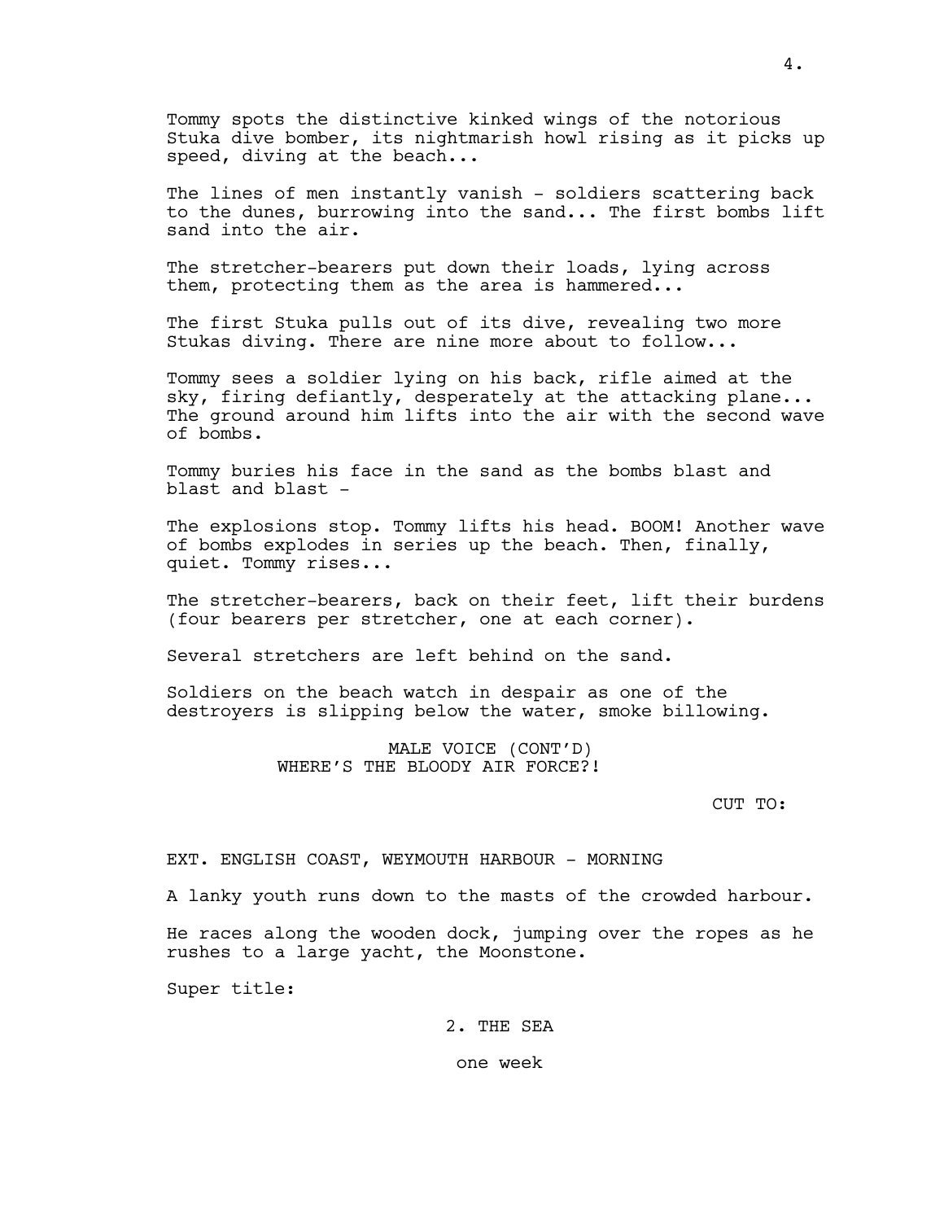Tommy spots the distinctive kinked wings of the notorious Stuka dive bomber, its nightmarish howl rising as it picks up speed, diving at the beach...

The lines of men instantly vanish - soldiers scattering back to the dunes, burrowing into the sand... The first bombs lift sand into the air.

The stretcher-bearers put down their loads, lying across them, protecting them as the area is hammered...

The first Stuka pulls out of its dive, revealing two more Stukas diving. There are nine more about to follow...

Tommy sees a soldier lying on his back, rifle aimed at the sky, firing defiantly, desperately at the attacking plane... The ground around him lifts into the air with the second wave of bombs.

Tommy buries his face in the sand as the bombs blast and blast and blast -

The explosions stop. Tommy lifts his head. BOOM! Another wave of bombs explodes in series up the beach. Then, finally, quiet. Tommy rises...

The stretcher-bearers, back on their feet, lift their burdens (four bearers per stretcher, one at each corner).

Several stretchers are left behind on the sand.

Soldiers on the beach watch in despair as one of the destroyers is slipping below the water, smoke billowing.

MALE VOICE (CONT'D)
WHERE'S THE BLOODY AIR FORCE?!

CUT TO:

EXT. ENGLISH COAST, WEYMOUTH HARBOUR - MORNING

A lanky youth runs down to the masts of the crowded harbour.

He races along the wooden dock, jumping over the ropes as he rushes to a large yacht, the Moonstone.

Super title:

2. THE SEA

one week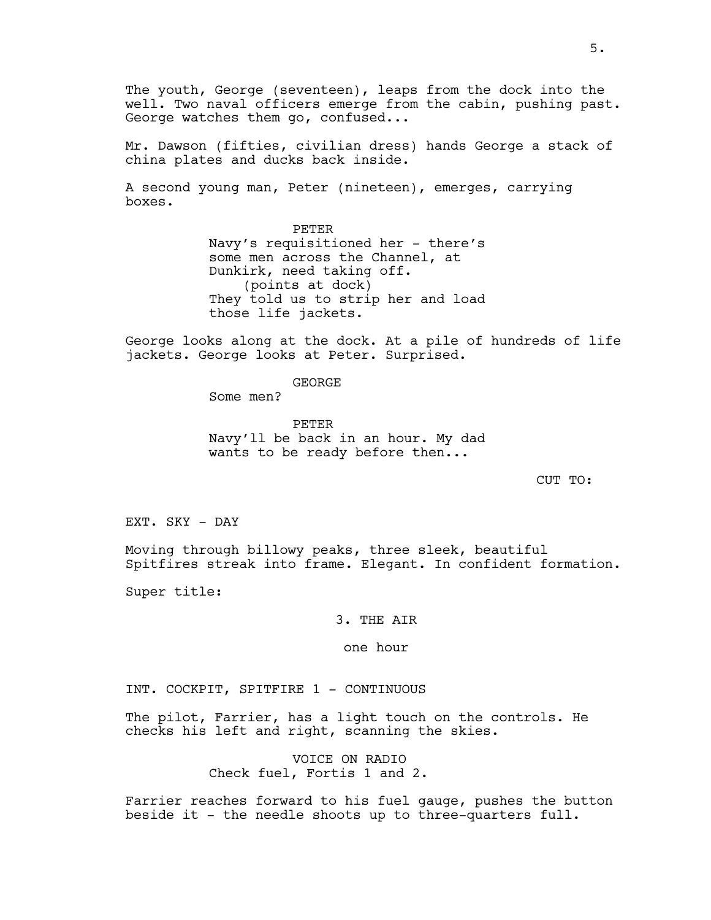The youth, George (seventeen), leaps from the dock into the well. Two naval officers emerge from the cabin, pushing past. George watches them go, confused...

Mr. Dawson (fifties, civilian dress) hands George a stack of china plates and ducks back inside.

A second young man, Peter (nineteen), emerges, carrying boxes.

PETER
Navy's requisitioned her - there's some men across the Channel, at Dunkirk, need taking off.
(points at dock)
They told us to strip her and load those life jackets.

George looks along at the dock. At a pile of hundreds of life jackets. George looks at Peter. Surprised.

GEORGE
Some men?

PETER
Navy'll be back in an hour. My dad wants to be ready before then...

CUT TO:

EXT. SKY - DAY

Moving through billowy peaks, three sleek, beautiful Spitfires streak into frame. Elegant. In confident formation.

Super title:

3. THE AIR

one hour

INT. COCKPIT, SPITFIRE 1 - CONTINUOUS

The pilot, Farrier, has a light touch on the controls. He checks his left and right, scanning the skies.

VOICE ON RADIO
Check fuel, Fortis 1 and 2.

Farrier reaches forward to his fuel gauge, pushes the button beside it - the needle shoots up to three-quarters full.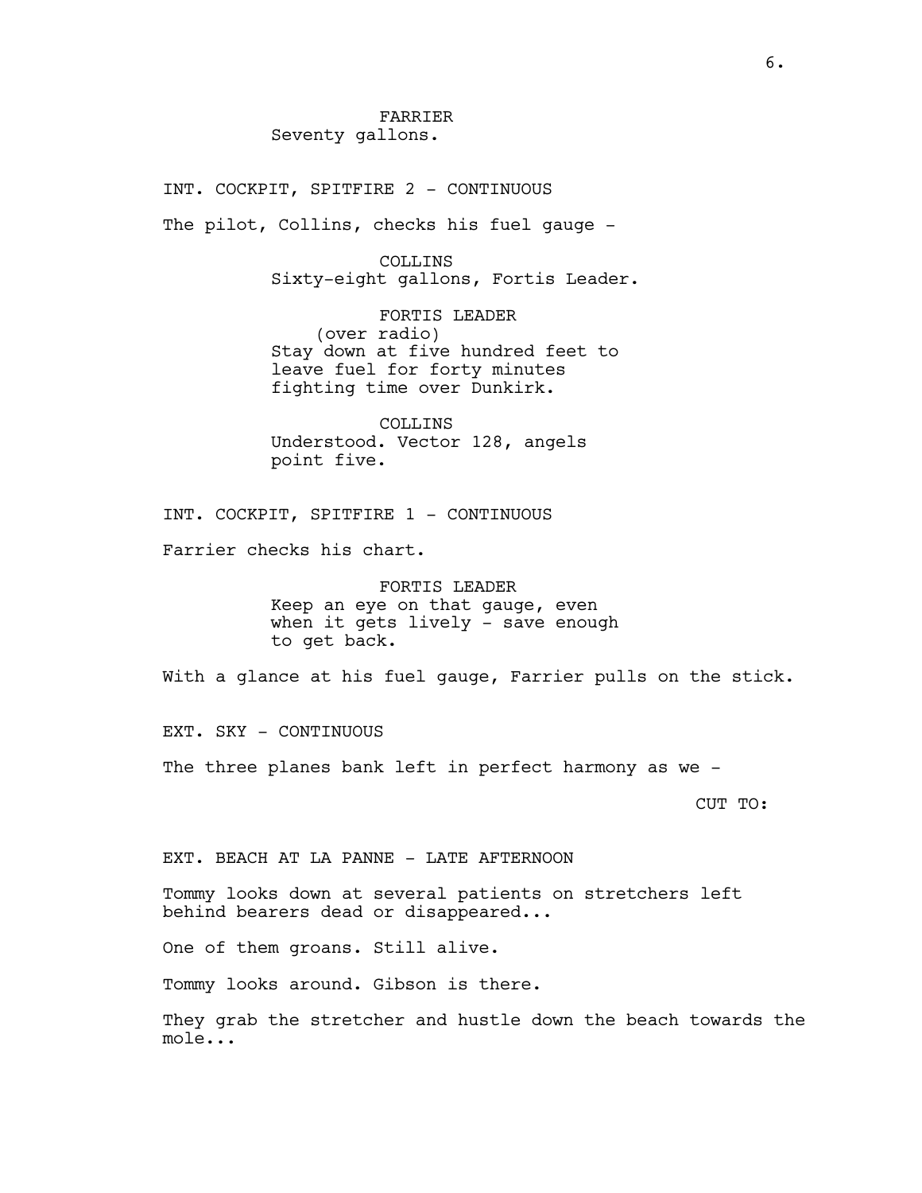FARRIER
Seventy gallons.

INT. COCKPIT, SPITFIRE 2 - CONTINUOUS

The pilot, Collins, checks his fuel gauge -

COLLINS
Sixty-eight gallons, Fortis Leader.

FORTIS LEADER
(over radio)
Stay down at five hundred feet to leave fuel for forty minutes fighting time over Dunkirk.

COLLINS
Understood. Vector 128, angels point five.

INT. COCKPIT, SPITFIRE 1 - CONTINUOUS

Farrier checks his chart.

FORTIS LEADER
Keep an eye on that gauge, even when it gets lively - save enough to get back.

With a glance at his fuel gauge, Farrier pulls on the stick.

EXT. SKY - CONTINUOUS

The three planes bank left in perfect harmony as we -

CUT TO:

EXT. BEACH AT LA PANNE - LATE AFTERNOON

Tommy looks down at several patients on stretchers left behind bearers dead or disappeared...

One of them groans. Still alive.

Tommy looks around. Gibson is there.

They grab the stretcher and hustle down the beach towards the mole...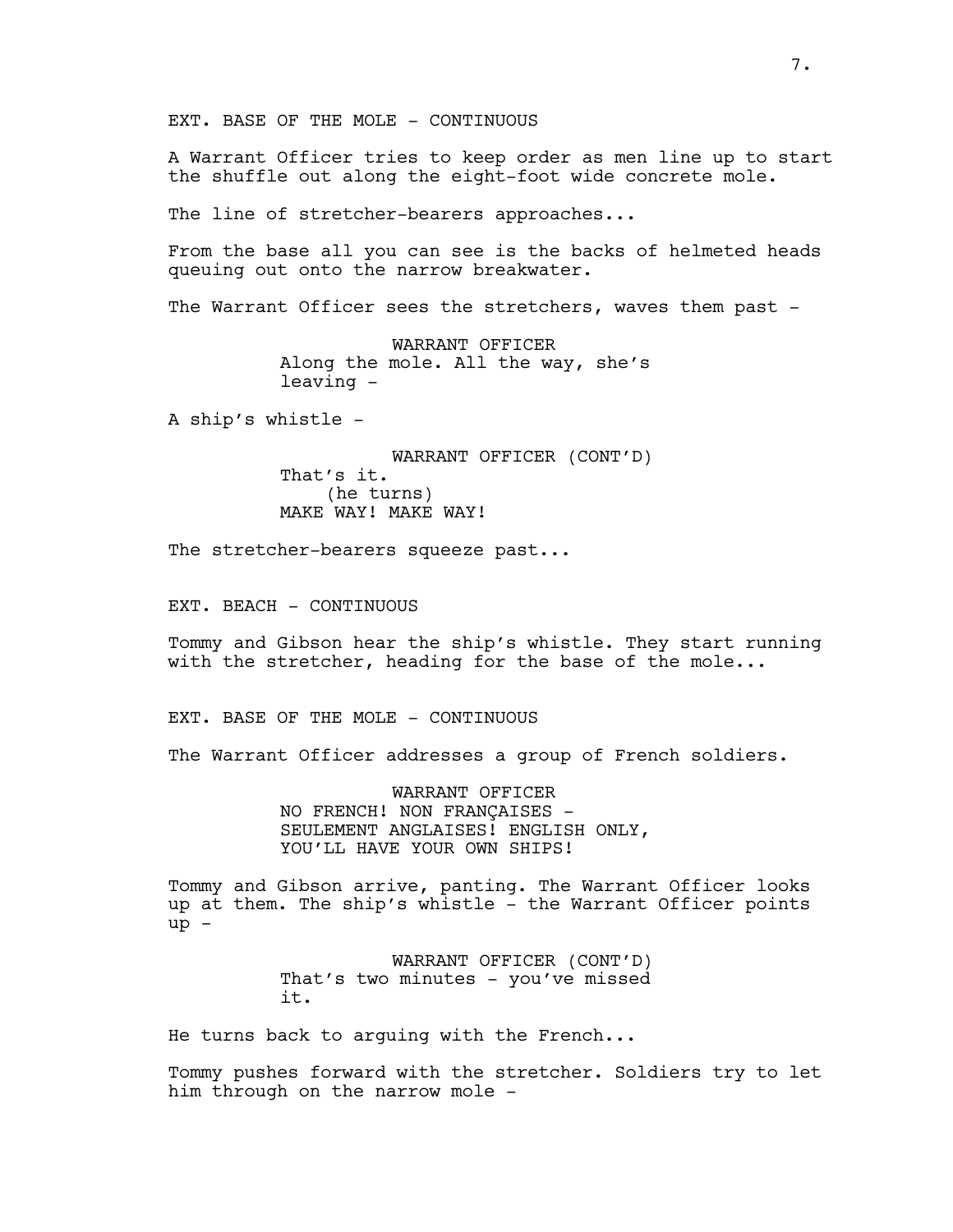EXT. BASE OF THE MOLE - CONTINUOUS

A Warrant Officer tries to keep order as men line up to start the shuffle out along the eight-foot wide concrete mole.

The line of stretcher-bearers approaches...

From the base all you can see is the backs of helmeted heads queuing out onto the narrow breakwater.

The Warrant Officer sees the stretchers, waves them past -

WARRANT OFFICER
Along the mole. All the way, she's leaving -

A ship's whistle -

WARRANT OFFICER (CONT'D)
That's it.
(he turns)
MAKE WAY! MAKE WAY!

The stretcher-bearers squeeze past...

EXT. BEACH - CONTINUOUS

Tommy and Gibson hear the ship's whistle. They start running with the stretcher, heading for the base of the mole...

EXT. BASE OF THE MOLE - CONTINUOUS

The Warrant Officer addresses a group of French soldiers.

WARRANT OFFICER
NO FRENCH! NON FRANÇAISES - SEULEMENT ANGLAISES! ENGLISH ONLY, YOU'LL HAVE YOUR OWN SHIPS!

Tommy and Gibson arrive, panting. The Warrant Officer looks up at them. The ship's whistle - the Warrant Officer points up -

WARRANT OFFICER (CONT'D)
That's two minutes - you've missed it.

He turns back to arguing with the French...

Tommy pushes forward with the stretcher. Soldiers try to let him through on the narrow mole -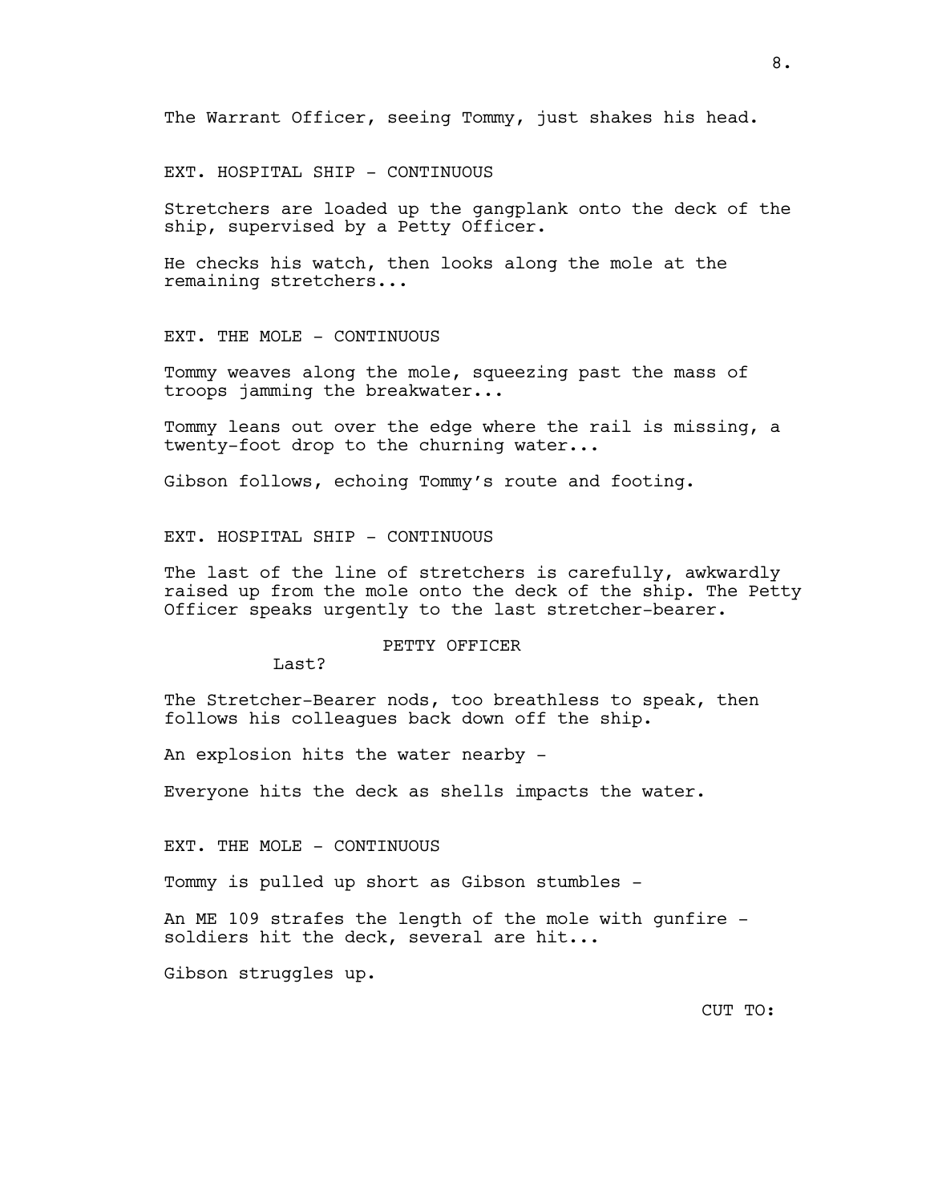The Warrant Officer, seeing Tommy, just shakes his head.

EXT. HOSPITAL SHIP - CONTINUOUS

Stretchers are loaded up the gangplank onto the deck of the ship, supervised by a Petty Officer.

He checks his watch, then looks along the mole at the remaining stretchers...

EXT. THE MOLE - CONTINUOUS

Tommy weaves along the mole, squeezing past the mass of troops jamming the breakwater...

Tommy leans out over the edge where the rail is missing, a twenty-foot drop to the churning water...

Gibson follows, echoing Tommy's route and footing.

EXT. HOSPITAL SHIP - CONTINUOUS

The last of the line of stretchers is carefully, awkwardly raised up from the mole onto the deck of the ship. The Petty Officer speaks urgently to the last stretcher-bearer.

PETTY OFFICER

Last?

The Stretcher-Bearer nods, too breathless to speak, then follows his colleagues back down off the ship.

An explosion hits the water nearby -

Everyone hits the deck as shells impacts the water.

EXT. THE MOLE - CONTINUOUS

Tommy is pulled up short as Gibson stumbles -

An ME 109 strafes the length of the mole with gunfire - soldiers hit the deck, several are hit...

Gibson struggles up.

CUT TO: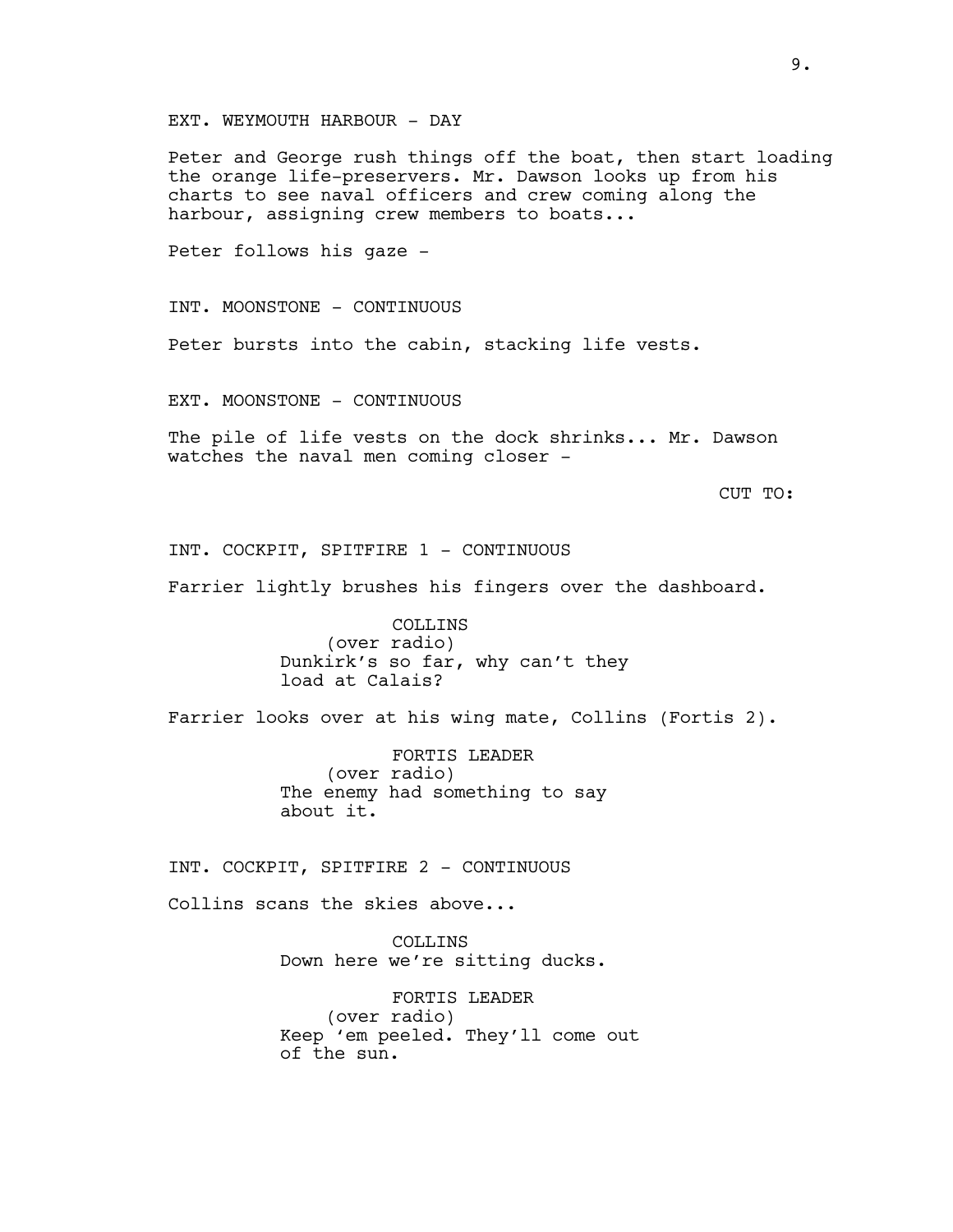EXT. WEYMOUTH HARBOUR - DAY

Peter and George rush things off the boat, then start loading the orange life-preservers. Mr. Dawson looks up from his charts to see naval officers and crew coming along the harbour, assigning crew members to boats...

Peter follows his gaze -

INT. MOONSTONE - CONTINUOUS

Peter bursts into the cabin, stacking life vests.

EXT. MOONSTONE - CONTINUOUS

The pile of life vests on the dock shrinks... Mr. Dawson watches the naval men coming closer -

CUT TO:

INT. COCKPIT, SPITFIRE 1 - CONTINUOUS

Farrier lightly brushes his fingers over the dashboard.

COLLINS
(over radio)
Dunkirk's so far, why can't they load at Calais?

Farrier looks over at his wing mate, Collins (Fortis 2).

FORTIS LEADER
(over radio)
The enemy had something to say about it.

INT. COCKPIT, SPITFIRE 2 - CONTINUOUS

Collins scans the skies above...

COLLINS
Down here we're sitting ducks.

FORTIS LEADER
(over radio)
Keep 'em peeled. They'll come out of the sun.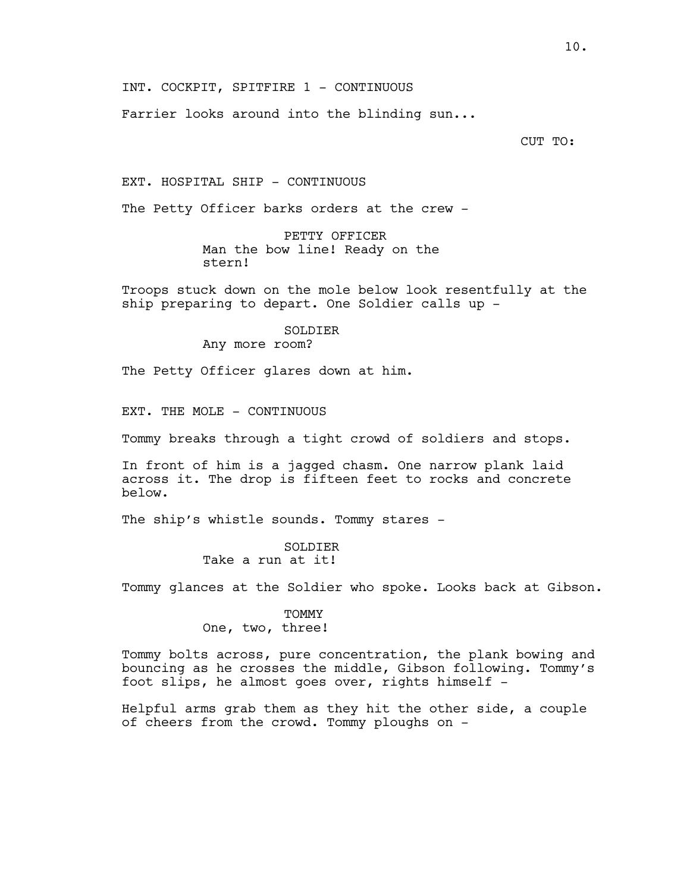INT. COCKPIT, SPITFIRE 1 - CONTINUOUS

Farrier looks around into the blinding sun...

CUT TO:

EXT. HOSPITAL SHIP - CONTINUOUS

The Petty Officer barks orders at the crew -

PETTY OFFICER
Man the bow line! Ready on the stern!

Troops stuck down on the mole below look resentfully at the ship preparing to depart. One Soldier calls up -

SOLDIER
Any more room?

The Petty Officer glares down at him.

EXT. THE MOLE - CONTINUOUS

Tommy breaks through a tight crowd of soldiers and stops.

In front of him is a jagged chasm. One narrow plank laid across it. The drop is fifteen feet to rocks and concrete below.

The ship's whistle sounds. Tommy stares -

SOLDIER
Take a run at it!

Tommy glances at the Soldier who spoke. Looks back at Gibson.

TOMMY
One, two, three!

Tommy bolts across, pure concentration, the plank bowing and bouncing as he crosses the middle, Gibson following. Tommy's foot slips, he almost goes over, rights himself -

Helpful arms grab them as they hit the other side, a couple of cheers from the crowd. Tommy ploughs on -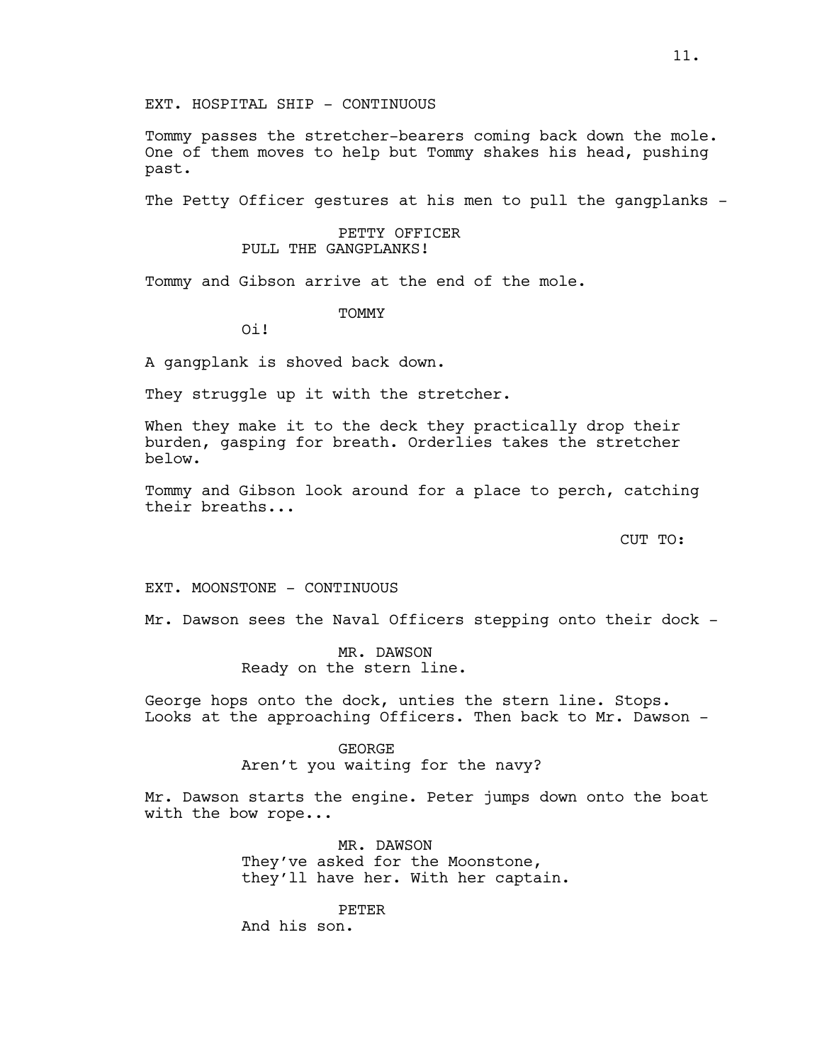EXT. HOSPITAL SHIP - CONTINUOUS

Tommy passes the stretcher-bearers coming back down the mole. One of them moves to help but Tommy shakes his head, pushing past.

The Petty Officer gestures at his men to pull the gangplanks -

PETTY OFFICER
PULL THE GANGPLANKS!

Tommy and Gibson arrive at the end of the mole.

TOMMY
Oi!

A gangplank is shoved back down.

They struggle up it with the stretcher.

When they make it to the deck they practically drop their burden, gasping for breath. Orderlies takes the stretcher below.

Tommy and Gibson look around for a place to perch, catching their breaths...

CUT TO:

EXT. MOONSTONE - CONTINUOUS

Mr. Dawson sees the Naval Officers stepping onto their dock -

MR. DAWSON
Ready on the stern line.

George hops onto the dock, unties the stern line. Stops. Looks at the approaching Officers. Then back to Mr. Dawson -

GEORGE
Aren't you waiting for the navy?

Mr. Dawson starts the engine. Peter jumps down onto the boat with the bow rope...

MR. DAWSON
They've asked for the Moonstone, they'll have her. With her captain.

PETER
And his son.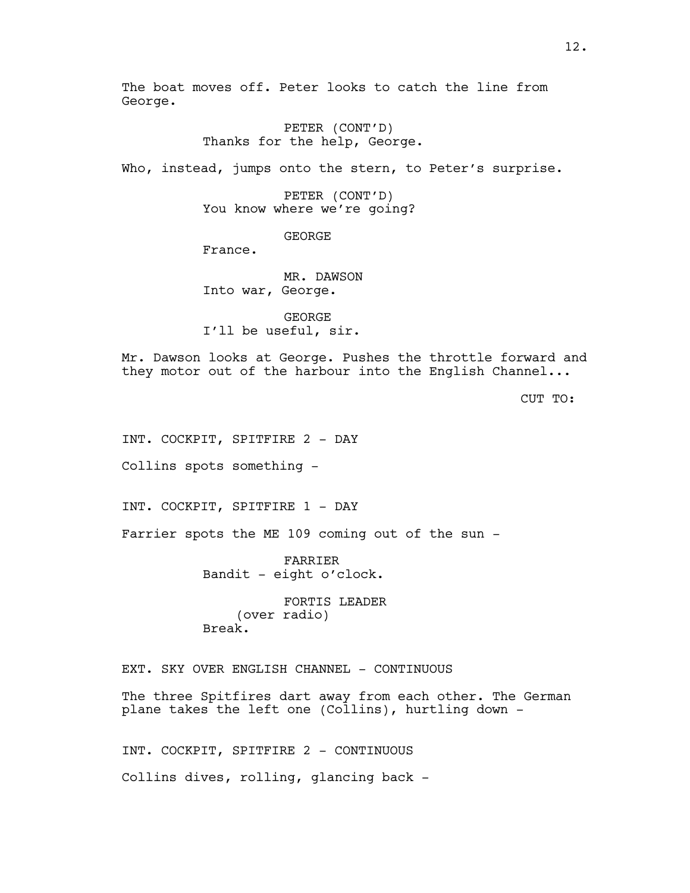The boat moves off. Peter looks to catch the line from George.

PETER (CONT'D)
Thanks for the help, George.

Who, instead, jumps onto the stern, to Peter's surprise.

PETER (CONT'D)
You know where we're going?

GEORGE
France.

MR. DAWSON
Into war, George.

GEORGE
I'll be useful, sir.

Mr. Dawson looks at George. Pushes the throttle forward and they motor out of the harbour into the English Channel...

CUT TO:

INT. COCKPIT, SPITFIRE 2 - DAY

Collins spots something -

INT. COCKPIT, SPITFIRE 1 - DAY

Farrier spots the ME 109 coming out of the sun -

FARRIER
Bandit - eight o'clock.

FORTIS LEADER
(over radio)
Break.

EXT. SKY OVER ENGLISH CHANNEL - CONTINUOUS

The three Spitfires dart away from each other. The German plane takes the left one (Collins), hurtling down -

INT. COCKPIT, SPITFIRE 2 - CONTINUOUS

Collins dives, rolling, glancing back -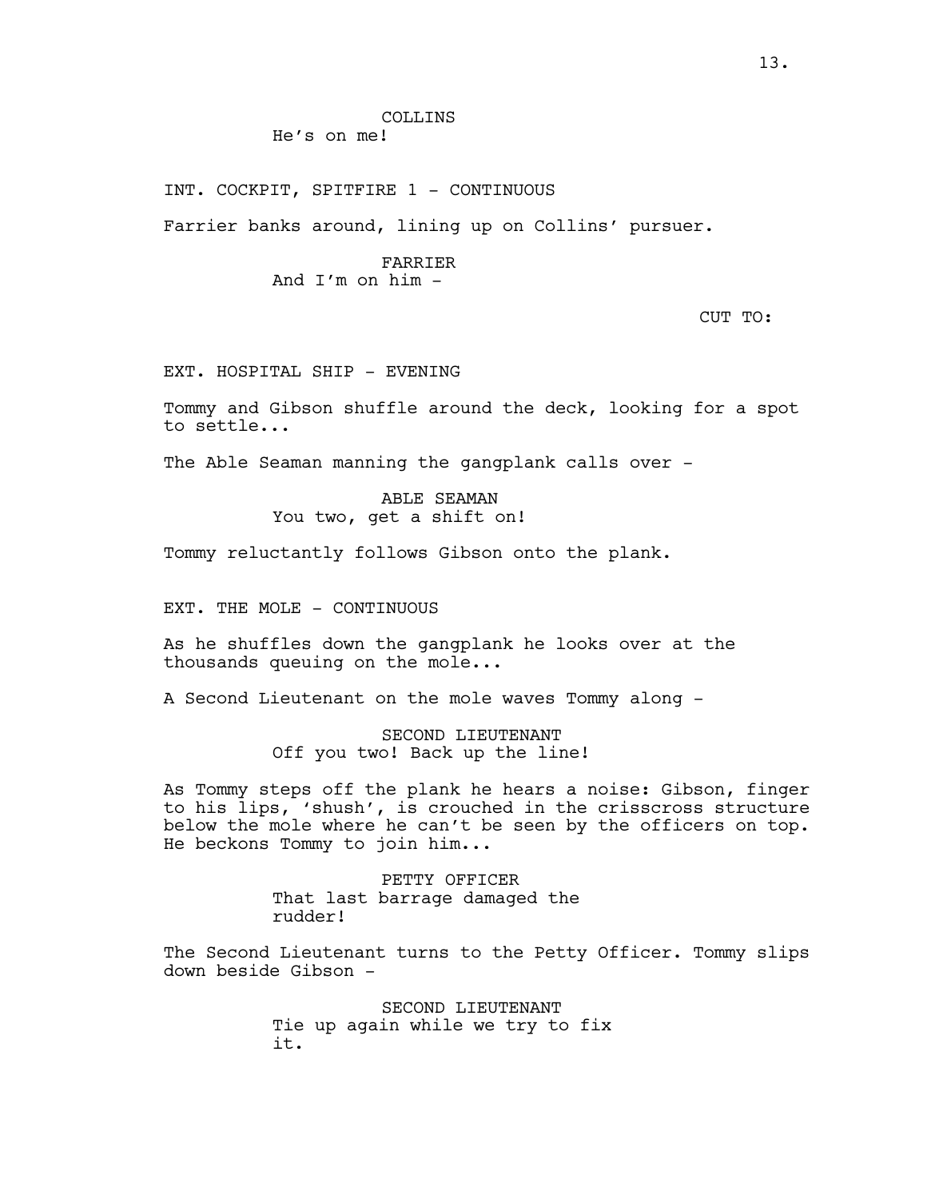COLLINS
He's on me!

INT. COCKPIT, SPITFIRE 1 - CONTINUOUS

Farrier banks around, lining up on Collins' pursuer.

FARRIER
And I'm on him -

CUT TO:

EXT. HOSPITAL SHIP - EVENING

Tommy and Gibson shuffle around the deck, looking for a spot to settle...

The Able Seaman manning the gangplank calls over -

ABLE SEAMAN
You two, get a shift on!

Tommy reluctantly follows Gibson onto the plank.

EXT. THE MOLE - CONTINUOUS

As he shuffles down the gangplank he looks over at the thousands queuing on the mole...

A Second Lieutenant on the mole waves Tommy along -

SECOND LIEUTENANT
Off you two! Back up the line!

As Tommy steps off the plank he hears a noise: Gibson, finger to his lips, 'shush', is crouched in the crisscross structure below the mole where he can't be seen by the officers on top. He beckons Tommy to join him...

PETTY OFFICER
That last barrage damaged the rudder!

The Second Lieutenant turns to the Petty Officer. Tommy slips down beside Gibson -

SECOND LIEUTENANT
Tie up again while we try to fix it.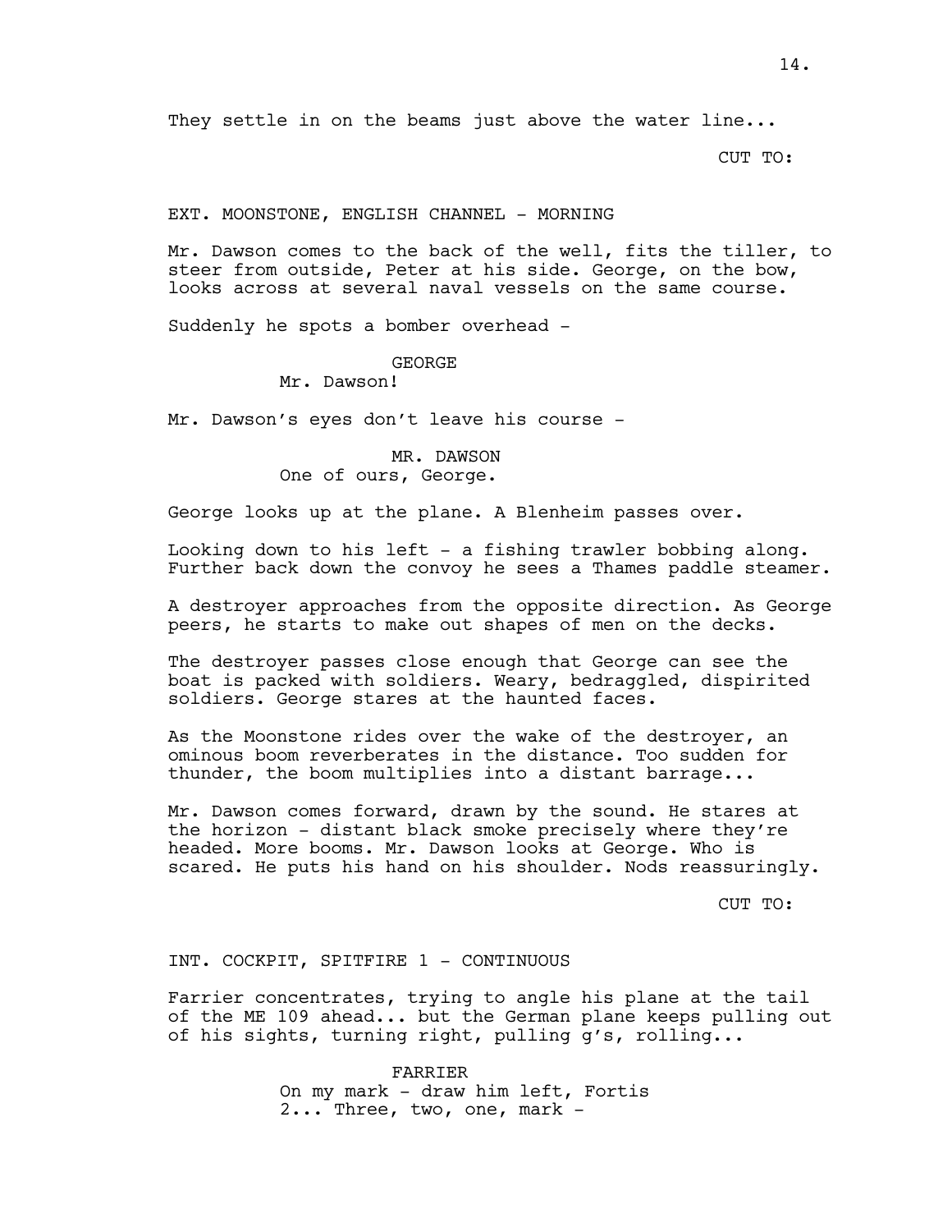They settle in on the beams just above the water line...

CUT TO:

EXT. MOONSTONE, ENGLISH CHANNEL - MORNING

Mr. Dawson comes to the back of the well, fits the tiller, to steer from outside, Peter at his side. George, on the bow, looks across at several naval vessels on the same course.

Suddenly he spots a bomber overhead -

GEORGE
Mr. Dawson!

Mr. Dawson's eyes don't leave his course -

MR. DAWSON
One of ours, George.

George looks up at the plane. A Blenheim passes over.

Looking down to his left - a fishing trawler bobbing along. Further back down the convoy he sees a Thames paddle steamer.

A destroyer approaches from the opposite direction. As George peers, he starts to make out shapes of men on the decks.

The destroyer passes close enough that George can see the boat is packed with soldiers. Weary, bedraggled, dispirited soldiers. George stares at the haunted faces.

As the Moonstone rides over the wake of the destroyer, an ominous boom reverberates in the distance. Too sudden for thunder, the boom multiplies into a distant barrage...

Mr. Dawson comes forward, drawn by the sound. He stares at the horizon - distant black smoke precisely where they're headed. More booms. Mr. Dawson looks at George. Who is scared. He puts his hand on his shoulder. Nods reassuringly.

CUT TO:

INT. COCKPIT, SPITFIRE 1 - CONTINUOUS

Farrier concentrates, trying to angle his plane at the tail of the ME 109 ahead... but the German plane keeps pulling out of his sights, turning right, pulling g's, rolling...

FARRIER
On my mark - draw him left, Fortis 2... Three, two, one, mark -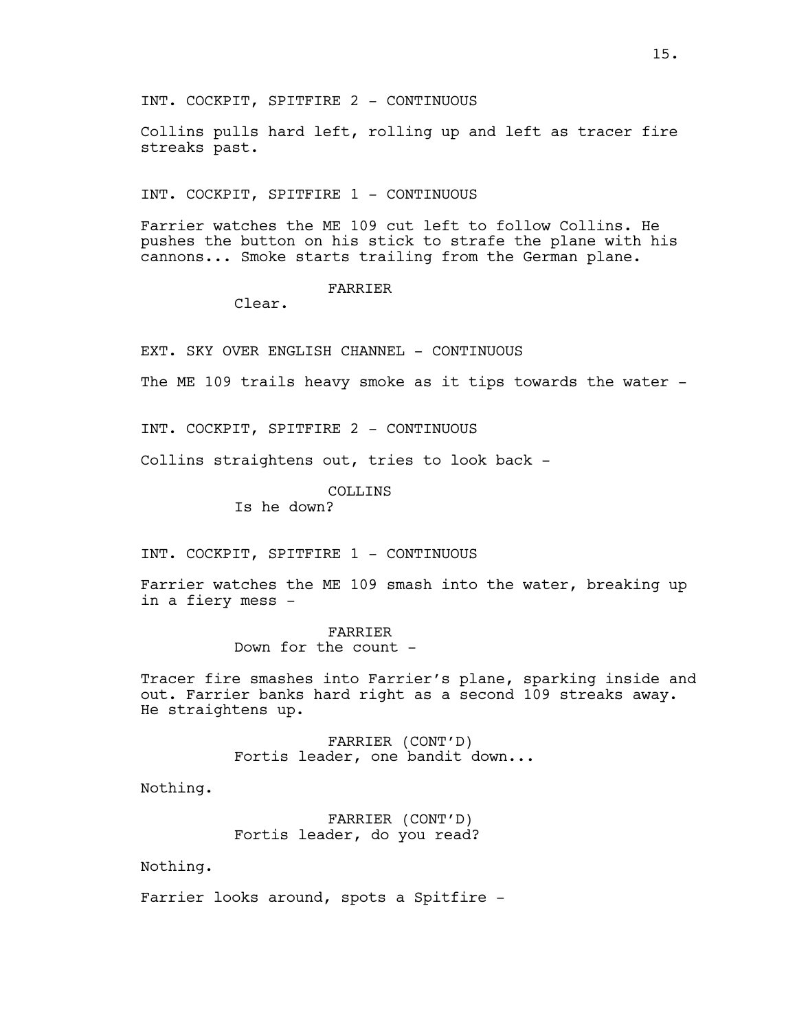INT. COCKPIT, SPITFIRE 2 - CONTINUOUS

Collins pulls hard left, rolling up and left as tracer fire streaks past.

INT. COCKPIT, SPITFIRE 1 - CONTINUOUS

Farrier watches the ME 109 cut left to follow Collins. He pushes the button on his stick to strafe the plane with his cannons... Smoke starts trailing from the German plane.

FARRIER
Clear.

EXT. SKY OVER ENGLISH CHANNEL - CONTINUOUS

The ME 109 trails heavy smoke as it tips towards the water -

INT. COCKPIT, SPITFIRE 2 - CONTINUOUS

Collins straightens out, tries to look back -

COLLINS
Is he down?

INT. COCKPIT, SPITFIRE 1 - CONTINUOUS

Farrier watches the ME 109 smash into the water, breaking up in a fiery mess -

FARRIER
Down for the count -

Tracer fire smashes into Farrier's plane, sparking inside and out. Farrier banks hard right as a second 109 streaks away. He straightens up.

FARRIER (CONT'D)
Fortis leader, one bandit down...

Nothing.

FARRIER (CONT'D)
Fortis leader, do you read?

Nothing.

Farrier looks around, spots a Spitfire -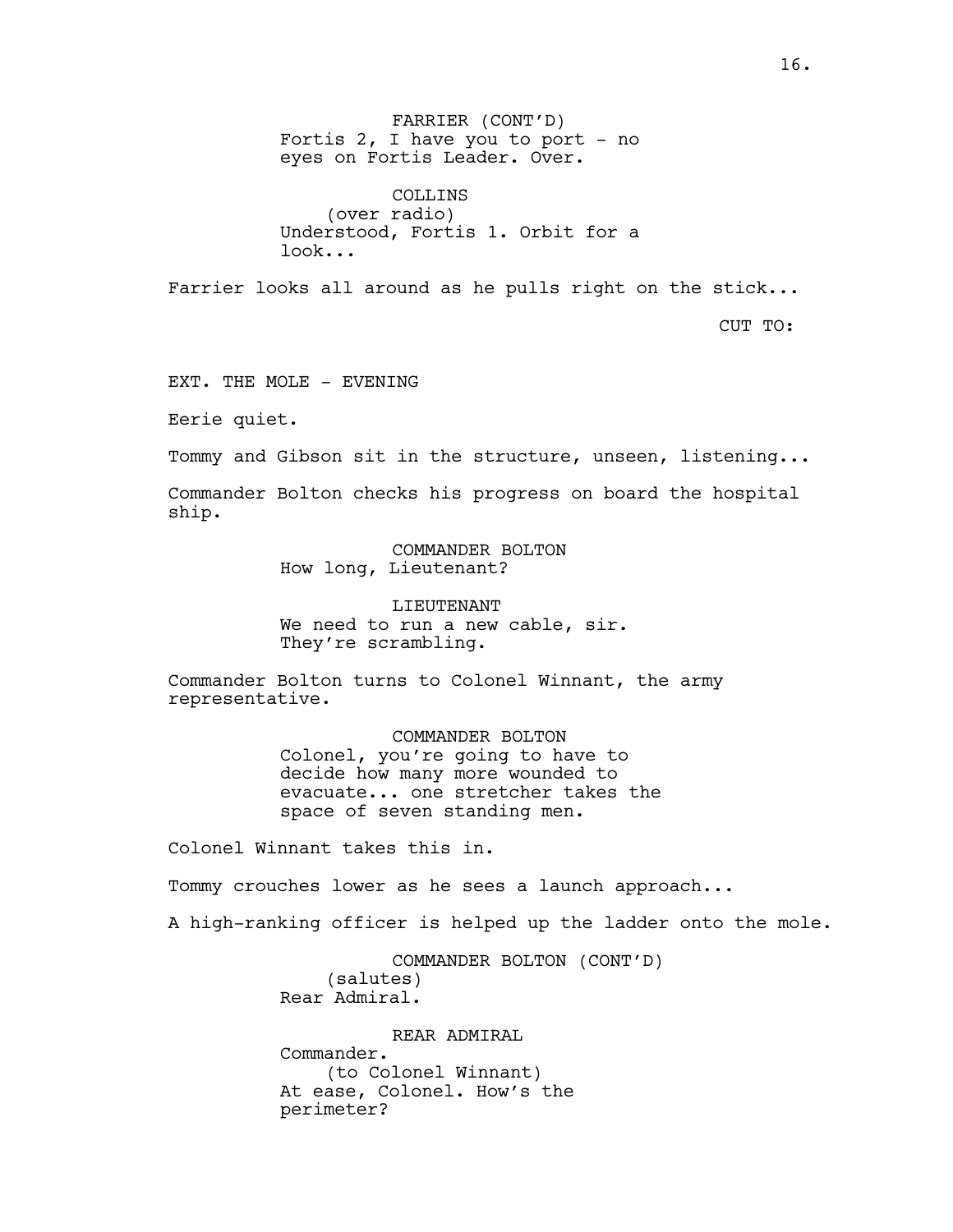FARRIER (CONT'D)
Fortis 2, I have you to port - no eyes on Fortis Leader. Over.

COLLINS
(over radio)
Understood, Fortis 1. Orbit for a look...

Farrier looks all around as he pulls right on the stick...

CUT TO:

EXT. THE MOLE - EVENING

Eerie quiet.

Tommy and Gibson sit in the structure, unseen, listening...

Commander Bolton checks his progress on board the hospital ship.

COMMANDER BOLTON
How long, Lieutenant?

LIEUTENANT
We need to run a new cable, sir. They're scrambling.

Commander Bolton turns to Colonel Winnant, the army representative.

COMMANDER BOLTON
Colonel, you're going to have to decide how many more wounded to evacuate... one stretcher takes the space of seven standing men.

Colonel Winnant takes this in.

Tommy crouches lower as he sees a launch approach...

A high-ranking officer is helped up the ladder onto the mole.

COMMANDER BOLTON (CONT'D)
(salutes)
Rear Admiral.

REAR ADMIRAL
Commander.
(to Colonel Winnant)
At ease, Colonel. How's the perimeter?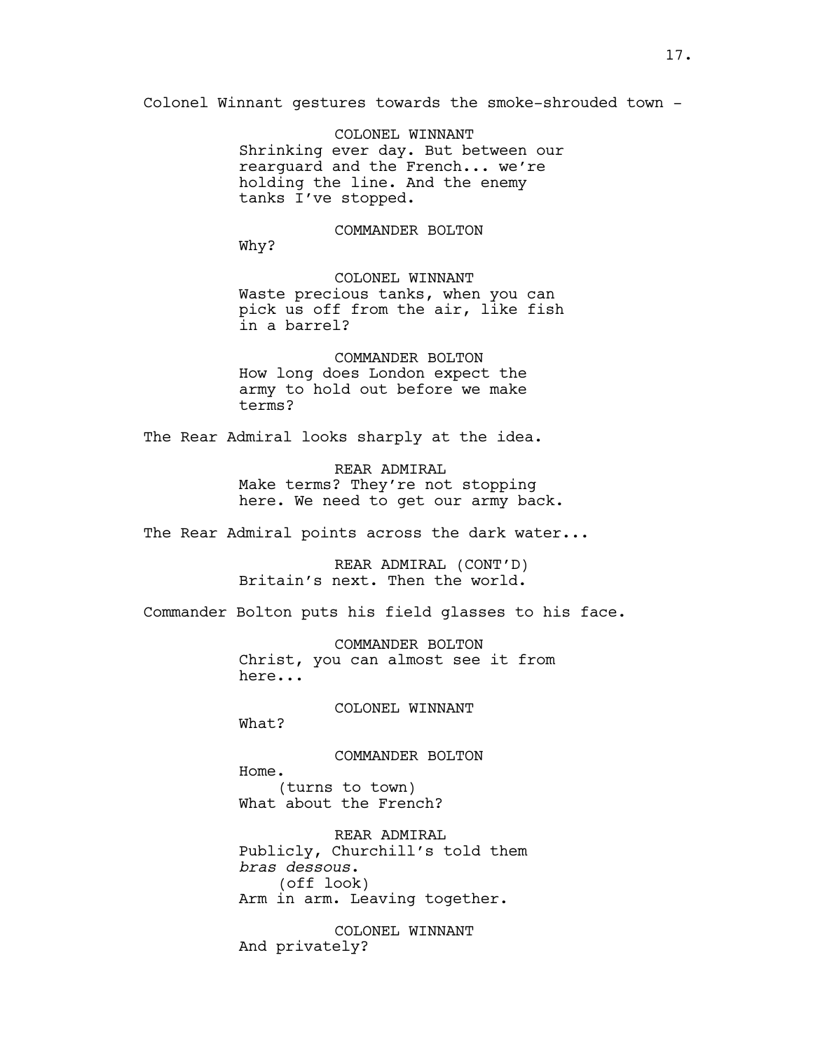Colonel Winnant gestures towards the smoke-shrouded town -

COLONEL WINNANT
Shrinking ever day. But between our rearguard and the French... we're holding the line. And the enemy tanks I've stopped.

COMMANDER BOLTON
Why?

COLONEL WINNANT
Waste precious tanks, when you can pick us off from the air, like fish in a barrel?

COMMANDER BOLTON
How long does London expect the army to hold out before we make terms?

The Rear Admiral looks sharply at the idea.

REAR ADMIRAL
Make terms? They're not stopping here. We need to get our army back.

The Rear Admiral points across the dark water...

REAR ADMIRAL (CONT'D)
Britain's next. Then the world.

Commander Bolton puts his field glasses to his face.

COMMANDER BOLTON
Christ, you can almost see it from here...

COLONEL WINNANT
What?

COMMANDER BOLTON
Home.
(turns to town)
What about the French?

REAR ADMIRAL
Publicly, Churchill's told them *bras dessous*.
(off look)
Arm in arm. Leaving together.

COLONEL WINNANT
And privately?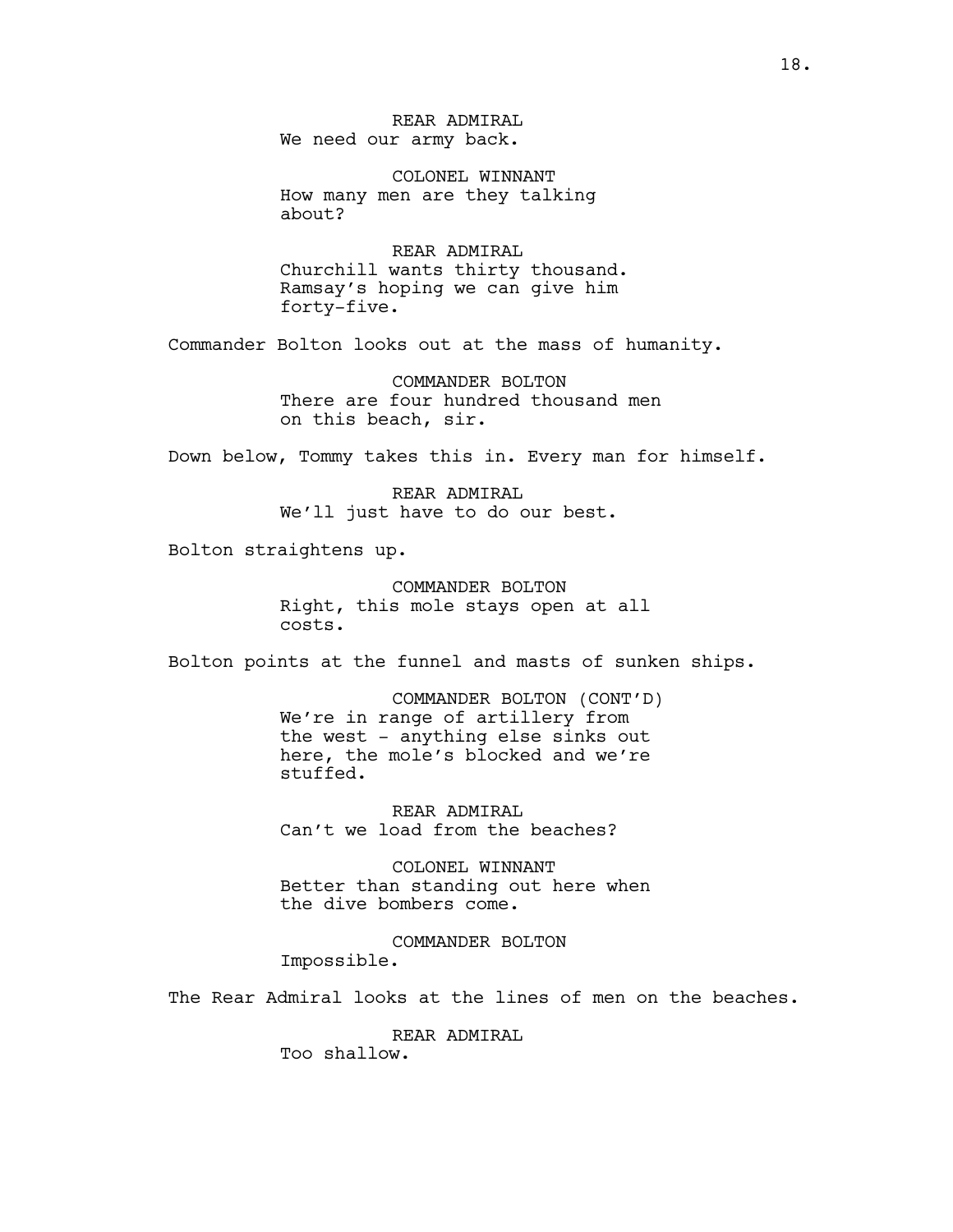REAR ADMIRAL
We need our army back.

COLONEL WINNANT
How many men are they talking about?

REAR ADMIRAL
Churchill wants thirty thousand. Ramsay's hoping we can give him forty-five.

Commander Bolton looks out at the mass of humanity.

COMMANDER BOLTON
There are four hundred thousand men on this beach, sir.

Down below, Tommy takes this in. Every man for himself.

REAR ADMIRAL
We'll just have to do our best.

Bolton straightens up.

COMMANDER BOLTON
Right, this mole stays open at all costs.

Bolton points at the funnel and masts of sunken ships.

COMMANDER BOLTON (CONT'D)
We're in range of artillery from the west - anything else sinks out here, the mole's blocked and we're stuffed.

REAR ADMIRAL
Can't we load from the beaches?

COLONEL WINNANT
Better than standing out here when the dive bombers come.

COMMANDER BOLTON
Impossible.

The Rear Admiral looks at the lines of men on the beaches.

REAR ADMIRAL
Too shallow.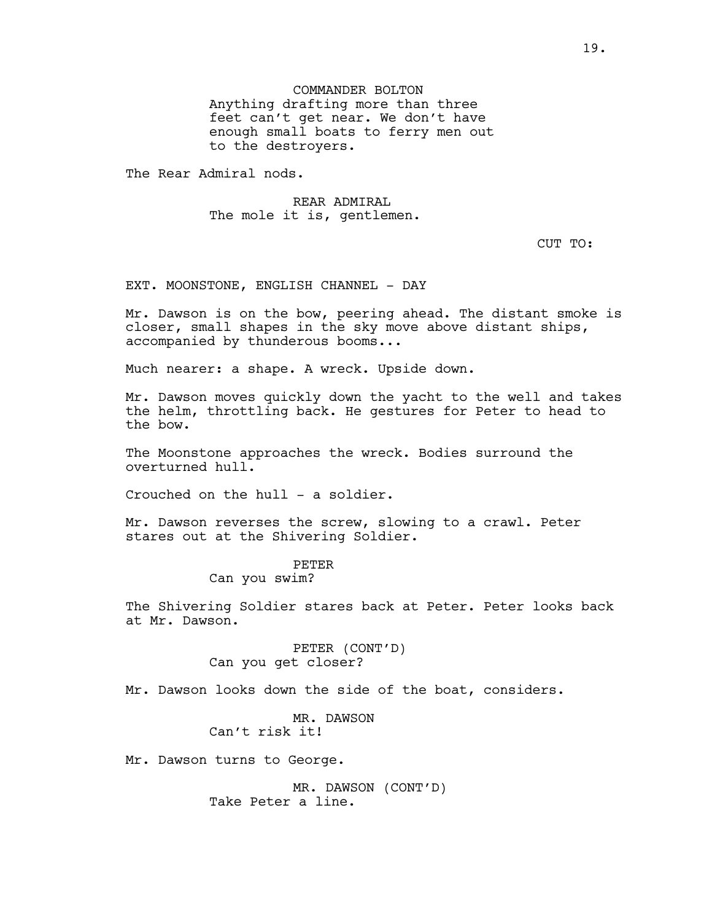COMMANDER BOLTON
Anything drafting more than three feet can't get near. We don't have enough small boats to ferry men out to the destroyers.

The Rear Admiral nods.

REAR ADMIRAL
The mole it is, gentlemen.

CUT TO:

EXT. MOONSTONE, ENGLISH CHANNEL - DAY

Mr. Dawson is on the bow, peering ahead. The distant smoke is closer, small shapes in the sky move above distant ships, accompanied by thunderous booms...

Much nearer: a shape. A wreck. Upside down.

Mr. Dawson moves quickly down the yacht to the well and takes the helm, throttling back. He gestures for Peter to head to the bow.

The Moonstone approaches the wreck. Bodies surround the overturned hull.

Crouched on the hull - a soldier.

Mr. Dawson reverses the screw, slowing to a crawl. Peter stares out at the Shivering Soldier.

PETER
Can you swim?

The Shivering Soldier stares back at Peter. Peter looks back at Mr. Dawson.

PETER (CONT'D)
Can you get closer?

Mr. Dawson looks down the side of the boat, considers.

MR. DAWSON
Can't risk it!

Mr. Dawson turns to George.

MR. DAWSON (CONT'D)
Take Peter a line.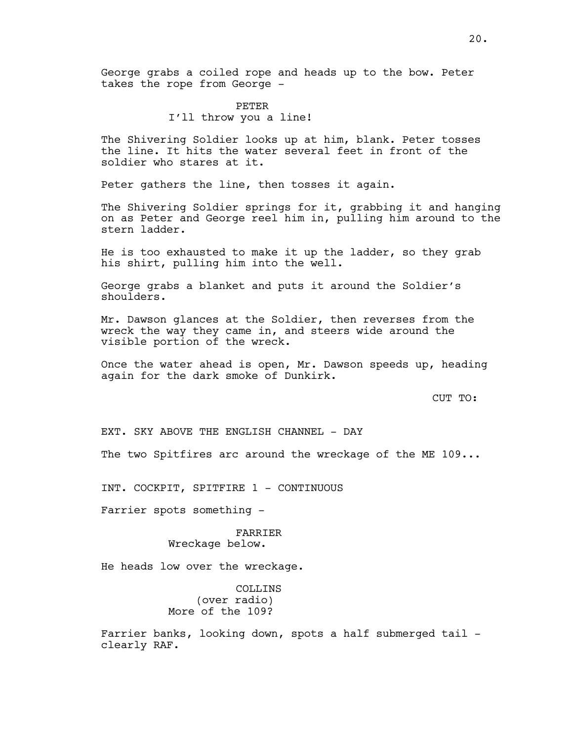George grabs a coiled rope and heads up to the bow. Peter takes the rope from George -

PETER
I'll throw you a line!

The Shivering Soldier looks up at him, blank. Peter tosses the line. It hits the water several feet in front of the soldier who stares at it.

Peter gathers the line, then tosses it again.

The Shivering Soldier springs for it, grabbing it and hanging on as Peter and George reel him in, pulling him around to the stern ladder.

He is too exhausted to make it up the ladder, so they grab his shirt, pulling him into the well.

George grabs a blanket and puts it around the Soldier's shoulders.

Mr. Dawson glances at the Soldier, then reverses from the wreck the way they came in, and steers wide around the visible portion of the wreck.

Once the water ahead is open, Mr. Dawson speeds up, heading again for the dark smoke of Dunkirk.

CUT TO:

EXT. SKY ABOVE THE ENGLISH CHANNEL - DAY

The two Spitfires arc around the wreckage of the ME 109...

INT. COCKPIT, SPITFIRE 1 - CONTINUOUS

Farrier spots something -

FARRIER
Wreckage below.

He heads low over the wreckage.

COLLINS
(over radio)
More of the 109?

Farrier banks, looking down, spots a half submerged tail - clearly RAF.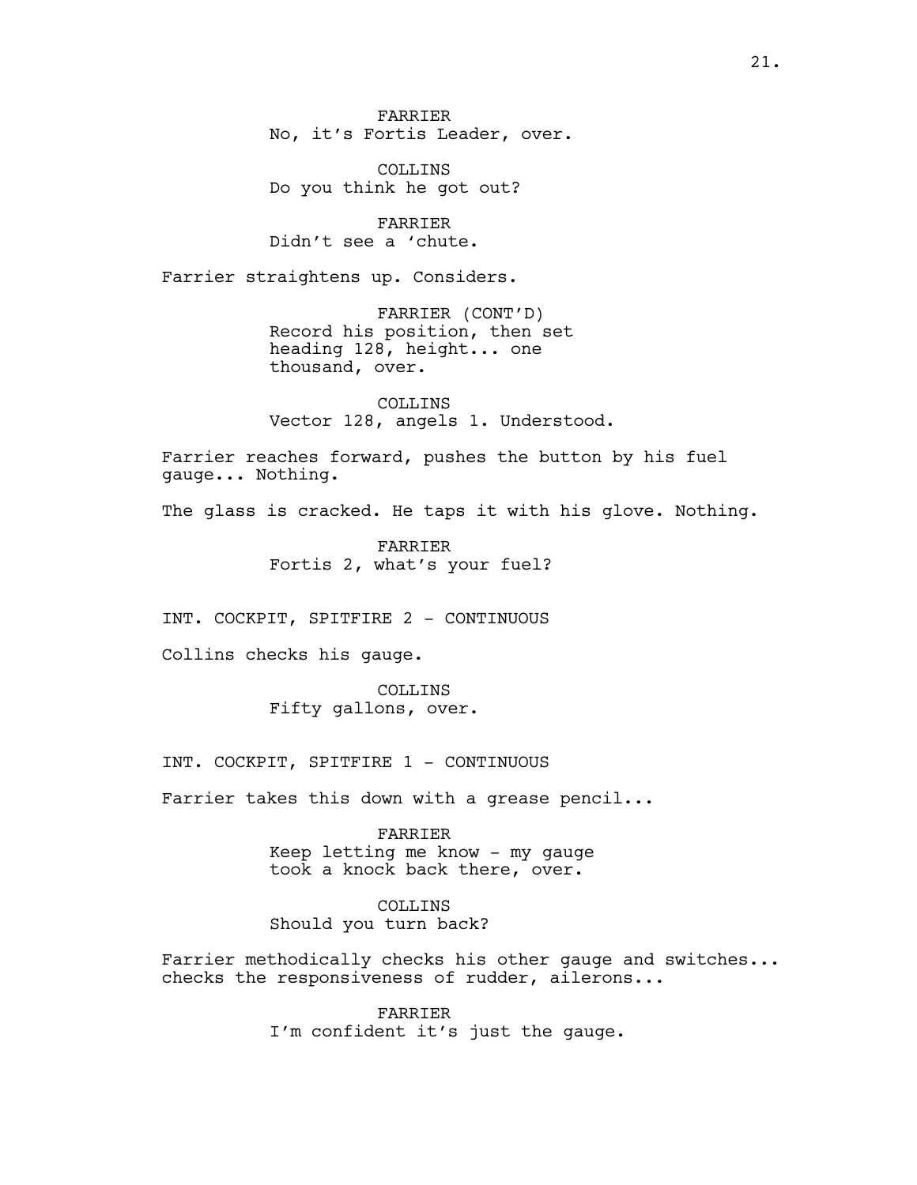FARRIER
No, it's Fortis Leader, over.

COLLINS
Do you think he got out?

FARRIER
Didn't see a 'chute.

Farrier straightens up. Considers.

FARRIER (CONT'D)
Record his position, then set heading 128, height... one thousand, over.

COLLINS
Vector 128, angels 1. Understood.

Farrier reaches forward, pushes the button by his fuel gauge... Nothing.

The glass is cracked. He taps it with his glove. Nothing.

FARRIER
Fortis 2, what's your fuel?

INT. COCKPIT, SPITFIRE 2 - CONTINUOUS

Collins checks his gauge.

COLLINS
Fifty gallons, over.

INT. COCKPIT, SPITFIRE 1 - CONTINUOUS

Farrier takes this down with a grease pencil...

FARRIER
Keep letting me know - my gauge took a knock back there, over.

COLLINS
Should you turn back?

Farrier methodically checks his other gauge and switches... checks the responsiveness of rudder, ailerons...

FARRIER
I'm confident it's just the gauge.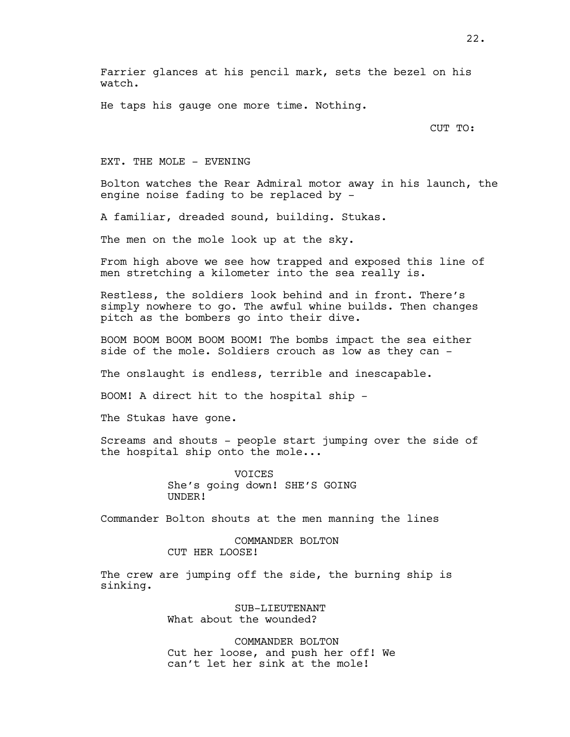Farrier glances at his pencil mark, sets the bezel on his watch.

He taps his gauge one more time. Nothing.

CUT TO:

EXT. THE MOLE - EVENING

Bolton watches the Rear Admiral motor away in his launch, the engine noise fading to be replaced by -

A familiar, dreaded sound, building. Stukas.

The men on the mole look up at the sky.

From high above we see how trapped and exposed this line of men stretching a kilometer into the sea really is.

Restless, the soldiers look behind and in front. There's simply nowhere to go. The awful whine builds. Then changes pitch as the bombers go into their dive.

BOOM BOOM BOOM BOOM BOOM! The bombs impact the sea either side of the mole. Soldiers crouch as low as they can -

The onslaught is endless, terrible and inescapable.

BOOM! A direct hit to the hospital ship -

The Stukas have gone.

Screams and shouts - people start jumping over the side of the hospital ship onto the mole...

VOICES
She's going down! SHE'S GOING UNDER!

Commander Bolton shouts at the men manning the lines

COMMANDER BOLTON
CUT HER LOOSE!

The crew are jumping off the side, the burning ship is sinking.

SUB-LIEUTENANT
What about the wounded?

COMMANDER BOLTON
Cut her loose, and push her off! We can't let her sink at the mole!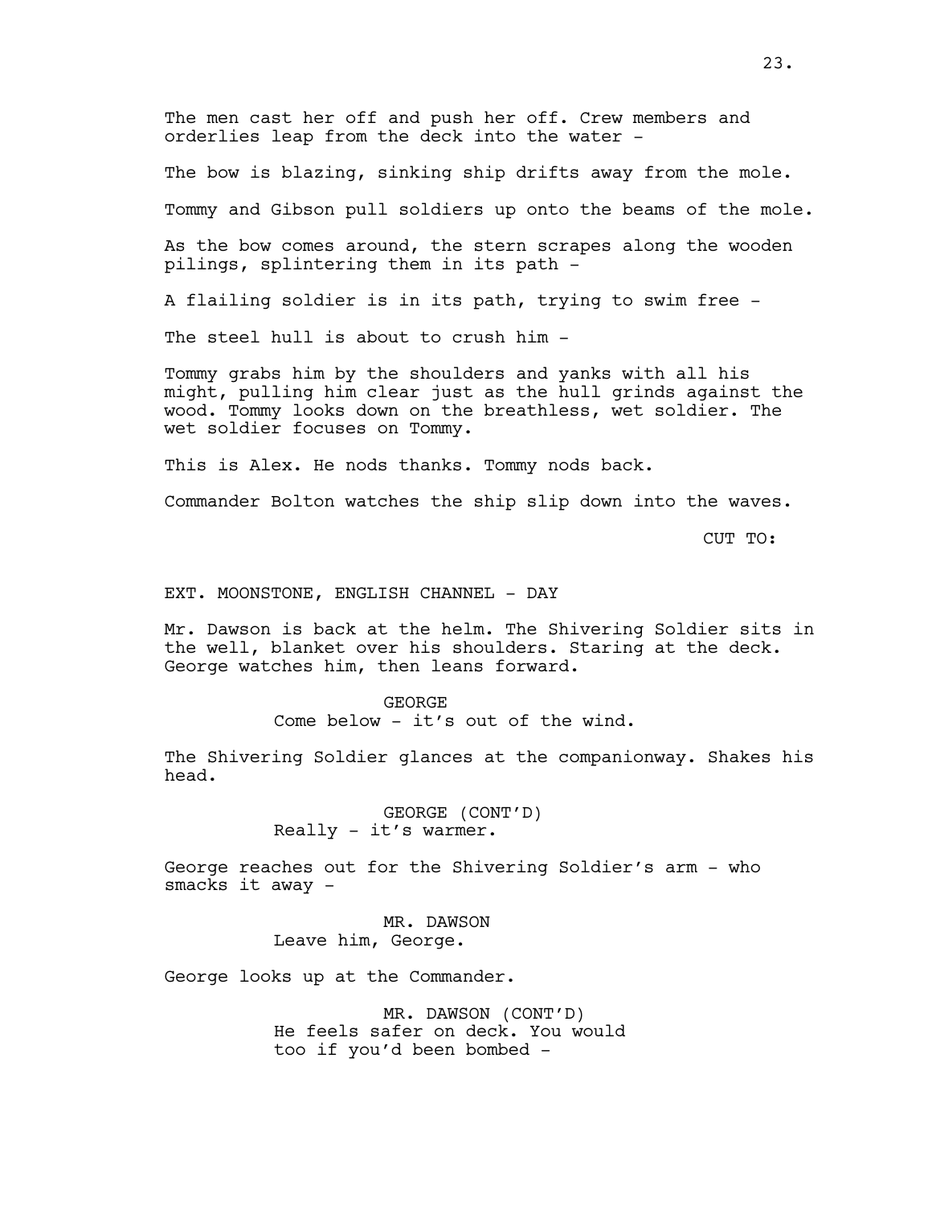The men cast her off and push her off. Crew members and orderlies leap from the deck into the water -

The bow is blazing, sinking ship drifts away from the mole.

Tommy and Gibson pull soldiers up onto the beams of the mole.

As the bow comes around, the stern scrapes along the wooden pilings, splintering them in its path -

A flailing soldier is in its path, trying to swim free -

The steel hull is about to crush him -

Tommy grabs him by the shoulders and yanks with all his might, pulling him clear just as the hull grinds against the wood. Tommy looks down on the breathless, wet soldier. The wet soldier focuses on Tommy.

This is Alex. He nods thanks. Tommy nods back.

Commander Bolton watches the ship slip down into the waves.

CUT TO:

EXT. MOONSTONE, ENGLISH CHANNEL - DAY

Mr. Dawson is back at the helm. The Shivering Soldier sits in the well, blanket over his shoulders. Staring at the deck. George watches him, then leans forward.

GEORGE
Come below - it's out of the wind.

The Shivering Soldier glances at the companionway. Shakes his head.

GEORGE (CONT'D)
Really - it's warmer.

George reaches out for the Shivering Soldier's arm - who smacks it away -

MR. DAWSON
Leave him, George.

George looks up at the Commander.

MR. DAWSON (CONT'D)
He feels safer on deck. You would too if you'd been bombed -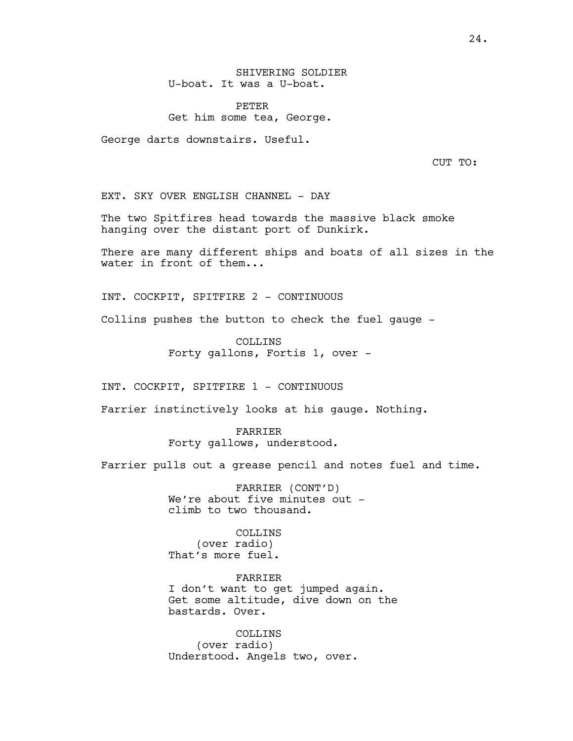SHIVERING SOLDIER
U-boat. It was a U-boat.

PETER
Get him some tea, George.

George darts downstairs. Useful.

CUT TO:

EXT. SKY OVER ENGLISH CHANNEL - DAY

The two Spitfires head towards the massive black smoke hanging over the distant port of Dunkirk.

There are many different ships and boats of all sizes in the water in front of them...

INT. COCKPIT, SPITFIRE 2 - CONTINUOUS

Collins pushes the button to check the fuel gauge -

COLLINS
Forty gallons, Fortis 1, over -

INT. COCKPIT, SPITFIRE 1 - CONTINUOUS

Farrier instinctively looks at his gauge. Nothing.

FARRIER
Forty gallows, understood.

Farrier pulls out a grease pencil and notes fuel and time.

FARRIER (CONT'D)
We're about five minutes out - climb to two thousand.

COLLINS
(over radio)
That's more fuel.

FARRIER
I don't want to get jumped again. Get some altitude, dive down on the bastards. Over.

COLLINS
(over radio)
Understood. Angels two, over.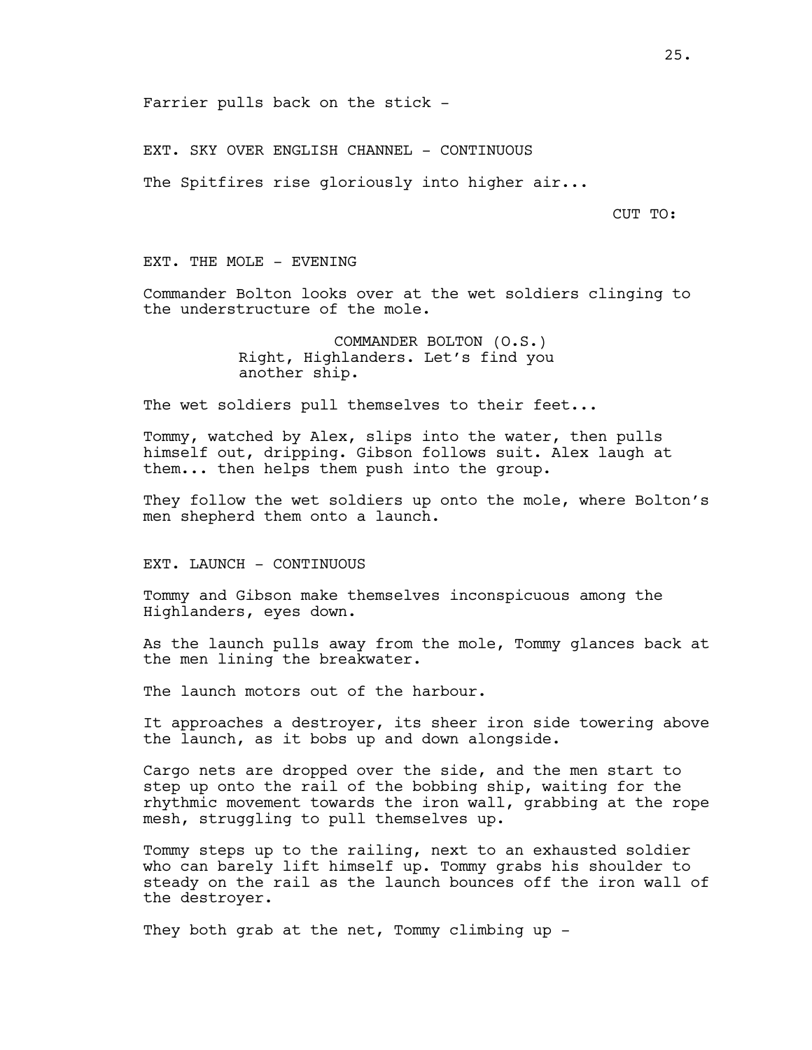Farrier pulls back on the stick -

EXT. SKY OVER ENGLISH CHANNEL - CONTINUOUS

The Spitfires rise gloriously into higher air...

CUT TO:

EXT. THE MOLE - EVENING

Commander Bolton looks over at the wet soldiers clinging to the understructure of the mole.

COMMANDER BOLTON (O.S.)
Right, Highlanders. Let's find you another ship.

The wet soldiers pull themselves to their feet...

Tommy, watched by Alex, slips into the water, then pulls himself out, dripping. Gibson follows suit. Alex laugh at them... then helps them push into the group.

They follow the wet soldiers up onto the mole, where Bolton's men shepherd them onto a launch.

EXT. LAUNCH - CONTINUOUS

Tommy and Gibson make themselves inconspicuous among the Highlanders, eyes down.

As the launch pulls away from the mole, Tommy glances back at the men lining the breakwater.

The launch motors out of the harbour.

It approaches a destroyer, its sheer iron side towering above the launch, as it bobs up and down alongside.

Cargo nets are dropped over the side, and the men start to step up onto the rail of the bobbing ship, waiting for the rhythmic movement towards the iron wall, grabbing at the rope mesh, struggling to pull themselves up.

Tommy steps up to the railing, next to an exhausted soldier who can barely lift himself up. Tommy grabs his shoulder to steady on the rail as the launch bounces off the iron wall of the destroyer.

They both grab at the net, Tommy climbing up -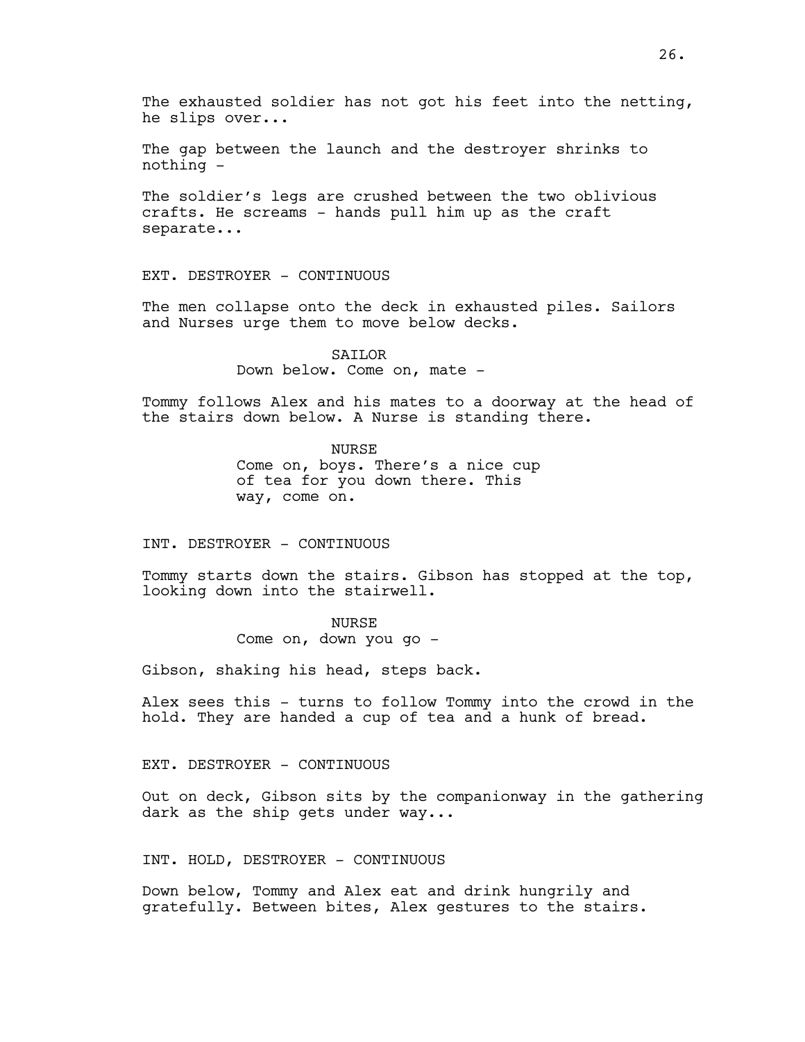The exhausted soldier has not got his feet into the netting, he slips over...

The gap between the launch and the destroyer shrinks to nothing -

The soldier's legs are crushed between the two oblivious crafts. He screams - hands pull him up as the craft separate...

EXT. DESTROYER - CONTINUOUS

The men collapse onto the deck in exhausted piles. Sailors and Nurses urge them to move below decks.

SAILOR
Down below. Come on, mate -

Tommy follows Alex and his mates to a doorway at the head of the stairs down below. A Nurse is standing there.

NURSE
Come on, boys. There's a nice cup of tea for you down there. This way, come on.

INT. DESTROYER - CONTINUOUS

Tommy starts down the stairs. Gibson has stopped at the top, looking down into the stairwell.

NURSE
Come on, down you go -

Gibson, shaking his head, steps back.

Alex sees this - turns to follow Tommy into the crowd in the hold. They are handed a cup of tea and a hunk of bread.

EXT. DESTROYER - CONTINUOUS

Out on deck, Gibson sits by the companionway in the gathering dark as the ship gets under way...

INT. HOLD, DESTROYER - CONTINUOUS

Down below, Tommy and Alex eat and drink hungrily and gratefully. Between bites, Alex gestures to the stairs.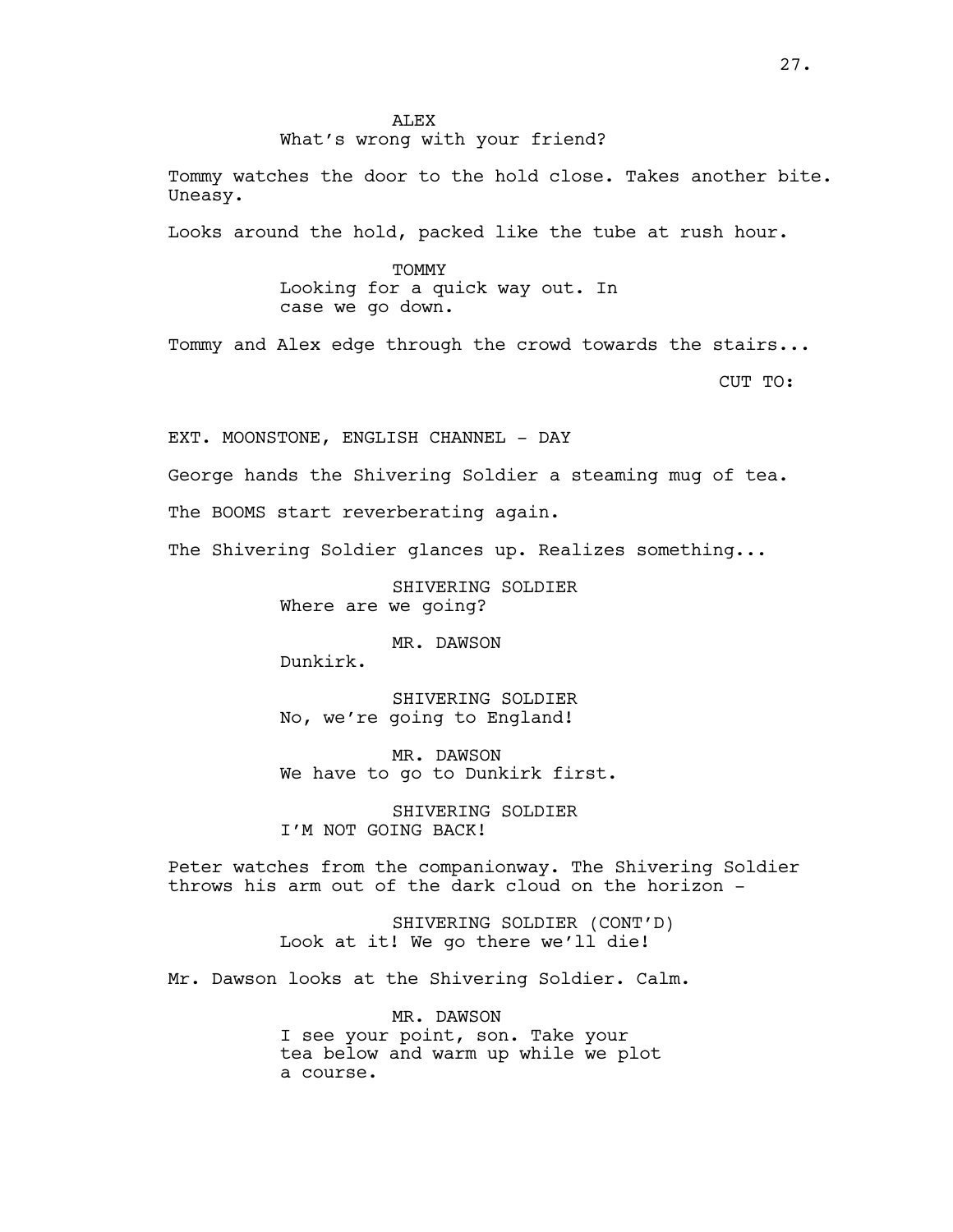ALEX
What's wrong with your friend?

Tommy watches the door to the hold close. Takes another bite. Uneasy.

Looks around the hold, packed like the tube at rush hour.

TOMMY
Looking for a quick way out. In case we go down.

Tommy and Alex edge through the crowd towards the stairs...

CUT TO:

EXT. MOONSTONE, ENGLISH CHANNEL - DAY

George hands the Shivering Soldier a steaming mug of tea.

The BOOMS start reverberating again.

The Shivering Soldier glances up. Realizes something...

SHIVERING SOLDIER
Where are we going?

MR. DAWSON
Dunkirk.

SHIVERING SOLDIER
No, we're going to England!

MR. DAWSON
We have to go to Dunkirk first.

SHIVERING SOLDIER
I'M NOT GOING BACK!

Peter watches from the companionway. The Shivering Soldier throws his arm out of the dark cloud on the horizon -

SHIVERING SOLDIER (CONT'D)
Look at it! We go there we'll die!

Mr. Dawson looks at the Shivering Soldier. Calm.

MR. DAWSON
I see your point, son. Take your tea below and warm up while we plot a course.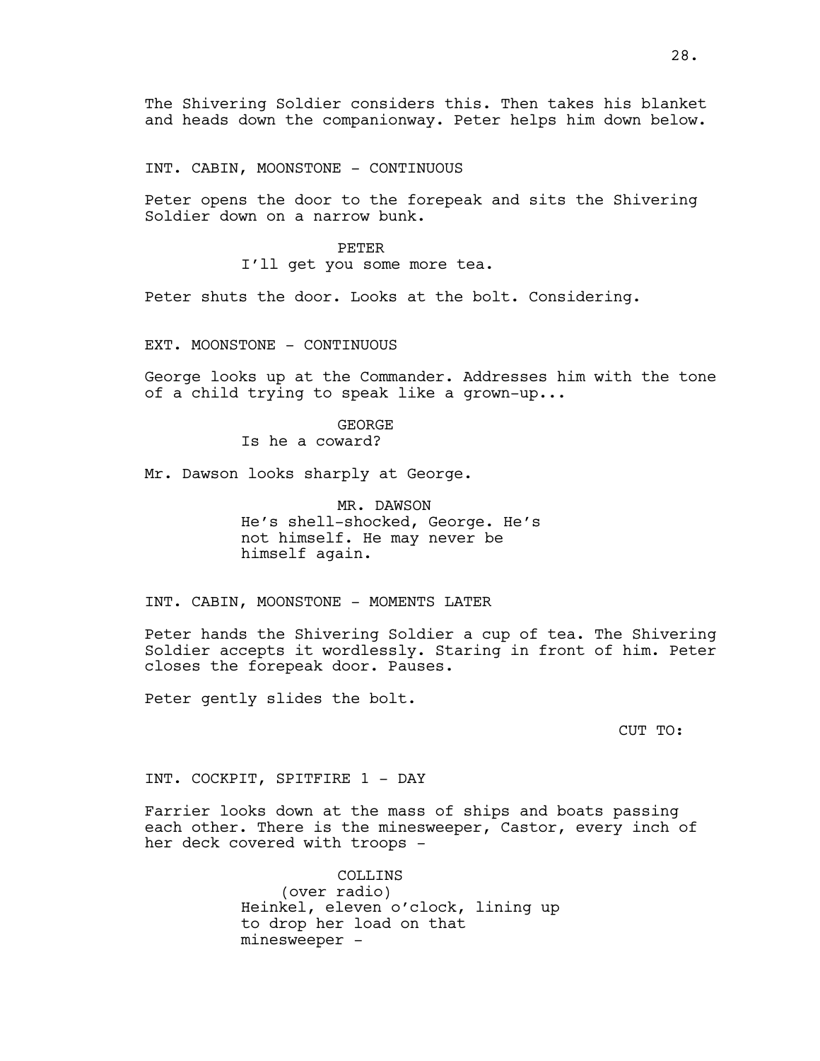The Shivering Soldier considers this. Then takes his blanket and heads down the companionway. Peter helps him down below.

INT. CABIN, MOONSTONE - CONTINUOUS

Peter opens the door to the forepeak and sits the Shivering Soldier down on a narrow bunk.

PETER
I'll get you some more tea.

Peter shuts the door. Looks at the bolt. Considering.

EXT. MOONSTONE - CONTINUOUS

George looks up at the Commander. Addresses him with the tone of a child trying to speak like a grown-up...

GEORGE
Is he a coward?

Mr. Dawson looks sharply at George.

MR. DAWSON
He's shell-shocked, George. He's not himself. He may never be himself again.

INT. CABIN, MOONSTONE - MOMENTS LATER

Peter hands the Shivering Soldier a cup of tea. The Shivering Soldier accepts it wordlessly. Staring in front of him. Peter closes the forepeak door. Pauses.

Peter gently slides the bolt.

CUT TO:

INT. COCKPIT, SPITFIRE 1 - DAY

Farrier looks down at the mass of ships and boats passing each other. There is the minesweeper, Castor, every inch of her deck covered with troops -

COLLINS
(over radio)
Heinkel, eleven o'clock, lining up to drop her load on that minesweeper -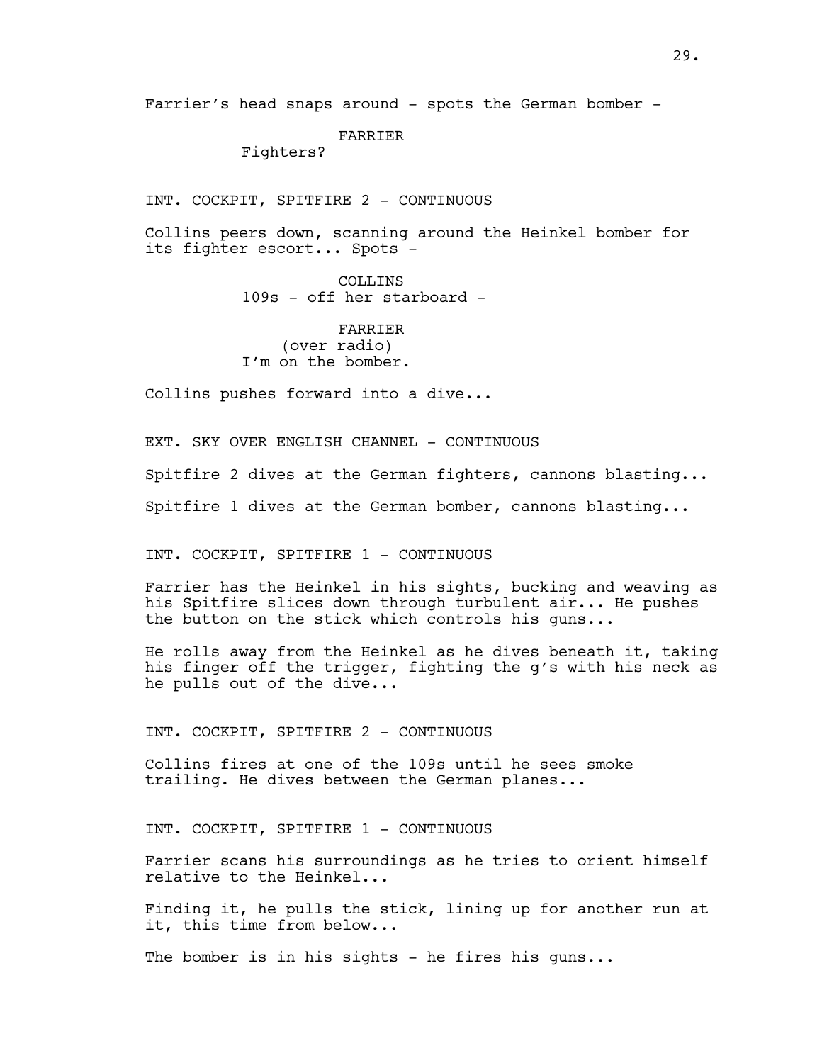Farrier's head snaps around - spots the German bomber -

FARRIER
Fighters?

INT. COCKPIT, SPITFIRE 2 - CONTINUOUS

Collins peers down, scanning around the Heinkel bomber for its fighter escort... Spots -

COLLINS
109s - off her starboard -

FARRIER
(over radio)
I'm on the bomber.

Collins pushes forward into a dive...

EXT. SKY OVER ENGLISH CHANNEL - CONTINUOUS

Spitfire 2 dives at the German fighters, cannons blasting...

Spitfire 1 dives at the German bomber, cannons blasting...

INT. COCKPIT, SPITFIRE 1 - CONTINUOUS

Farrier has the Heinkel in his sights, bucking and weaving as his Spitfire slices down through turbulent air... He pushes the button on the stick which controls his guns...

He rolls away from the Heinkel as he dives beneath it, taking his finger off the trigger, fighting the g's with his neck as he pulls out of the dive...

INT. COCKPIT, SPITFIRE 2 - CONTINUOUS

Collins fires at one of the 109s until he sees smoke trailing. He dives between the German planes...

INT. COCKPIT, SPITFIRE 1 - CONTINUOUS

Farrier scans his surroundings as he tries to orient himself relative to the Heinkel...

Finding it, he pulls the stick, lining up for another run at it, this time from below...

The bomber is in his sights - he fires his guns...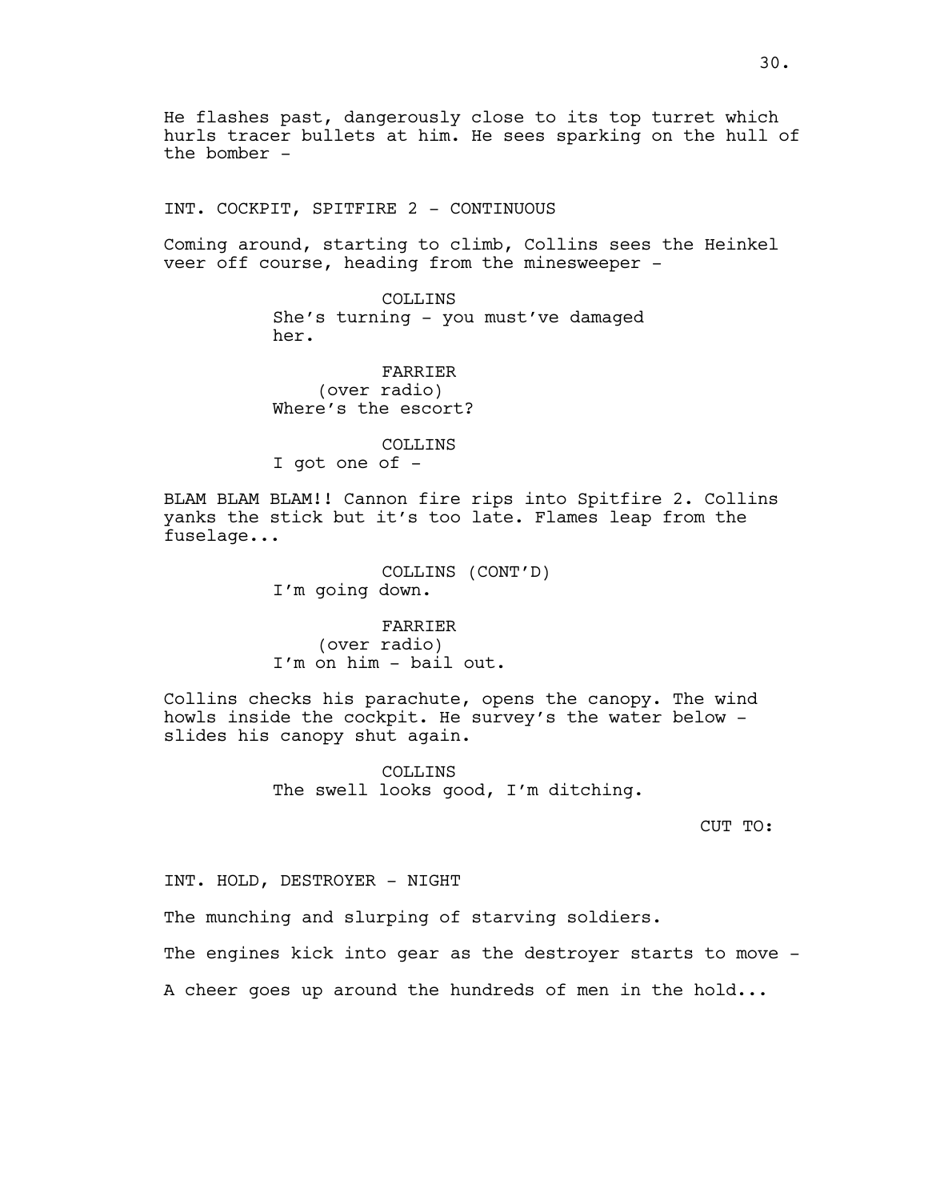He flashes past, dangerously close to its top turret which hurls tracer bullets at him. He sees sparking on the hull of the bomber -

INT. COCKPIT, SPITFIRE 2 - CONTINUOUS

Coming around, starting to climb, Collins sees the Heinkel veer off course, heading from the minesweeper -

COLLINS
She's turning - you must've damaged her.

FARRIER
(over radio)
Where's the escort?

COLLINS
I got one of -

BLAM BLAM BLAM!! Cannon fire rips into Spitfire 2. Collins yanks the stick but it's too late. Flames leap from the fuselage...

COLLINS (CONT'D)
I'm going down.

FARRIER
(over radio)
I'm on him - bail out.

Collins checks his parachute, opens the canopy. The wind howls inside the cockpit. He survey's the water below - slides his canopy shut again.

COLLINS
The swell looks good, I'm ditching.

CUT TO:

INT. HOLD, DESTROYER - NIGHT

The munching and slurping of starving soldiers.

The engines kick into gear as the destroyer starts to move -

A cheer goes up around the hundreds of men in the hold...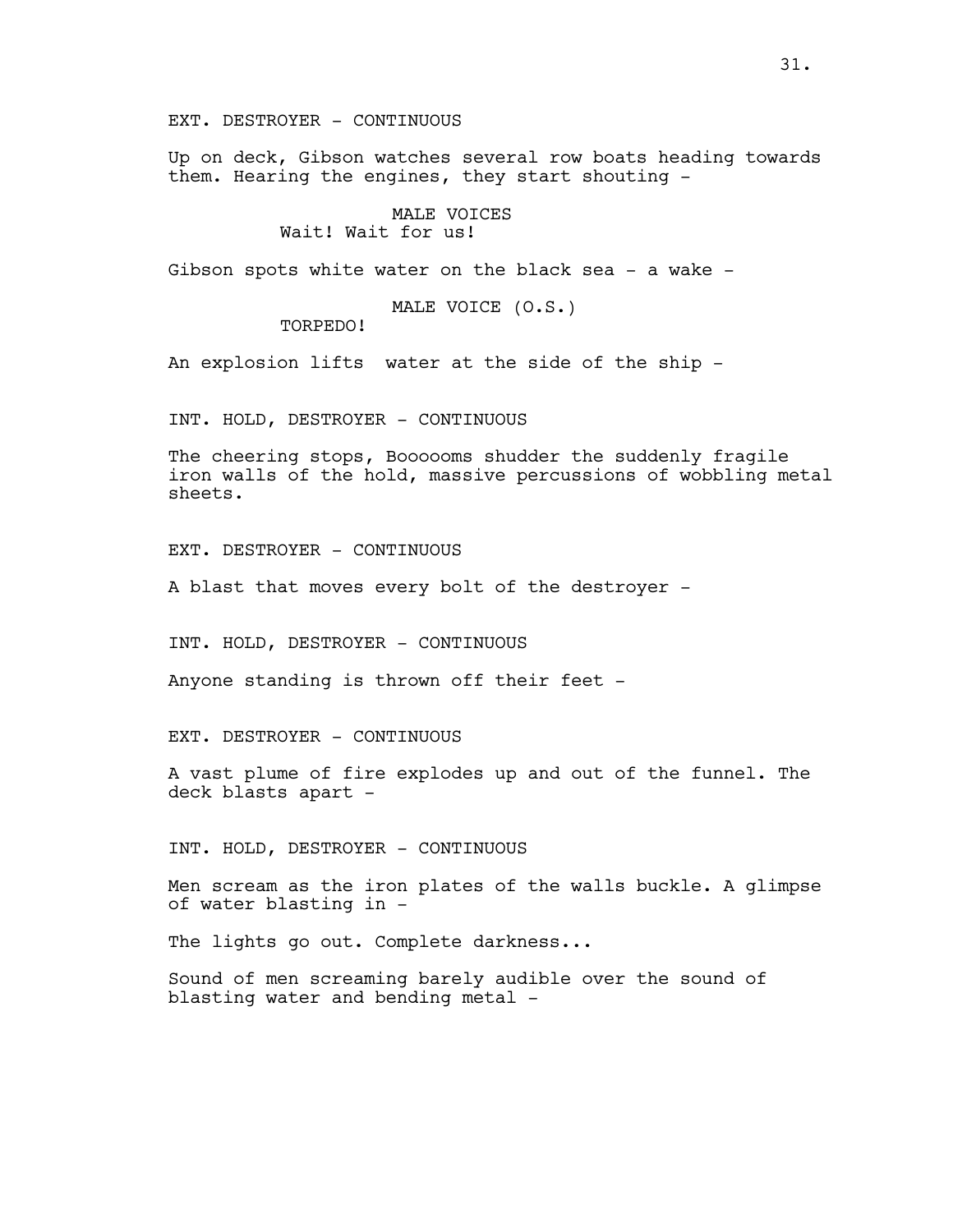EXT. DESTROYER - CONTINUOUS

Up on deck, Gibson watches several row boats heading towards them. Hearing the engines, they start shouting -

MALE VOICES
Wait! Wait for us!

Gibson spots white water on the black sea - a wake -

MALE VOICE (O.S.)
TORPEDO!

An explosion lifts  water at the side of the ship -

INT. HOLD, DESTROYER - CONTINUOUS

The cheering stops, Boooooms shudder the suddenly fragile iron walls of the hold, massive percussions of wobbling metal sheets.

EXT. DESTROYER - CONTINUOUS

A blast that moves every bolt of the destroyer -

INT. HOLD, DESTROYER - CONTINUOUS

Anyone standing is thrown off their feet -

EXT. DESTROYER - CONTINUOUS

A vast plume of fire explodes up and out of the funnel. The deck blasts apart -

INT. HOLD, DESTROYER - CONTINUOUS

Men scream as the iron plates of the walls buckle. A glimpse of water blasting in -

The lights go out. Complete darkness...

Sound of men screaming barely audible over the sound of blasting water and bending metal -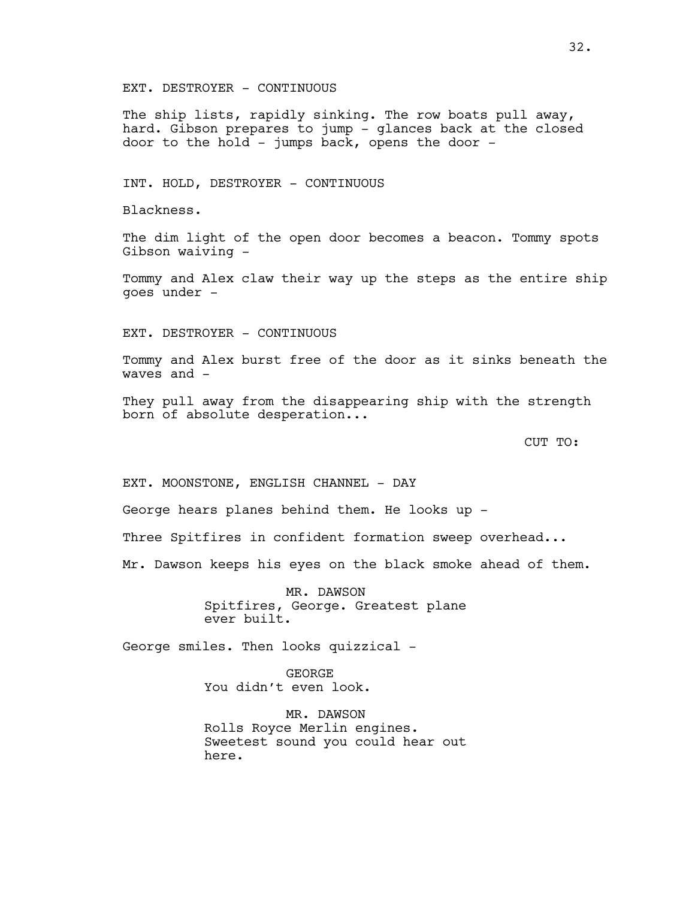EXT. DESTROYER - CONTINUOUS

The ship lists, rapidly sinking. The row boats pull away, hard. Gibson prepares to jump - glances back at the closed door to the hold - jumps back, opens the door -

INT. HOLD, DESTROYER - CONTINUOUS

Blackness.

The dim light of the open door becomes a beacon. Tommy spots Gibson waiving -

Tommy and Alex claw their way up the steps as the entire ship goes under -

EXT. DESTROYER - CONTINUOUS

Tommy and Alex burst free of the door as it sinks beneath the waves and -

They pull away from the disappearing ship with the strength born of absolute desperation...

CUT TO:

EXT. MOONSTONE, ENGLISH CHANNEL - DAY

George hears planes behind them. He looks up -

Three Spitfires in confident formation sweep overhead...

Mr. Dawson keeps his eyes on the black smoke ahead of them.

MR. DAWSON
Spitfires, George. Greatest plane ever built.

George smiles. Then looks quizzical -

GEORGE
You didn't even look.

MR. DAWSON
Rolls Royce Merlin engines. Sweetest sound you could hear out here.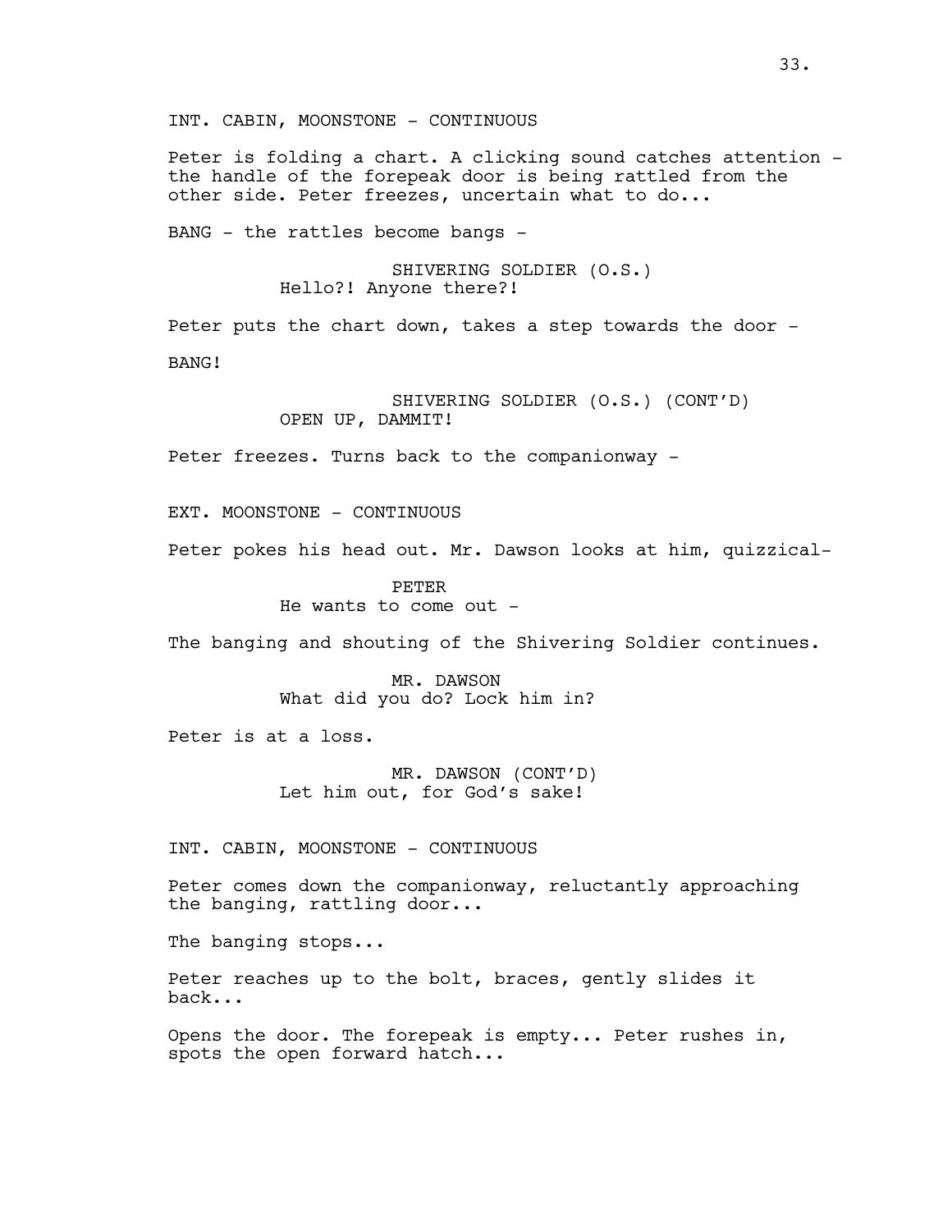INT. CABIN, MOONSTONE - CONTINUOUS

Peter is folding a chart. A clicking sound catches attention - the handle of the forepeak door is being rattled from the other side. Peter freezes, uncertain what to do...

BANG - the rattles become bangs -

SHIVERING SOLDIER (O.S.)
Hello?! Anyone there?!

Peter puts the chart down, takes a step towards the door -

BANG!

SHIVERING SOLDIER (O.S.) (CONT'D)
OPEN UP, DAMMIT!

Peter freezes. Turns back to the companionway -

EXT. MOONSTONE - CONTINUOUS

Peter pokes his head out. Mr. Dawson looks at him, quizzical-

PETER
He wants to come out -

The banging and shouting of the Shivering Soldier continues.

MR. DAWSON
What did you do? Lock him in?

Peter is at a loss.

MR. DAWSON (CONT'D)
Let him out, for God's sake!

INT. CABIN, MOONSTONE - CONTINUOUS

Peter comes down the companionway, reluctantly approaching the banging, rattling door...

The banging stops...

Peter reaches up to the bolt, braces, gently slides it back...

Opens the door. The forepeak is empty... Peter rushes in, spots the open forward hatch...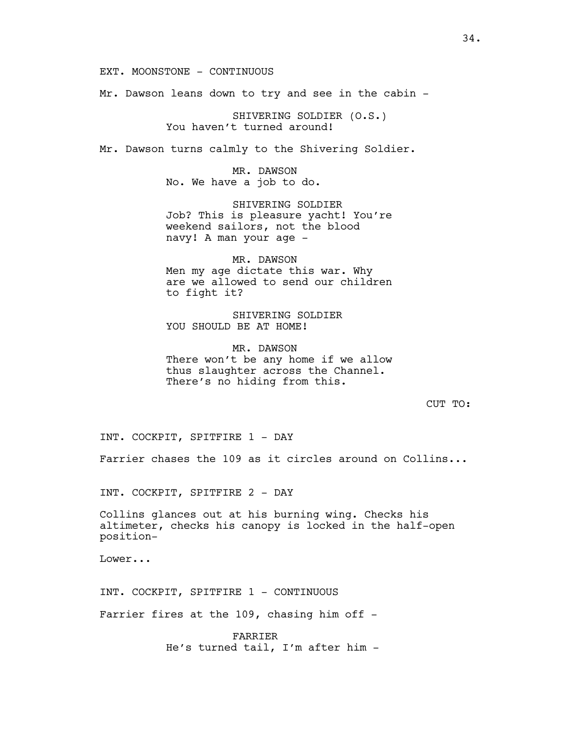EXT. MOONSTONE - CONTINUOUS

Mr. Dawson leans down to try and see in the cabin -

SHIVERING SOLDIER (O.S.)
You haven't turned around!

Mr. Dawson turns calmly to the Shivering Soldier.

MR. DAWSON
No. We have a job to do.

SHIVERING SOLDIER
Job? This is pleasure yacht! You're weekend sailors, not the blood navy! A man your age -

MR. DAWSON
Men my age dictate this war. Why are we allowed to send our children to fight it?

SHIVERING SOLDIER
YOU SHOULD BE AT HOME!

MR. DAWSON
There won't be any home if we allow thus slaughter across the Channel. There's no hiding from this.

CUT TO:

INT. COCKPIT, SPITFIRE 1 - DAY

Farrier chases the 109 as it circles around on Collins...

INT. COCKPIT, SPITFIRE 2 - DAY

Collins glances out at his burning wing. Checks his altimeter, checks his canopy is locked in the half-open position-

Lower...

INT. COCKPIT, SPITFIRE 1 - CONTINUOUS

Farrier fires at the 109, chasing him off -

FARRIER
He's turned tail, I'm after him -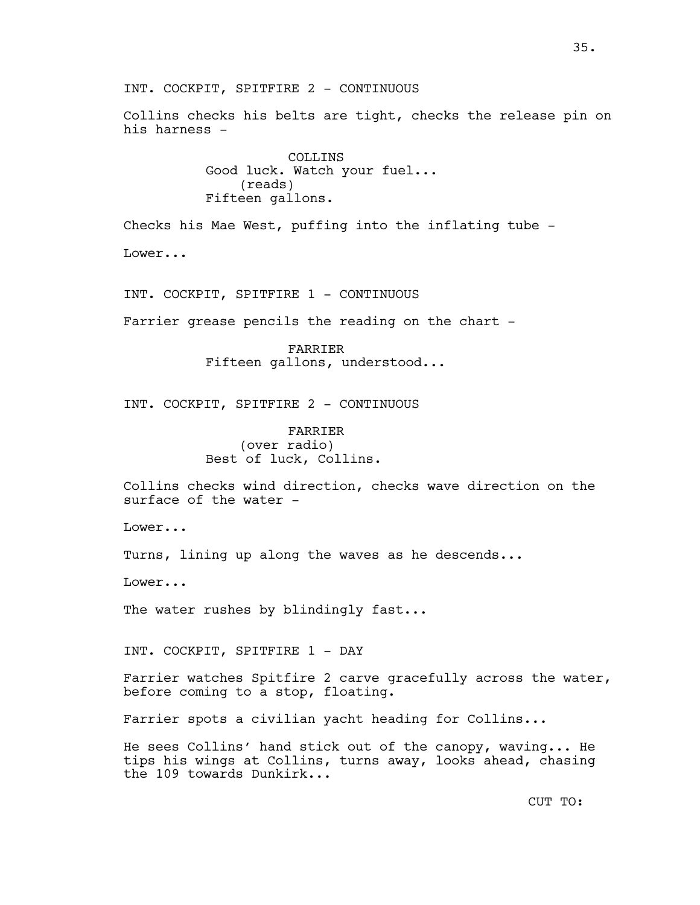INT. COCKPIT, SPITFIRE 2 - CONTINUOUS

Collins checks his belts are tight, checks the release pin on his harness -

COLLINS
Good luck. Watch your fuel...
(reads)
Fifteen gallons.

Checks his Mae West, puffing into the inflating tube -

Lower...

INT. COCKPIT, SPITFIRE 1 - CONTINUOUS

Farrier grease pencils the reading on the chart -

FARRIER
Fifteen gallons, understood...

INT. COCKPIT, SPITFIRE 2 - CONTINUOUS

FARRIER
(over radio)
Best of luck, Collins.

Collins checks wind direction, checks wave direction on the surface of the water -

Lower...

Turns, lining up along the waves as he descends...

Lower...

The water rushes by blindingly fast...

INT. COCKPIT, SPITFIRE 1 - DAY

Farrier watches Spitfire 2 carve gracefully across the water, before coming to a stop, floating.

Farrier spots a civilian yacht heading for Collins...

He sees Collins' hand stick out of the canopy, waving... He tips his wings at Collins, turns away, looks ahead, chasing the 109 towards Dunkirk...

CUT TO: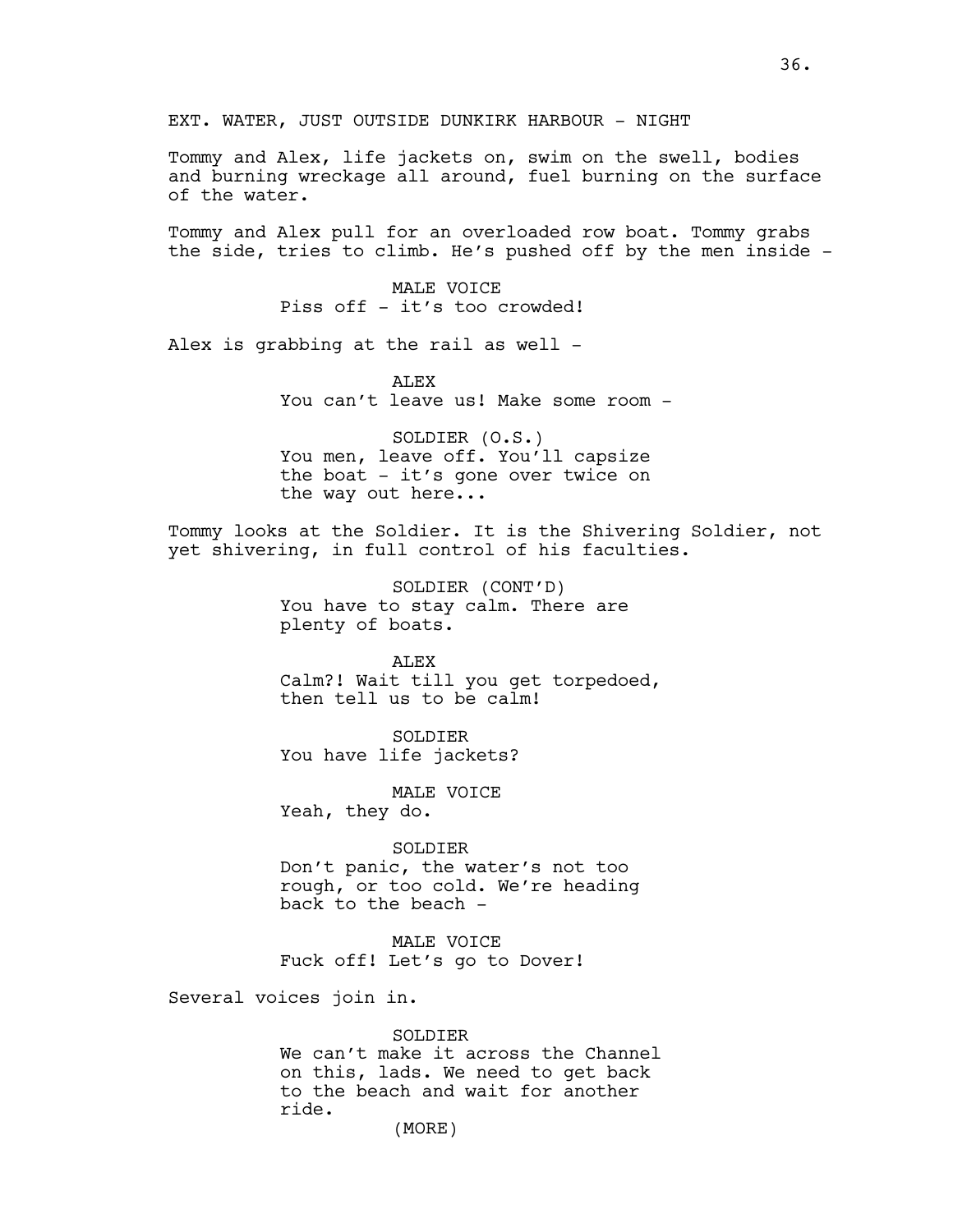EXT. WATER, JUST OUTSIDE DUNKIRK HARBOUR - NIGHT

Tommy and Alex, life jackets on, swim on the swell, bodies and burning wreckage all around, fuel burning on the surface of the water.

Tommy and Alex pull for an overloaded row boat. Tommy grabs the side, tries to climb. He's pushed off by the men inside -

MALE VOICE
Piss off - it's too crowded!

Alex is grabbing at the rail as well -

ALEX
You can't leave us! Make some room -

SOLDIER (O.S.)
You men, leave off. You'll capsize the boat - it's gone over twice on the way out here...

Tommy looks at the Soldier. It is the Shivering Soldier, not yet shivering, in full control of his faculties.

SOLDIER (CONT'D)
You have to stay calm. There are plenty of boats.

ALEX
Calm?! Wait till you get torpedoed, then tell us to be calm!

SOLDIER
You have life jackets?

MALE VOICE
Yeah, they do.

SOLDIER
Don't panic, the water's not too rough, or too cold. We're heading back to the beach -

MALE VOICE
Fuck off! Let's go to Dover!

Several voices join in.

SOLDIER
We can't make it across the Channel on this, lads. We need to get back to the beach and wait for another ride.
(MORE)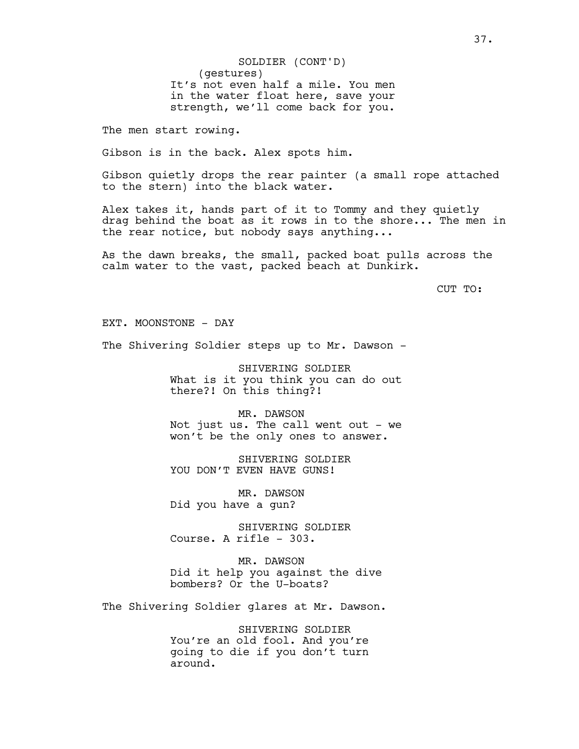SOLDIER (CONT'D)
(gestures)
It's not even half a mile. You men in the water float here, save your strength, we'll come back for you.

The men start rowing.

Gibson is in the back. Alex spots him.

Gibson quietly drops the rear painter (a small rope attached to the stern) into the black water.

Alex takes it, hands part of it to Tommy and they quietly drag behind the boat as it rows in to the shore... The men in the rear notice, but nobody says anything...

As the dawn breaks, the small, packed boat pulls across the calm water to the vast, packed beach at Dunkirk.

CUT TO:

EXT. MOONSTONE - DAY

The Shivering Soldier steps up to Mr. Dawson -

SHIVERING SOLDIER
What is it you think you can do out there?! On this thing?!

MR. DAWSON
Not just us. The call went out - we won't be the only ones to answer.

SHIVERING SOLDIER
YOU DON'T EVEN HAVE GUNS!

MR. DAWSON
Did you have a gun?

SHIVERING SOLDIER
Course. A rifle - 303.

MR. DAWSON
Did it help you against the dive bombers? Or the U-boats?

The Shivering Soldier glares at Mr. Dawson.

SHIVERING SOLDIER
You're an old fool. And you're going to die if you don't turn around.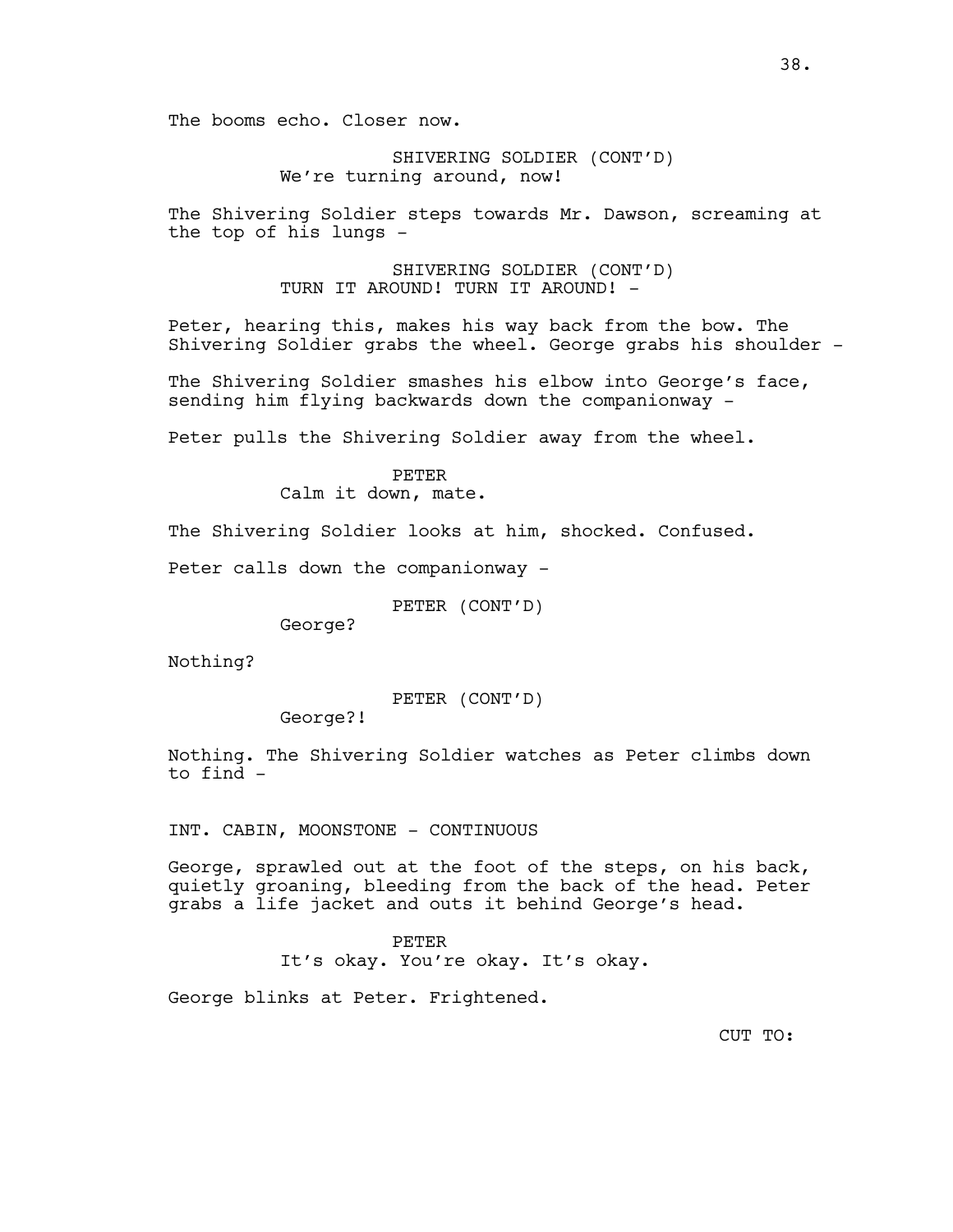The booms echo. Closer now.

SHIVERING SOLDIER (CONT'D)
We're turning around, now!

The Shivering Soldier steps towards Mr. Dawson, screaming at the top of his lungs -

SHIVERING SOLDIER (CONT'D)
TURN IT AROUND! TURN IT AROUND! -

Peter, hearing this, makes his way back from the bow. The Shivering Soldier grabs the wheel. George grabs his shoulder -

The Shivering Soldier smashes his elbow into George's face, sending him flying backwards down the companionway -

Peter pulls the Shivering Soldier away from the wheel.

PETER
Calm it down, mate.

The Shivering Soldier looks at him, shocked. Confused.

Peter calls down the companionway -

PETER (CONT'D)
George?

Nothing?

PETER (CONT'D)
George?!

Nothing. The Shivering Soldier watches as Peter climbs down to find -

INT. CABIN, MOONSTONE - CONTINUOUS

George, sprawled out at the foot of the steps, on his back, quietly groaning, bleeding from the back of the head. Peter grabs a life jacket and outs it behind George's head.

PETER
It's okay. You're okay. It's okay.

George blinks at Peter. Frightened.

CUT TO: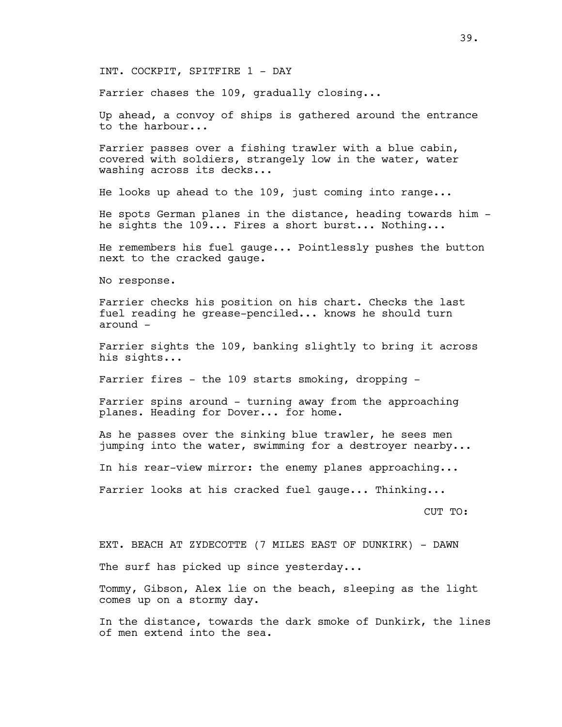INT. COCKPIT, SPITFIRE 1 - DAY

Farrier chases the 109, gradually closing...

Up ahead, a convoy of ships is gathered around the entrance to the harbour...

Farrier passes over a fishing trawler with a blue cabin, covered with soldiers, strangely low in the water, water washing across its decks...

He looks up ahead to the 109, just coming into range...

He spots German planes in the distance, heading towards him - he sights the 109... Fires a short burst... Nothing...

He remembers his fuel gauge... Pointlessly pushes the button next to the cracked gauge.

No response.

Farrier checks his position on his chart. Checks the last fuel reading he grease-penciled... knows he should turn around -

Farrier sights the 109, banking slightly to bring it across his sights...

Farrier fires - the 109 starts smoking, dropping -

Farrier spins around - turning away from the approaching planes. Heading for Dover... for home.

As he passes over the sinking blue trawler, he sees men jumping into the water, swimming for a destroyer nearby...

In his rear-view mirror: the enemy planes approaching...

Farrier looks at his cracked fuel gauge... Thinking...

CUT TO:

EXT. BEACH AT ZYDECOTTE (7 MILES EAST OF DUNKIRK) - DAWN

The surf has picked up since yesterday...

Tommy, Gibson, Alex lie on the beach, sleeping as the light comes up on a stormy day.

In the distance, towards the dark smoke of Dunkirk, the lines of men extend into the sea.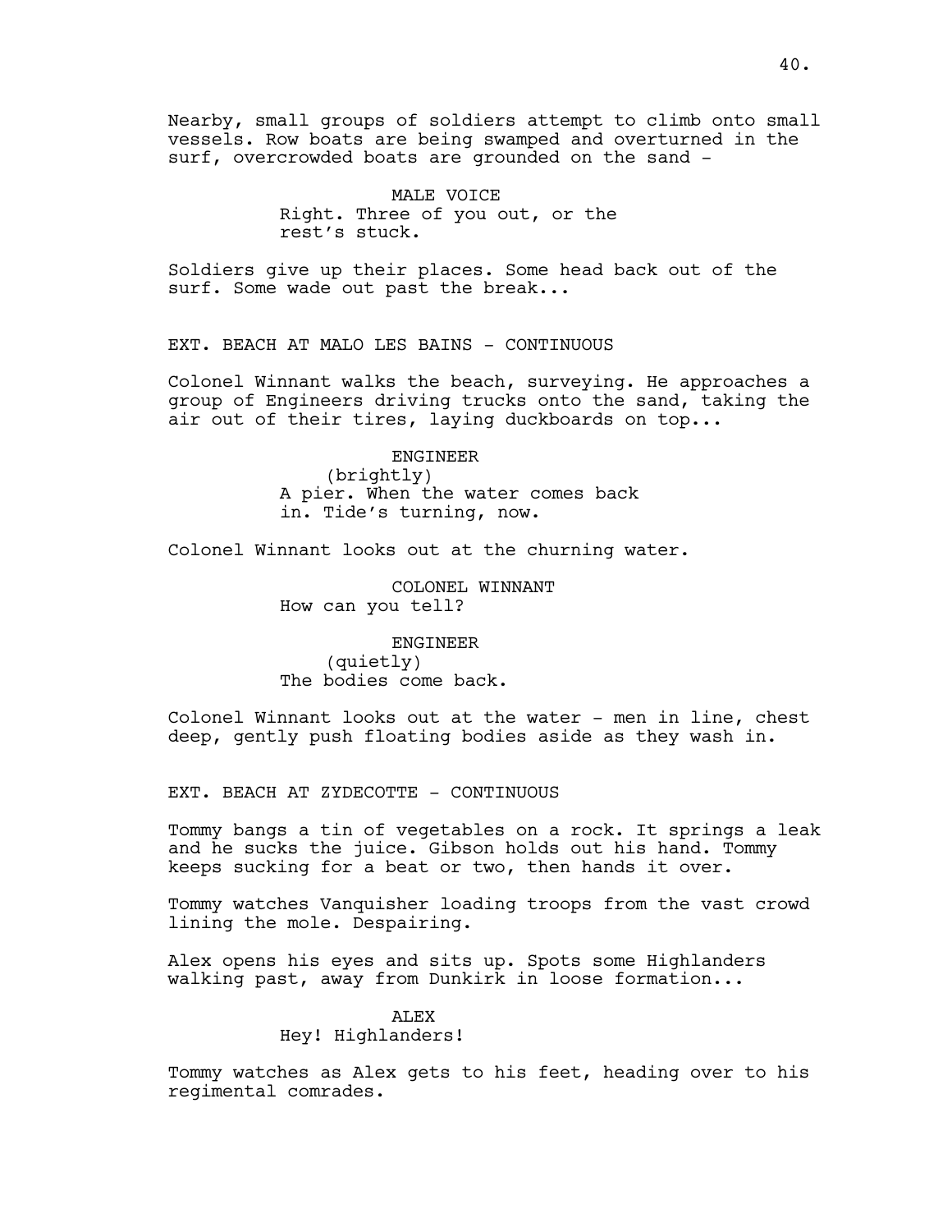Nearby, small groups of soldiers attempt to climb onto small vessels. Row boats are being swamped and overturned in the surf, overcrowded boats are grounded on the sand -

MALE VOICE
Right. Three of you out, or the rest's stuck.

Soldiers give up their places. Some head back out of the surf. Some wade out past the break...

EXT. BEACH AT MALO LES BAINS - CONTINUOUS

Colonel Winnant walks the beach, surveying. He approaches a group of Engineers driving trucks onto the sand, taking the air out of their tires, laying duckboards on top...

ENGINEER
(brightly)
A pier. When the water comes back in. Tide's turning, now.

Colonel Winnant looks out at the churning water.

COLONEL WINNANT
How can you tell?

ENGINEER
(quietly)
The bodies come back.

Colonel Winnant looks out at the water - men in line, chest deep, gently push floating bodies aside as they wash in.

EXT. BEACH AT ZYDECOTTE - CONTINUOUS

Tommy bangs a tin of vegetables on a rock. It springs a leak and he sucks the juice. Gibson holds out his hand. Tommy keeps sucking for a beat or two, then hands it over.

Tommy watches Vanquisher loading troops from the vast crowd lining the mole. Despairing.

Alex opens his eyes and sits up. Spots some Highlanders walking past, away from Dunkirk in loose formation...

ALEX
Hey! Highlanders!

Tommy watches as Alex gets to his feet, heading over to his regimental comrades.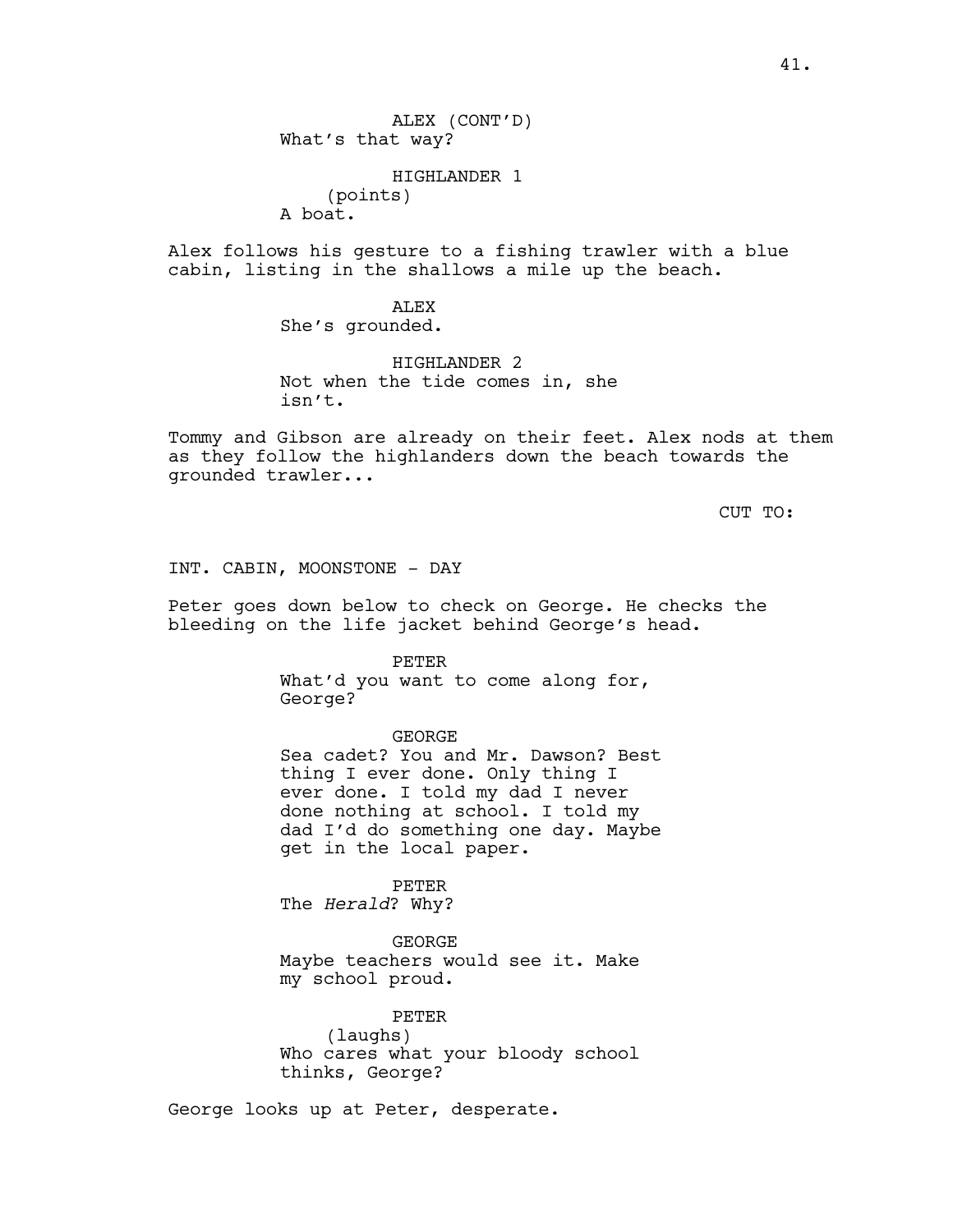ALEX (CONT'D)
What's that way?

HIGHLANDER 1
(points)
A boat.

Alex follows his gesture to a fishing trawler with a blue cabin, listing in the shallows a mile up the beach.

ALEX
She's grounded.

HIGHLANDER 2
Not when the tide comes in, she isn't.

Tommy and Gibson are already on their feet. Alex nods at them as they follow the highlanders down the beach towards the grounded trawler...

CUT TO:

INT. CABIN, MOONSTONE - DAY

Peter goes down below to check on George. He checks the bleeding on the life jacket behind George's head.

PETER
What'd you want to come along for, George?

GEORGE
Sea cadet? You and Mr. Dawson? Best thing I ever done. Only thing I ever done. I told my dad I never done nothing at school. I told my dad I'd do something one day. Maybe get in the local paper.

PETER
The *Herald*? Why?

GEORGE
Maybe teachers would see it. Make my school proud.

PETER
(laughs)
Who cares what your bloody school thinks, George?

George looks up at Peter, desperate.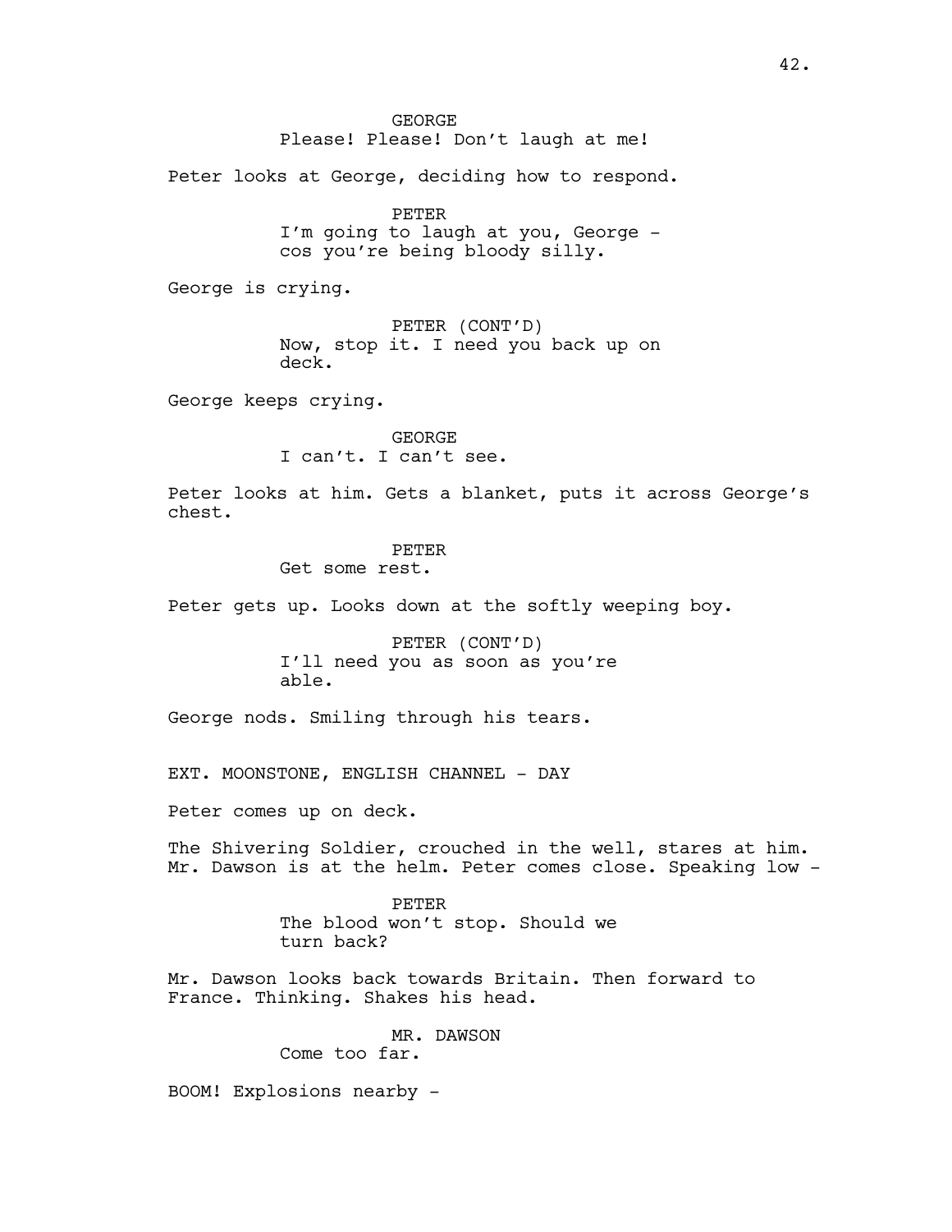GEORGE
Please! Please! Don't laugh at me!

Peter looks at George, deciding how to respond.

PETER
I'm going to laugh at you, George -
cos you're being bloody silly.

George is crying.

PETER (CONT'D)
Now, stop it. I need you back up on
deck.

George keeps crying.

GEORGE
I can't. I can't see.

Peter looks at him. Gets a blanket, puts it across George's chest.

PETER
Get some rest.

Peter gets up. Looks down at the softly weeping boy.

PETER (CONT'D)
I'll need you as soon as you're
able.

George nods. Smiling through his tears.

EXT. MOONSTONE, ENGLISH CHANNEL - DAY

Peter comes up on deck.

The Shivering Soldier, crouched in the well, stares at him. Mr. Dawson is at the helm. Peter comes close. Speaking low -

PETER
The blood won't stop. Should we
turn back?

Mr. Dawson looks back towards Britain. Then forward to France. Thinking. Shakes his head.

MR. DAWSON
Come too far.

BOOM! Explosions nearby -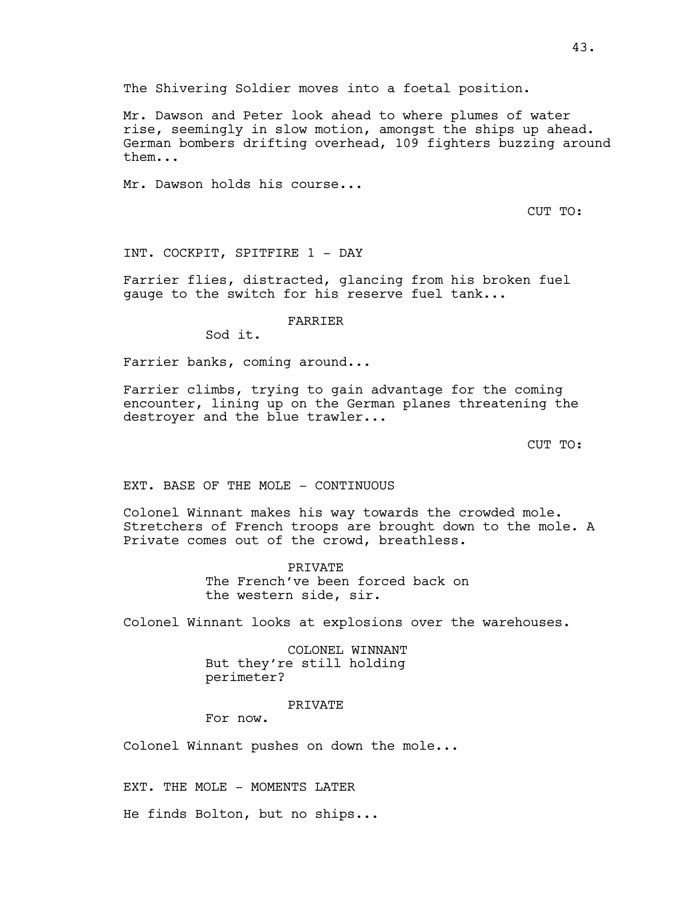The Shivering Soldier moves into a foetal position.

Mr. Dawson and Peter look ahead to where plumes of water rise, seemingly in slow motion, amongst the ships up ahead. German bombers drifting overhead, 109 fighters buzzing around them...

Mr. Dawson holds his course...

CUT TO:

INT. COCKPIT, SPITFIRE 1 - DAY

Farrier flies, distracted, glancing from his broken fuel gauge to the switch for his reserve fuel tank...

FARRIER
Sod it.

Farrier banks, coming around...

Farrier climbs, trying to gain advantage for the coming encounter, lining up on the German planes threatening the destroyer and the blue trawler...

CUT TO:

EXT. BASE OF THE MOLE - CONTINUOUS

Colonel Winnant makes his way towards the crowded mole. Stretchers of French troops are brought down to the mole. A Private comes out of the crowd, breathless.

PRIVATE
The French've been forced back on the western side, sir.

Colonel Winnant looks at explosions over the warehouses.

COLONEL WINNANT
But they're still holding perimeter?

PRIVATE
For now.

Colonel Winnant pushes on down the mole...

EXT. THE MOLE - MOMENTS LATER

He finds Bolton, but no ships...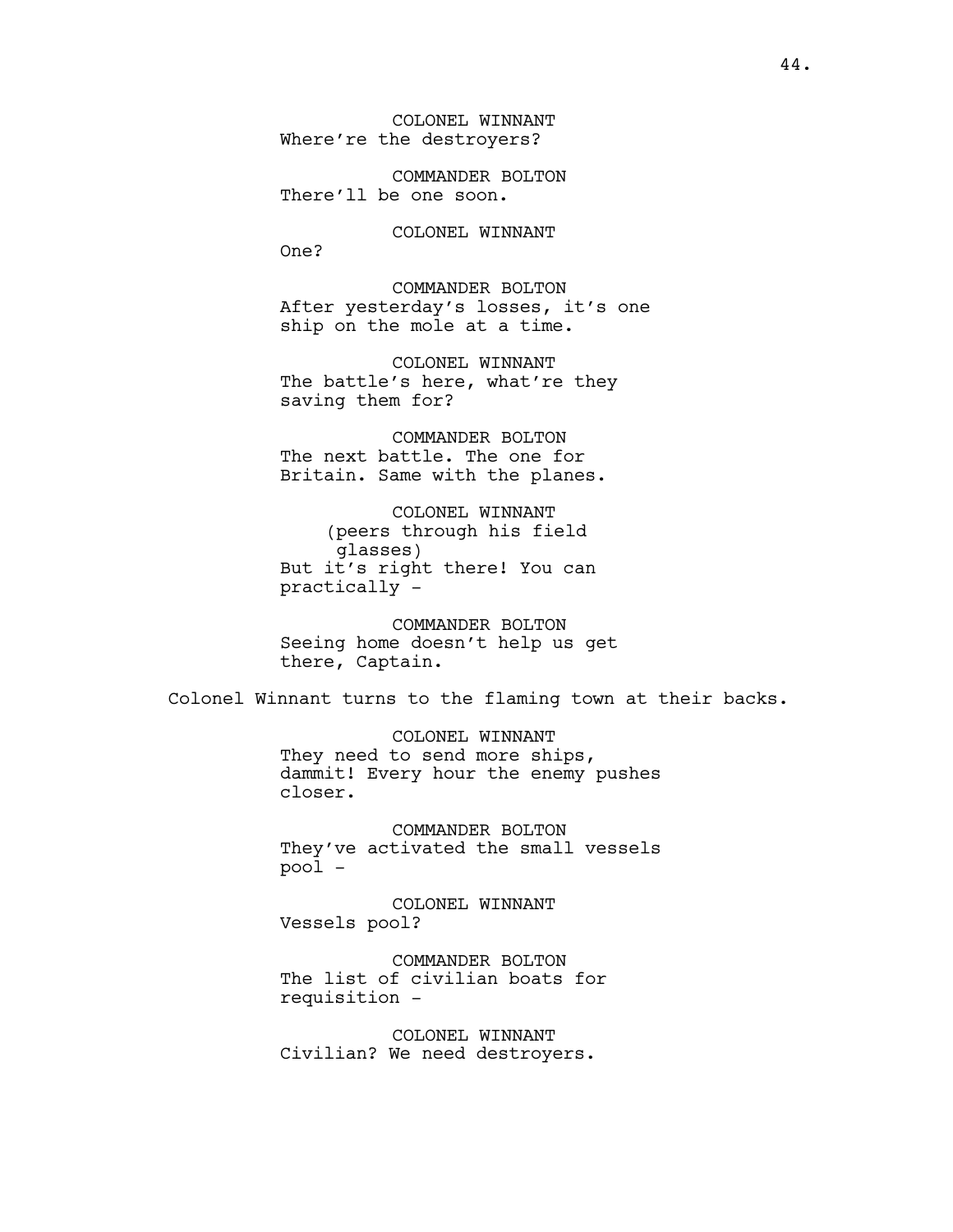COLONEL WINNANT
Where're the destroyers?

COMMANDER BOLTON
There'll be one soon.

COLONEL WINNANT
One?

COMMANDER BOLTON
After yesterday's losses, it's one ship on the mole at a time.

COLONEL WINNANT
The battle's here, what're they saving them for?

COMMANDER BOLTON
The next battle. The one for Britain. Same with the planes.

COLONEL WINNANT
(peers through his field glasses)
But it's right there! You can practically -

COMMANDER BOLTON
Seeing home doesn't help us get there, Captain.

Colonel Winnant turns to the flaming town at their backs.

COLONEL WINNANT
They need to send more ships, dammit! Every hour the enemy pushes closer.

COMMANDER BOLTON
They've activated the small vessels pool -

COLONEL WINNANT
Vessels pool?

COMMANDER BOLTON
The list of civilian boats for requisition -

COLONEL WINNANT
Civilian? We need destroyers.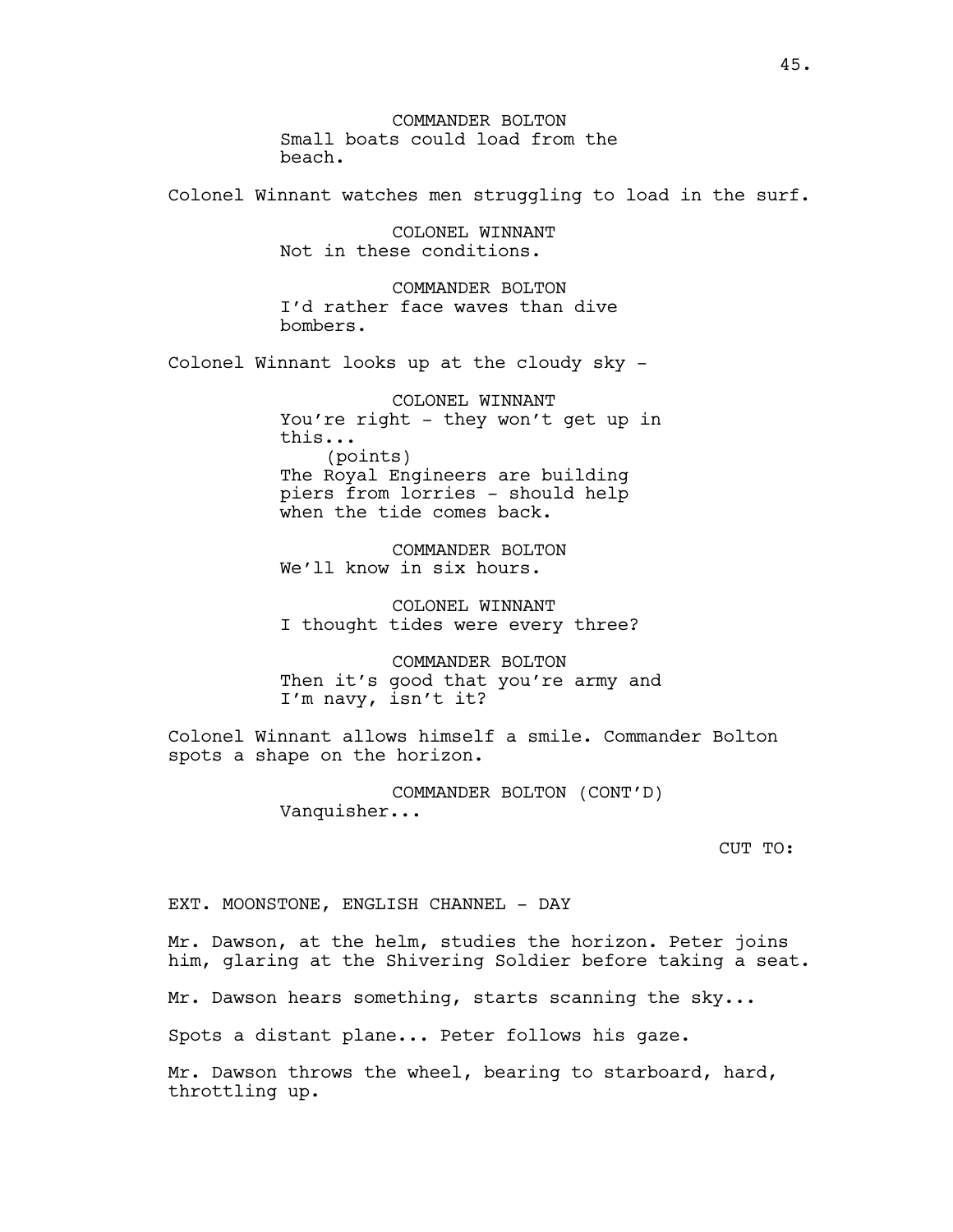COMMANDER BOLTON
Small boats could load from the beach.

Colonel Winnant watches men struggling to load in the surf.

COLONEL WINNANT
Not in these conditions.

COMMANDER BOLTON
I'd rather face waves than dive bombers.

Colonel Winnant looks up at the cloudy sky -

COLONEL WINNANT
You're right - they won't get up in this...
(points)
The Royal Engineers are building piers from lorries - should help when the tide comes back.

COMMANDER BOLTON
We'll know in six hours.

COLONEL WINNANT
I thought tides were every three?

COMMANDER BOLTON
Then it's good that you're army and I'm navy, isn't it?

Colonel Winnant allows himself a smile. Commander Bolton spots a shape on the horizon.

COMMANDER BOLTON (CONT'D)
Vanquisher...

CUT TO:

EXT. MOONSTONE, ENGLISH CHANNEL - DAY

Mr. Dawson, at the helm, studies the horizon. Peter joins him, glaring at the Shivering Soldier before taking a seat.

Mr. Dawson hears something, starts scanning the sky...

Spots a distant plane... Peter follows his gaze.

Mr. Dawson throws the wheel, bearing to starboard, hard, throttling up.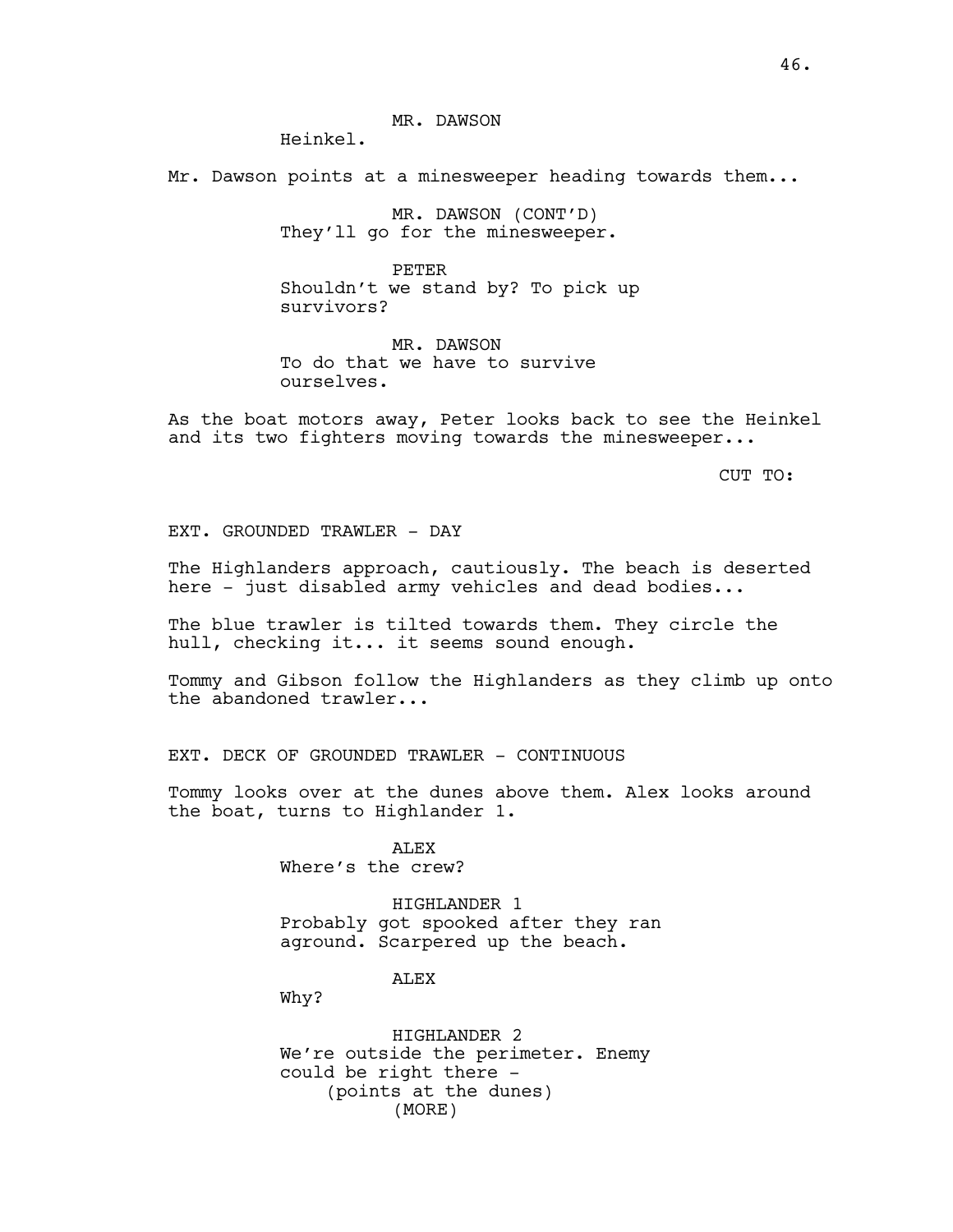MR. DAWSON

Heinkel.

Mr. Dawson points at a minesweeper heading towards them...

MR. DAWSON (CONT'D)

They'll go for the minesweeper.

PETER

Shouldn't we stand by? To pick up survivors?

MR. DAWSON

To do that we have to survive ourselves.

As the boat motors away, Peter looks back to see the Heinkel and its two fighters moving towards the minesweeper...

CUT TO:

EXT. GROUNDED TRAWLER - DAY

The Highlanders approach, cautiously. The beach is deserted here - just disabled army vehicles and dead bodies...

The blue trawler is tilted towards them. They circle the hull, checking it... it seems sound enough.

Tommy and Gibson follow the Highlanders as they climb up onto the abandoned trawler...

EXT. DECK OF GROUNDED TRAWLER - CONTINUOUS

Tommy looks over at the dunes above them. Alex looks around the boat, turns to Highlander 1.

ALEX

Where's the crew?

HIGHLANDER 1

Probably got spooked after they ran aground. Scarpered up the beach.

ALEX

Why?

HIGHLANDER 2

We're outside the perimeter. Enemy could be right there -

(points at the dunes)

(MORE)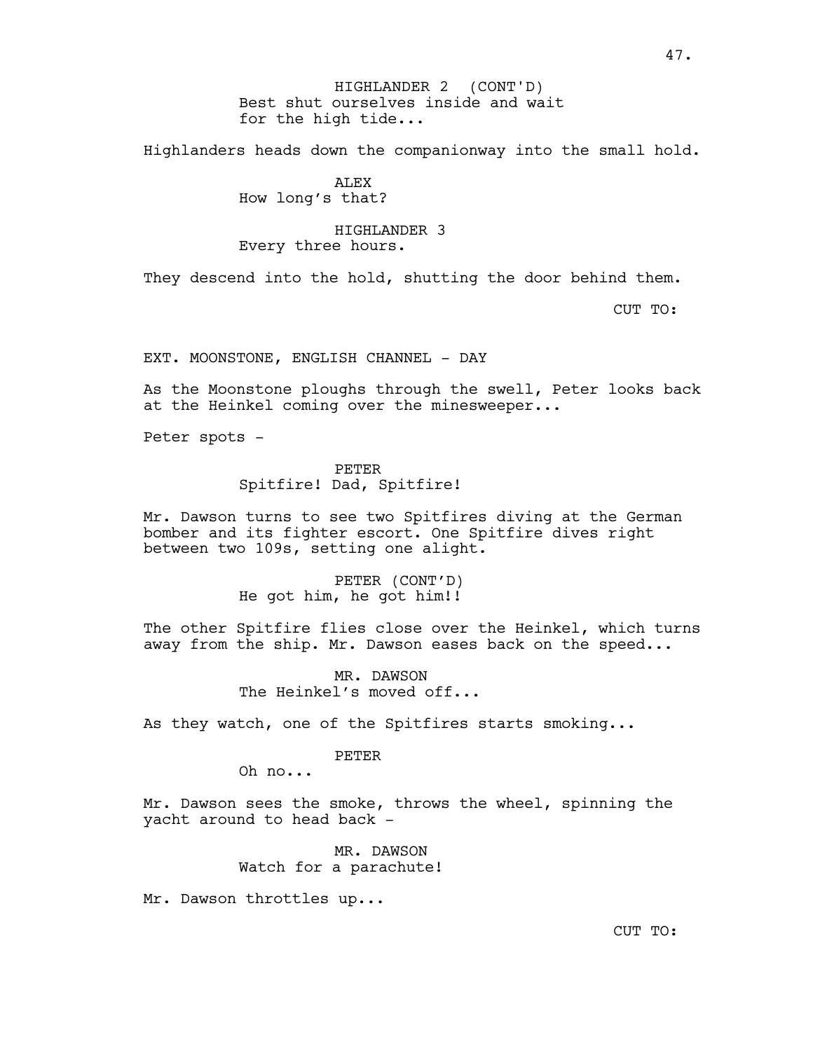HIGHLANDER 2 (CONT'D)
Best shut ourselves inside and wait for the high tide...

Highlanders heads down the companionway into the small hold.

ALEX
How long's that?

HIGHLANDER 3
Every three hours.

They descend into the hold, shutting the door behind them.

CUT TO:

EXT. MOONSTONE, ENGLISH CHANNEL - DAY

As the Moonstone ploughs through the swell, Peter looks back at the Heinkel coming over the minesweeper...

Peter spots -

PETER
Spitfire! Dad, Spitfire!

Mr. Dawson turns to see two Spitfires diving at the German bomber and its fighter escort. One Spitfire dives right between two 109s, setting one alight.

PETER (CONT'D)
He got him, he got him!!

The other Spitfire flies close over the Heinkel, which turns away from the ship. Mr. Dawson eases back on the speed...

MR. DAWSON
The Heinkel's moved off...

As they watch, one of the Spitfires starts smoking...

PETER
Oh no...

Mr. Dawson sees the smoke, throws the wheel, spinning the yacht around to head back -

MR. DAWSON
Watch for a parachute!

Mr. Dawson throttles up...

CUT TO: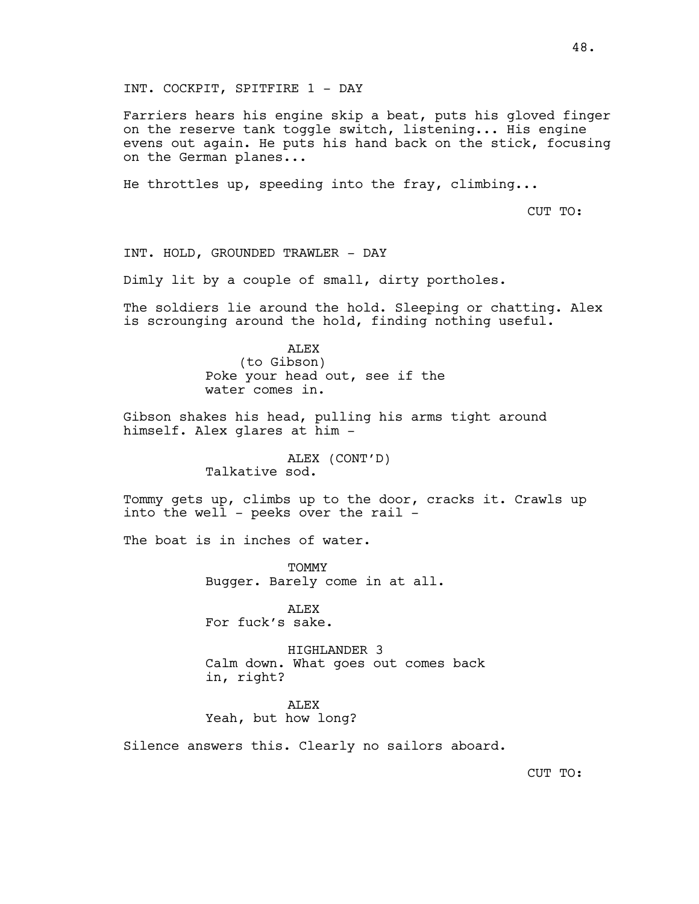INT. COCKPIT, SPITFIRE 1 - DAY

Farriers hears his engine skip a beat, puts his gloved finger on the reserve tank toggle switch, listening... His engine evens out again. He puts his hand back on the stick, focusing on the German planes...

He throttles up, speeding into the fray, climbing...

CUT TO:

INT. HOLD, GROUNDED TRAWLER - DAY

Dimly lit by a couple of small, dirty portholes.

The soldiers lie around the hold. Sleeping or chatting. Alex is scrounging around the hold, finding nothing useful.

ALEX
(to Gibson)
Poke your head out, see if the water comes in.

Gibson shakes his head, pulling his arms tight around himself. Alex glares at him -

ALEX (CONT'D)
Talkative sod.

Tommy gets up, climbs up to the door, cracks it. Crawls up into the well - peeks over the rail -

The boat is in inches of water.

TOMMY
Bugger. Barely come in at all.

ALEX
For fuck's sake.

HIGHLANDER 3
Calm down. What goes out comes back in, right?

ALEX
Yeah, but how long?

Silence answers this. Clearly no sailors aboard.

CUT TO: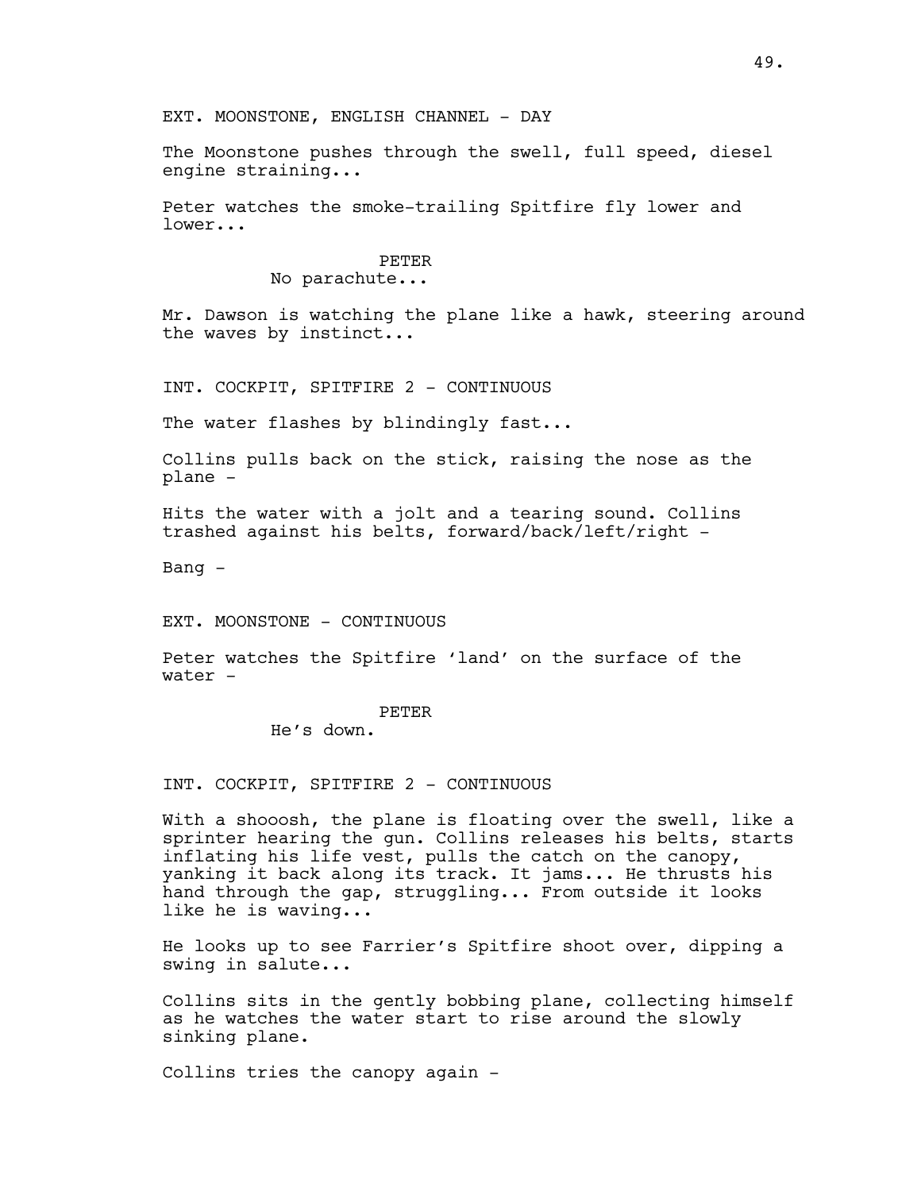EXT. MOONSTONE, ENGLISH CHANNEL - DAY

The Moonstone pushes through the swell, full speed, diesel engine straining...

Peter watches the smoke-trailing Spitfire fly lower and lower...

PETER
No parachute...

Mr. Dawson is watching the plane like a hawk, steering around the waves by instinct...

INT. COCKPIT, SPITFIRE 2 - CONTINUOUS

The water flashes by blindingly fast...

Collins pulls back on the stick, raising the nose as the plane -

Hits the water with a jolt and a tearing sound. Collins trashed against his belts, forward/back/left/right -

Bang -

EXT. MOONSTONE - CONTINUOUS

Peter watches the Spitfire 'land' on the surface of the water -

PETER
He's down.

INT. COCKPIT, SPITFIRE 2 - CONTINUOUS

With a shooosh, the plane is floating over the swell, like a sprinter hearing the gun. Collins releases his belts, starts inflating his life vest, pulls the catch on the canopy, yanking it back along its track. It jams... He thrusts his hand through the gap, struggling... From outside it looks like he is waving...

He looks up to see Farrier's Spitfire shoot over, dipping a swing in salute...

Collins sits in the gently bobbing plane, collecting himself as he watches the water start to rise around the slowly sinking plane.

Collins tries the canopy again -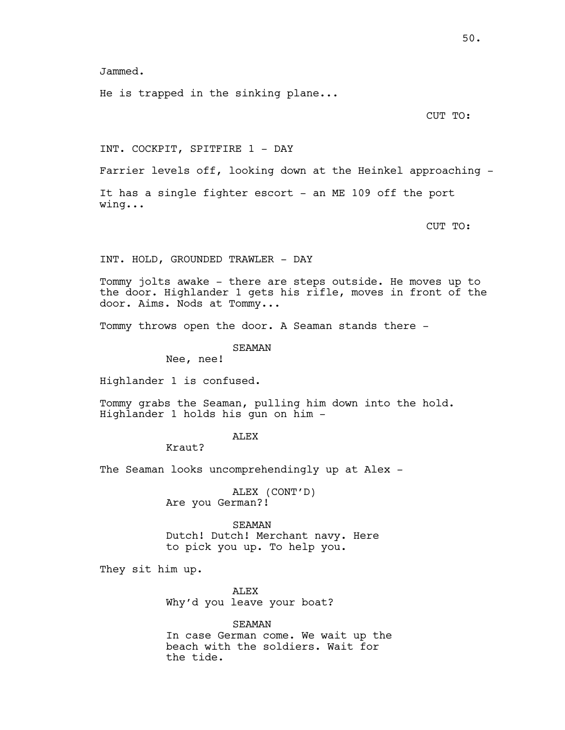Jammed.

He is trapped in the sinking plane...

CUT TO:

INT. COCKPIT, SPITFIRE 1 - DAY

Farrier levels off, looking down at the Heinkel approaching -

It has a single fighter escort - an ME 109 off the port wing...

CUT TO:

INT. HOLD, GROUNDED TRAWLER - DAY

Tommy jolts awake - there are steps outside. He moves up to the door. Highlander 1 gets his rifle, moves in front of the door. Aims. Nods at Tommy...

Tommy throws open the door. A Seaman stands there -

SEAMAN
Nee, nee!

Highlander 1 is confused.

Tommy grabs the Seaman, pulling him down into the hold. Highlander 1 holds his gun on him -

ALEX
Kraut?

The Seaman looks uncomprehendingly up at Alex -

ALEX (CONT'D)
Are you German?!

SEAMAN
Dutch! Dutch! Merchant navy. Here to pick you up. To help you.

They sit him up.

ALEX
Why'd you leave your boat?

SEAMAN
In case German come. We wait up the beach with the soldiers. Wait for the tide.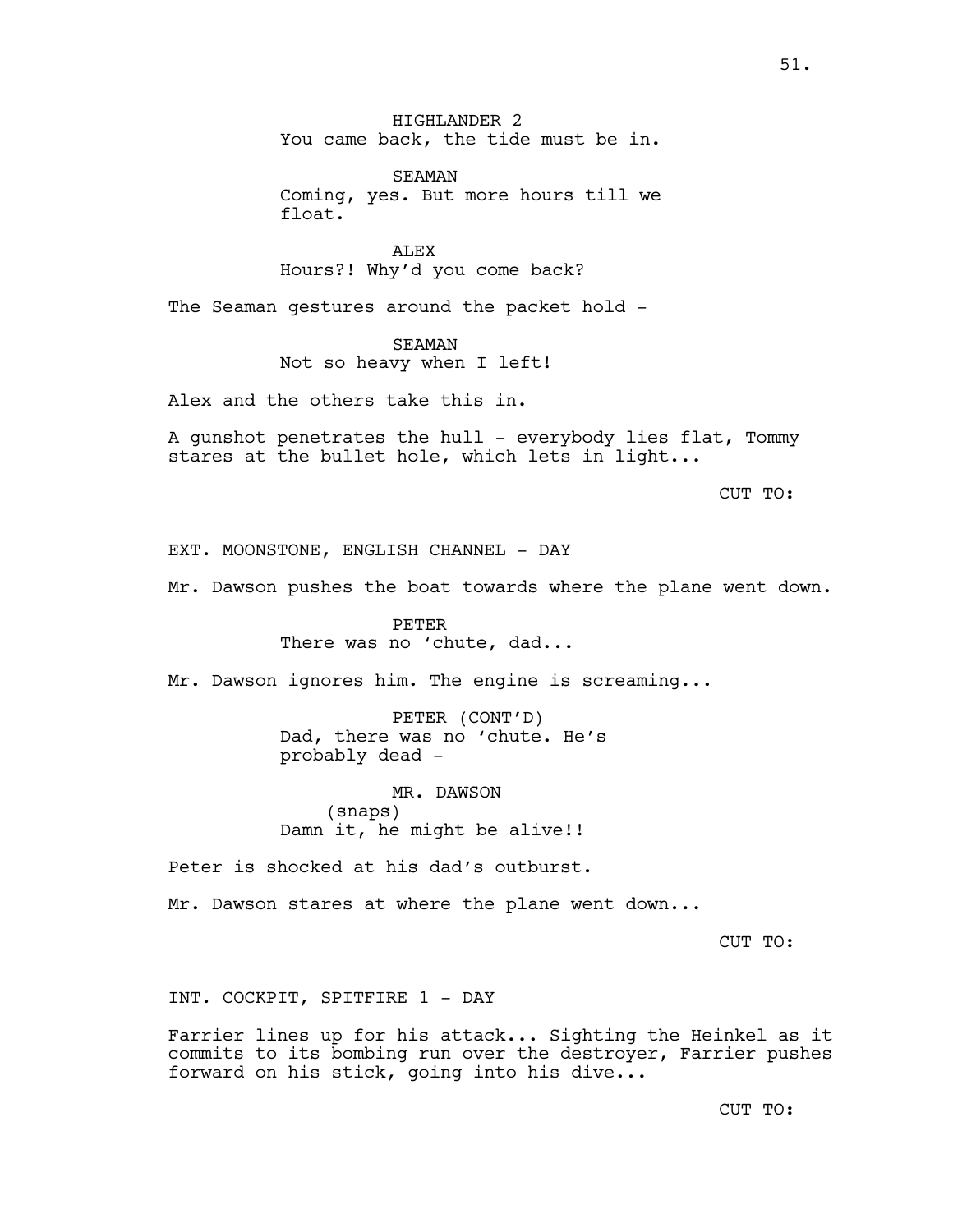HIGHLANDER 2

You came back, the tide must be in.

SEAMAN

Coming, yes. But more hours till we float.

ALEX

Hours?! Why'd you come back?

The Seaman gestures around the packet hold -

SEAMAN

Not so heavy when I left!

Alex and the others take this in.

A gunshot penetrates the hull - everybody lies flat, Tommy stares at the bullet hole, which lets in light...

CUT TO:

EXT. MOONSTONE, ENGLISH CHANNEL - DAY

Mr. Dawson pushes the boat towards where the plane went down.

PETER

There was no 'chute, dad...

Mr. Dawson ignores him. The engine is screaming...

PETER (CONT'D)

Dad, there was no 'chute. He's probably dead -

MR. DAWSON

(snaps)

Damn it, he might be alive!!

Peter is shocked at his dad's outburst.

Mr. Dawson stares at where the plane went down...

CUT TO:

INT. COCKPIT, SPITFIRE 1 - DAY

Farrier lines up for his attack... Sighting the Heinkel as it commits to its bombing run over the destroyer, Farrier pushes forward on his stick, going into his dive...

CUT TO: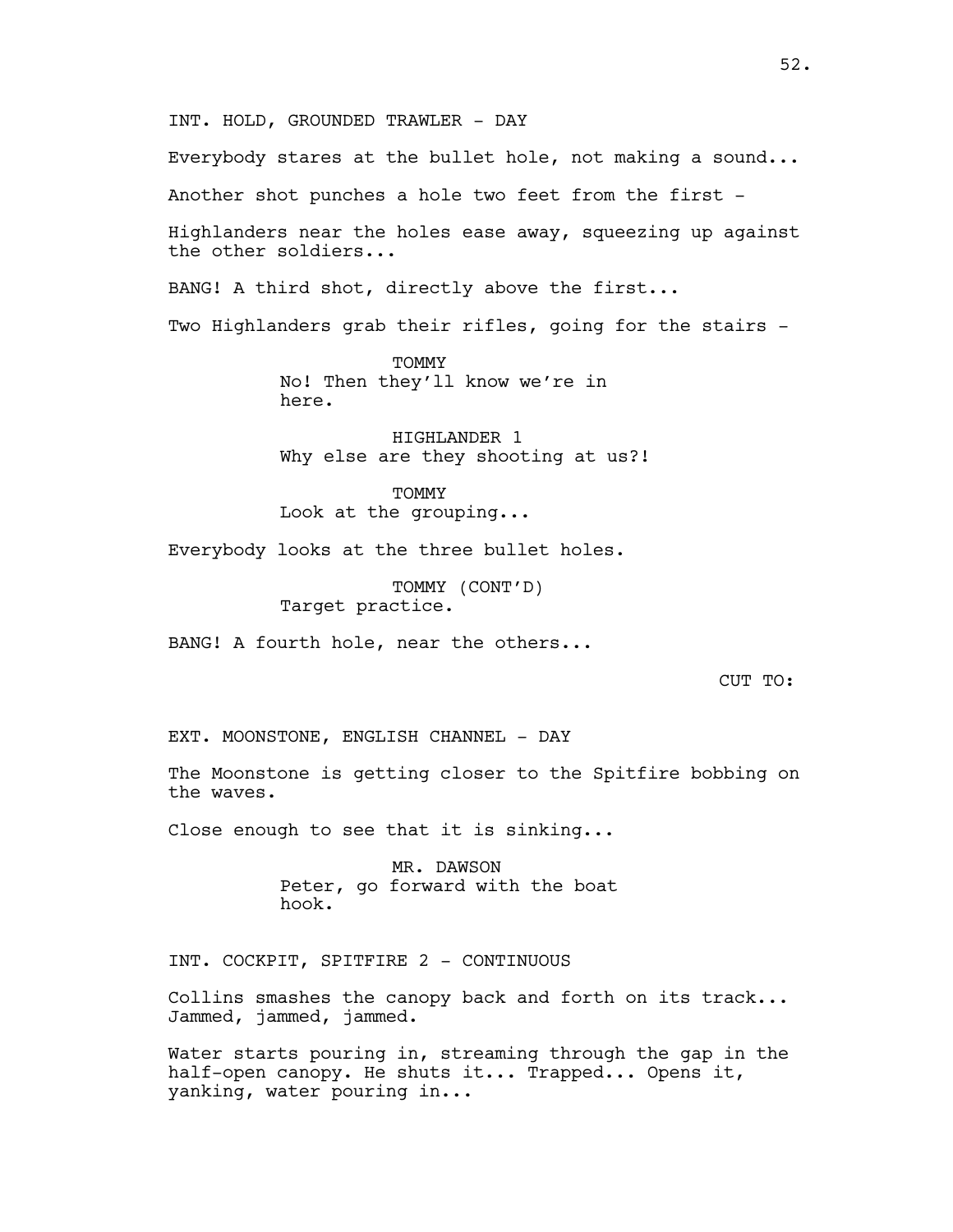INT. HOLD, GROUNDED TRAWLER - DAY

Everybody stares at the bullet hole, not making a sound...

Another shot punches a hole two feet from the first -

Highlanders near the holes ease away, squeezing up against the other soldiers...

BANG! A third shot, directly above the first...

Two Highlanders grab their rifles, going for the stairs -

TOMMY
No! Then they'll know we're in here.

HIGHLANDER 1
Why else are they shooting at us?!

TOMMY
Look at the grouping...

Everybody looks at the three bullet holes.

TOMMY (CONT'D)
Target practice.

BANG! A fourth hole, near the others...

CUT TO:

EXT. MOONSTONE, ENGLISH CHANNEL - DAY

The Moonstone is getting closer to the Spitfire bobbing on the waves.

Close enough to see that it is sinking...

MR. DAWSON
Peter, go forward with the boat hook.

INT. COCKPIT, SPITFIRE 2 - CONTINUOUS

Collins smashes the canopy back and forth on its track... Jammed, jammed, jammed.

Water starts pouring in, streaming through the gap in the half-open canopy. He shuts it... Trapped... Opens it, yanking, water pouring in...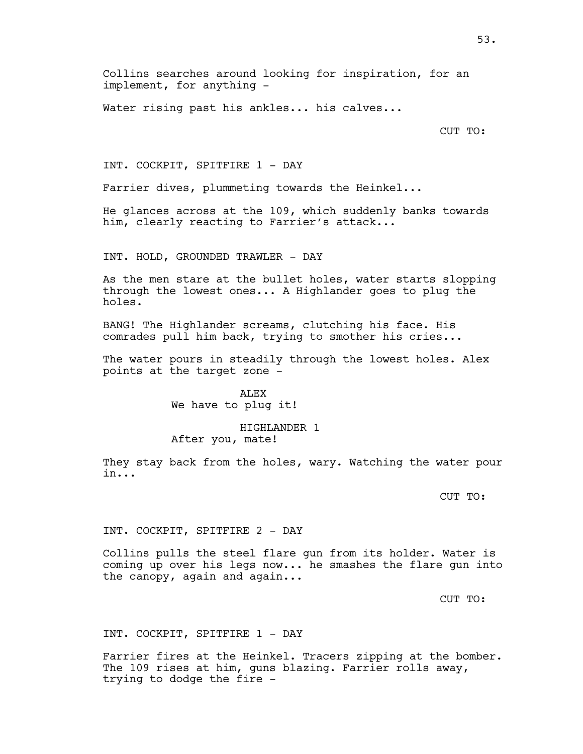Collins searches around looking for inspiration, for an implement, for anything -

Water rising past his ankles... his calves...

CUT TO:

INT. COCKPIT, SPITFIRE 1 - DAY

Farrier dives, plummeting towards the Heinkel...

He glances across at the 109, which suddenly banks towards him, clearly reacting to Farrier's attack...

INT. HOLD, GROUNDED TRAWLER - DAY

As the men stare at the bullet holes, water starts slopping through the lowest ones... A Highlander goes to plug the holes.

BANG! The Highlander screams, clutching his face. His comrades pull him back, trying to smother his cries...

The water pours in steadily through the lowest holes. Alex points at the target zone -

ALEX
We have to plug it!

HIGHLANDER 1
After you, mate!

They stay back from the holes, wary. Watching the water pour in...

CUT TO:

INT. COCKPIT, SPITFIRE 2 - DAY

Collins pulls the steel flare gun from its holder. Water is coming up over his legs now... he smashes the flare gun into the canopy, again and again...

CUT TO:

INT. COCKPIT, SPITFIRE 1 - DAY

Farrier fires at the Heinkel. Tracers zipping at the bomber. The 109 rises at him, guns blazing. Farrier rolls away, trying to dodge the fire -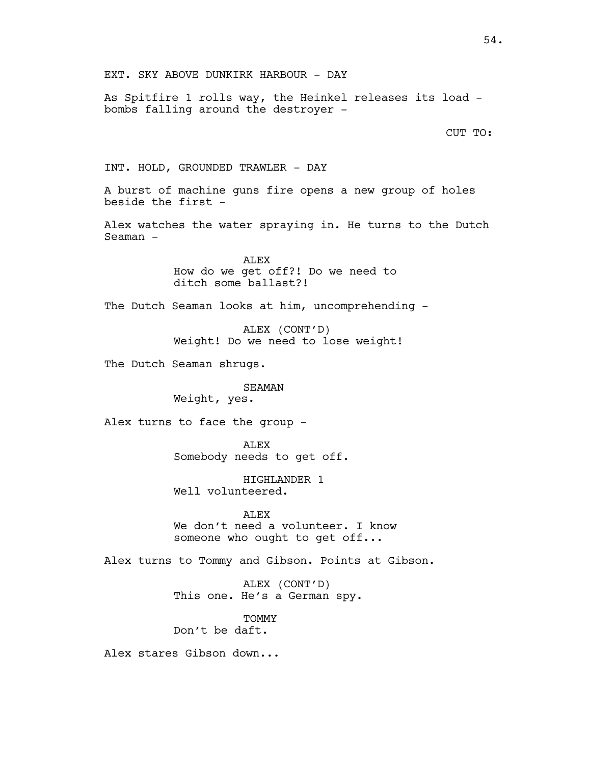EXT. SKY ABOVE DUNKIRK HARBOUR - DAY

As Spitfire 1 rolls way, the Heinkel releases its load - bombs falling around the destroyer -

CUT TO:

INT. HOLD, GROUNDED TRAWLER - DAY

A burst of machine guns fire opens a new group of holes beside the first -

Alex watches the water spraying in. He turns to the Dutch Seaman -

ALEX
How do we get off?! Do we need to ditch some ballast?!

The Dutch Seaman looks at him, uncomprehending -

ALEX (CONT'D)
Weight! Do we need to lose weight!

The Dutch Seaman shrugs.

SEAMAN
Weight, yes.

Alex turns to face the group -

ALEX
Somebody needs to get off.

HIGHLANDER 1
Well volunteered.

ALEX
We don't need a volunteer. I know someone who ought to get off...

Alex turns to Tommy and Gibson. Points at Gibson.

ALEX (CONT'D)
This one. He's a German spy.

TOMMY
Don't be daft.

Alex stares Gibson down...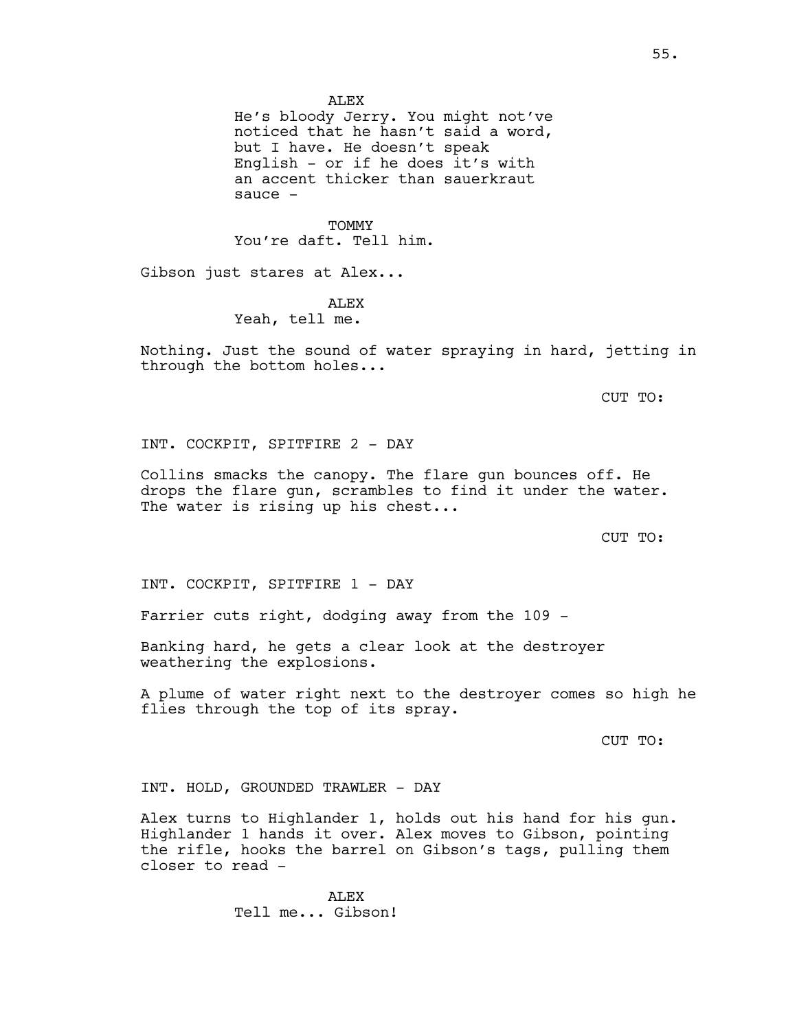ALEX

He's bloody Jerry. You might not've noticed that he hasn't said a word, but I have. He doesn't speak English - or if he does it's with an accent thicker than sauerkraut sauce -

TOMMY

You're daft. Tell him.

Gibson just stares at Alex...

ALEX

Yeah, tell me.

Nothing. Just the sound of water spraying in hard, jetting in through the bottom holes...

CUT TO:

INT. COCKPIT, SPITFIRE 2 - DAY

Collins smacks the canopy. The flare gun bounces off. He drops the flare gun, scrambles to find it under the water. The water is rising up his chest...

CUT TO:

INT. COCKPIT, SPITFIRE 1 - DAY

Farrier cuts right, dodging away from the 109 -

Banking hard, he gets a clear look at the destroyer weathering the explosions.

A plume of water right next to the destroyer comes so high he flies through the top of its spray.

CUT TO:

INT. HOLD, GROUNDED TRAWLER - DAY

Alex turns to Highlander 1, holds out his hand for his gun. Highlander 1 hands it over. Alex moves to Gibson, pointing the rifle, hooks the barrel on Gibson's tags, pulling them closer to read -

ALEX

Tell me... Gibson!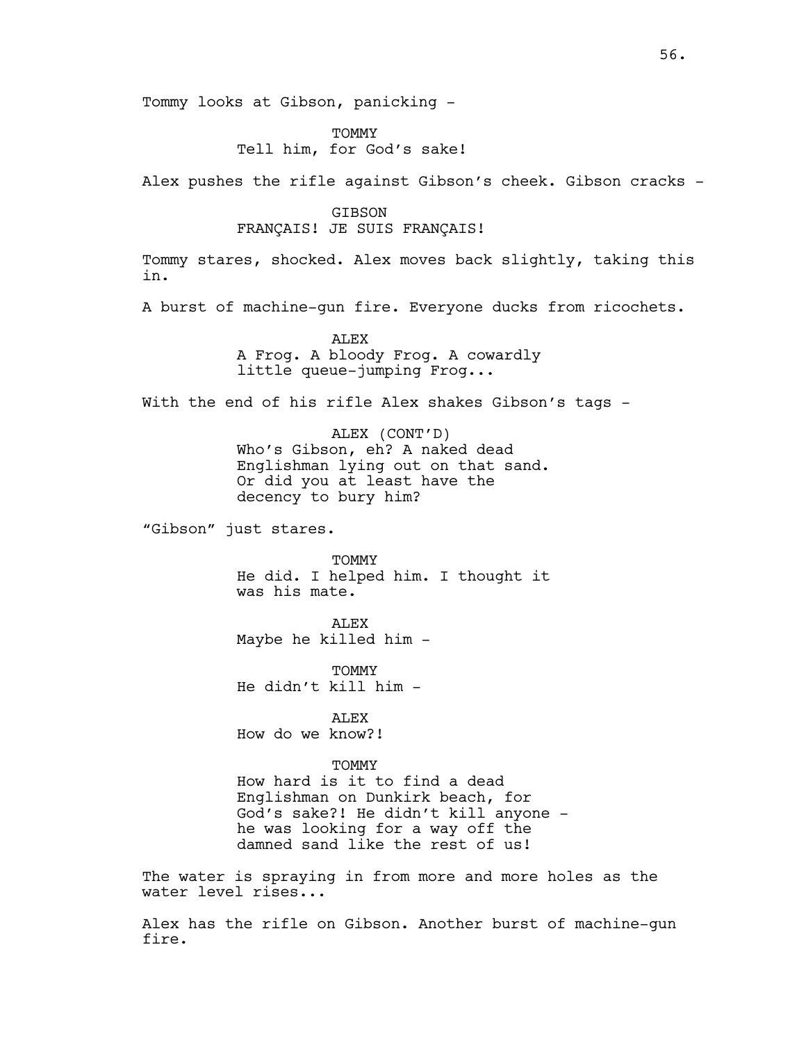Tommy looks at Gibson, panicking -

TOMMY
Tell him, for God's sake!

Alex pushes the rifle against Gibson's cheek. Gibson cracks -

GIBSON
FRANÇAIS! JE SUIS FRANÇAIS!

Tommy stares, shocked. Alex moves back slightly, taking this in.

A burst of machine-gun fire. Everyone ducks from ricochets.

ALEX
A Frog. A bloody Frog. A cowardly little queue-jumping Frog...

With the end of his rifle Alex shakes Gibson's tags -

ALEX (CONT'D)
Who's Gibson, eh? A naked dead Englishman lying out on that sand. Or did you at least have the decency to bury him?

"Gibson" just stares.

TOMMY
He did. I helped him. I thought it was his mate.

ALEX
Maybe he killed him -

TOMMY
He didn't kill him -

ALEX
How do we know?!

TOMMY
How hard is it to find a dead Englishman on Dunkirk beach, for God's sake?! He didn't kill anyone - he was looking for a way off the damned sand like the rest of us!

The water is spraying in from more and more holes as the water level rises...

Alex has the rifle on Gibson. Another burst of machine-gun fire.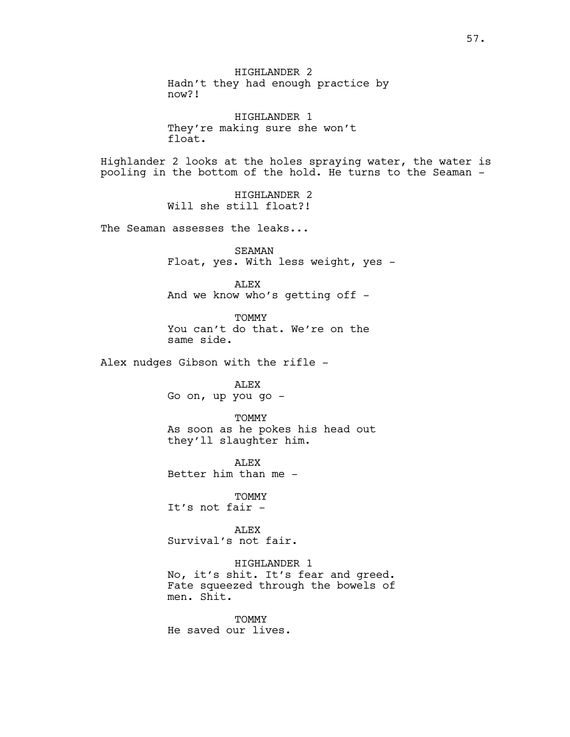HIGHLANDER 2
Hadn't they had enough practice by now?!

HIGHLANDER 1
They're making sure she won't float.

Highlander 2 looks at the holes spraying water, the water is pooling in the bottom of the hold. He turns to the Seaman -

HIGHLANDER 2
Will she still float?!

The Seaman assesses the leaks...

SEAMAN
Float, yes. With less weight, yes -

ALEX
And we know who's getting off -

TOMMY
You can't do that. We're on the same side.

Alex nudges Gibson with the rifle -

ALEX
Go on, up you go -

TOMMY
As soon as he pokes his head out they'll slaughter him.

ALEX
Better him than me -

TOMMY
It's not fair -

ALEX
Survival's not fair.

HIGHLANDER 1
No, it's shit. It's fear and greed. Fate squeezed through the bowels of men. Shit.

TOMMY
He saved our lives.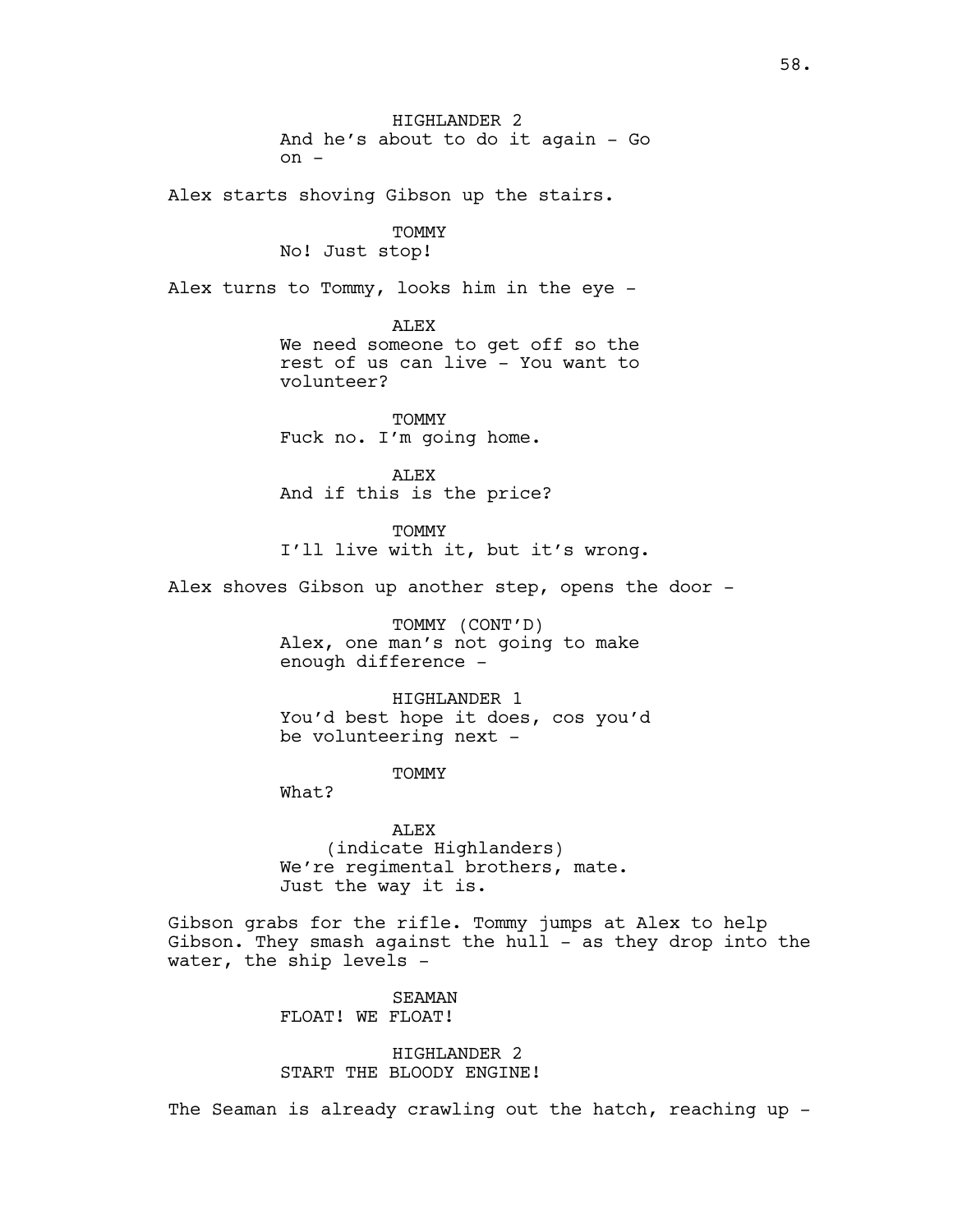HIGHLANDER 2

And he's about to do it again - Go on -

Alex starts shoving Gibson up the stairs.

TOMMY

No! Just stop!

Alex turns to Tommy, looks him in the eye -

ALEX

We need someone to get off so the rest of us can live - You want to volunteer?

TOMMY

Fuck no. I'm going home.

ALEX

And if this is the price?

TOMMY

I'll live with it, but it's wrong.

Alex shoves Gibson up another step, opens the door -

TOMMY (CONT'D)

Alex, one man's not going to make enough difference -

HIGHLANDER 1

You'd best hope it does, cos you'd be volunteering next -

TOMMY

What?

ALEX

(indicate Highlanders)

We're regimental brothers, mate. Just the way it is.

Gibson grabs for the rifle. Tommy jumps at Alex to help Gibson. They smash against the hull - as they drop into the water, the ship levels -

SEAMAN

FLOAT! WE FLOAT!

HIGHLANDER 2

START THE BLOODY ENGINE!

The Seaman is already crawling out the hatch, reaching up -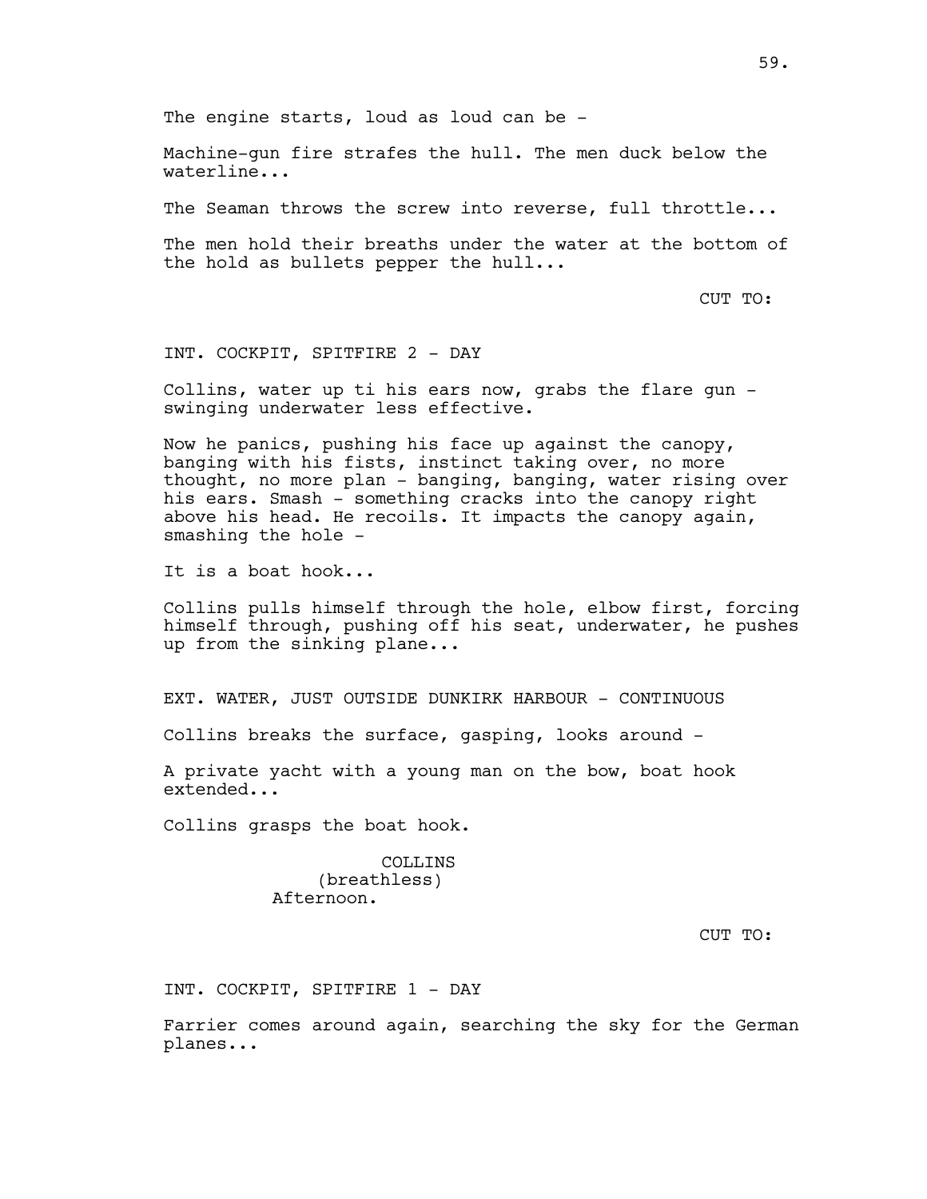The engine starts, loud as loud can be -

Machine-gun fire strafes the hull. The men duck below the waterline...

The Seaman throws the screw into reverse, full throttle...

The men hold their breaths under the water at the bottom of the hold as bullets pepper the hull...

CUT TO:

INT. COCKPIT, SPITFIRE 2 - DAY

Collins, water up ti his ears now, grabs the flare gun - swinging underwater less effective.

Now he panics, pushing his face up against the canopy, banging with his fists, instinct taking over, no more thought, no more plan - banging, banging, water rising over his ears. Smash - something cracks into the canopy right above his head. He recoils. It impacts the canopy again, smashing the hole -

It is a boat hook...

Collins pulls himself through the hole, elbow first, forcing himself through, pushing off his seat, underwater, he pushes up from the sinking plane...

EXT. WATER, JUST OUTSIDE DUNKIRK HARBOUR - CONTINUOUS

Collins breaks the surface, gasping, looks around -

A private yacht with a young man on the bow, boat hook extended...

Collins grasps the boat hook.

COLLINS
(breathless)
Afternoon.

CUT TO:

INT. COCKPIT, SPITFIRE 1 - DAY

Farrier comes around again, searching the sky for the German planes...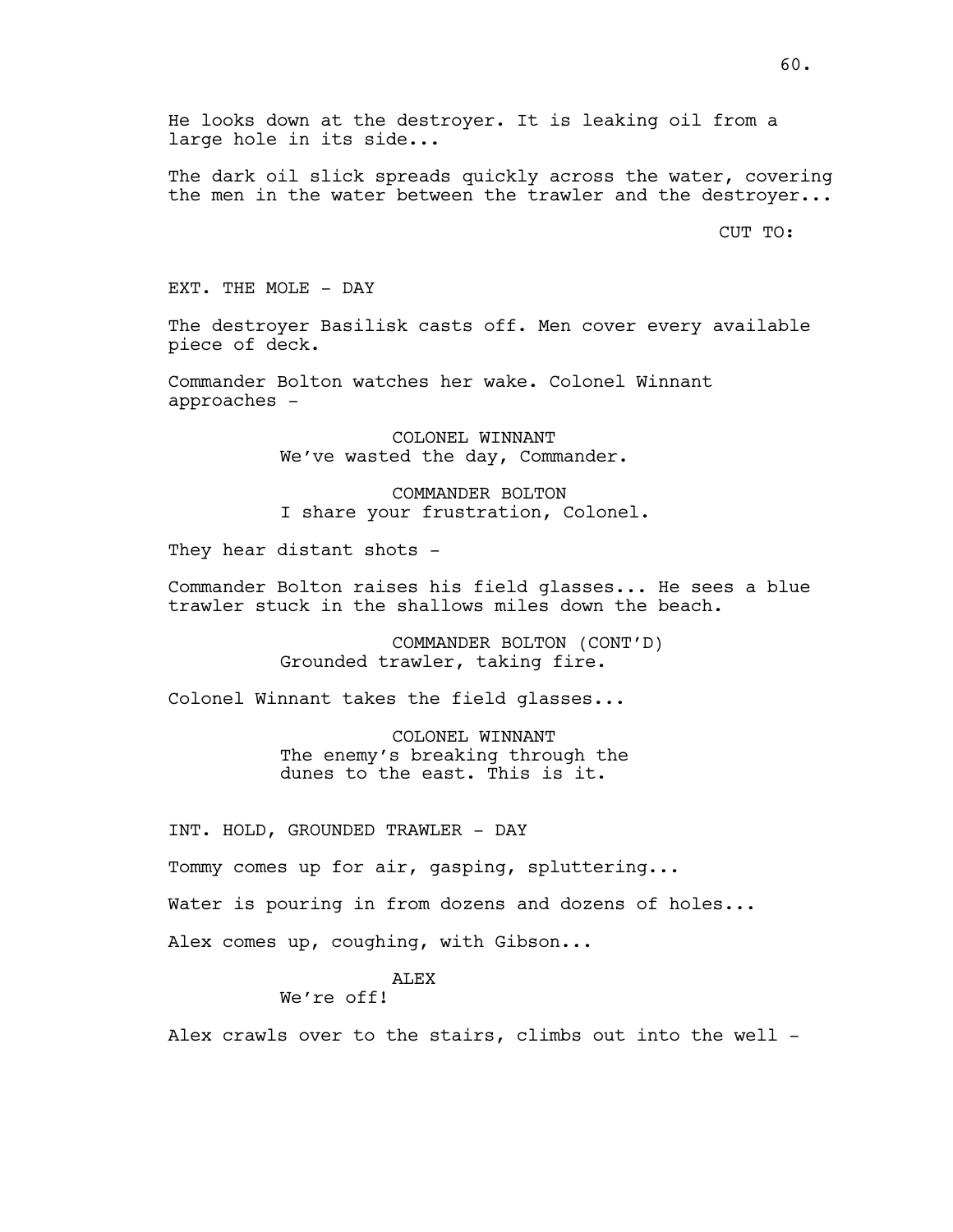He looks down at the destroyer. It is leaking oil from a large hole in its side...

The dark oil slick spreads quickly across the water, covering the men in the water between the trawler and the destroyer...

CUT TO:

EXT. THE MOLE - DAY

The destroyer Basilisk casts off. Men cover every available piece of deck.

Commander Bolton watches her wake. Colonel Winnant approaches -

COLONEL WINNANT
We've wasted the day, Commander.

COMMANDER BOLTON
I share your frustration, Colonel.

They hear distant shots -

Commander Bolton raises his field glasses... He sees a blue trawler stuck in the shallows miles down the beach.

COMMANDER BOLTON (CONT'D)
Grounded trawler, taking fire.

Colonel Winnant takes the field glasses...

COLONEL WINNANT
The enemy's breaking through the dunes to the east. This is it.

INT. HOLD, GROUNDED TRAWLER - DAY

Tommy comes up for air, gasping, spluttering...

Water is pouring in from dozens and dozens of holes...

Alex comes up, coughing, with Gibson...

ALEX
We're off!

Alex crawls over to the stairs, climbs out into the well -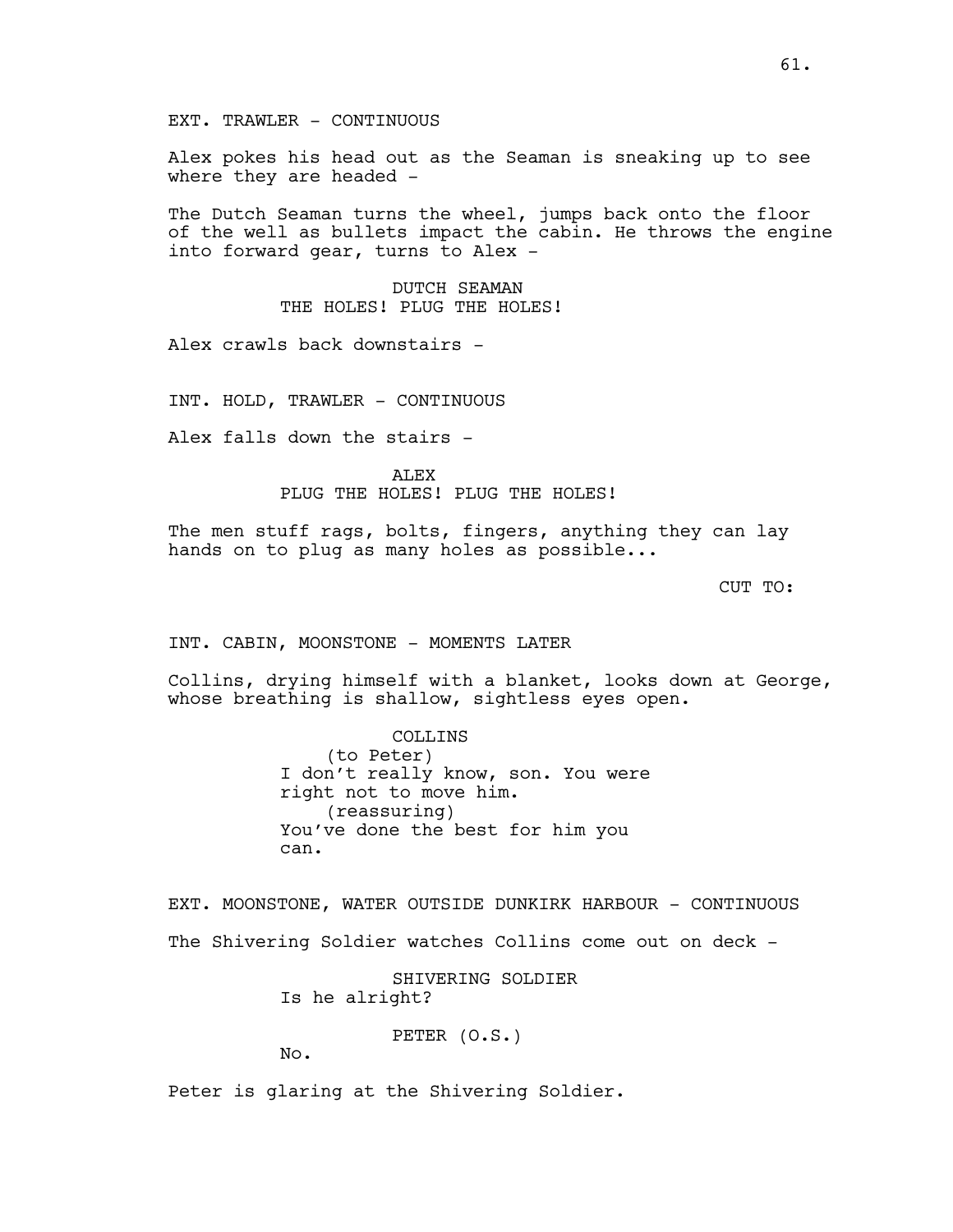EXT. TRAWLER - CONTINUOUS

Alex pokes his head out as the Seaman is sneaking up to see where they are headed -

The Dutch Seaman turns the wheel, jumps back onto the floor of the well as bullets impact the cabin. He throws the engine into forward gear, turns to Alex -

DUTCH SEAMAN
THE HOLES! PLUG THE HOLES!

Alex crawls back downstairs -

INT. HOLD, TRAWLER - CONTINUOUS

Alex falls down the stairs -

ALEX
PLUG THE HOLES! PLUG THE HOLES!

The men stuff rags, bolts, fingers, anything they can lay hands on to plug as many holes as possible...

CUT TO:

INT. CABIN, MOONSTONE - MOMENTS LATER

Collins, drying himself with a blanket, looks down at George, whose breathing is shallow, sightless eyes open.

COLLINS
(to Peter)
I don't really know, son. You were right not to move him.
(reassuring)
You've done the best for him you can.

EXT. MOONSTONE, WATER OUTSIDE DUNKIRK HARBOUR - CONTINUOUS

The Shivering Soldier watches Collins come out on deck -

SHIVERING SOLDIER
Is he alright?

PETER (O.S.)
No.

Peter is glaring at the Shivering Soldier.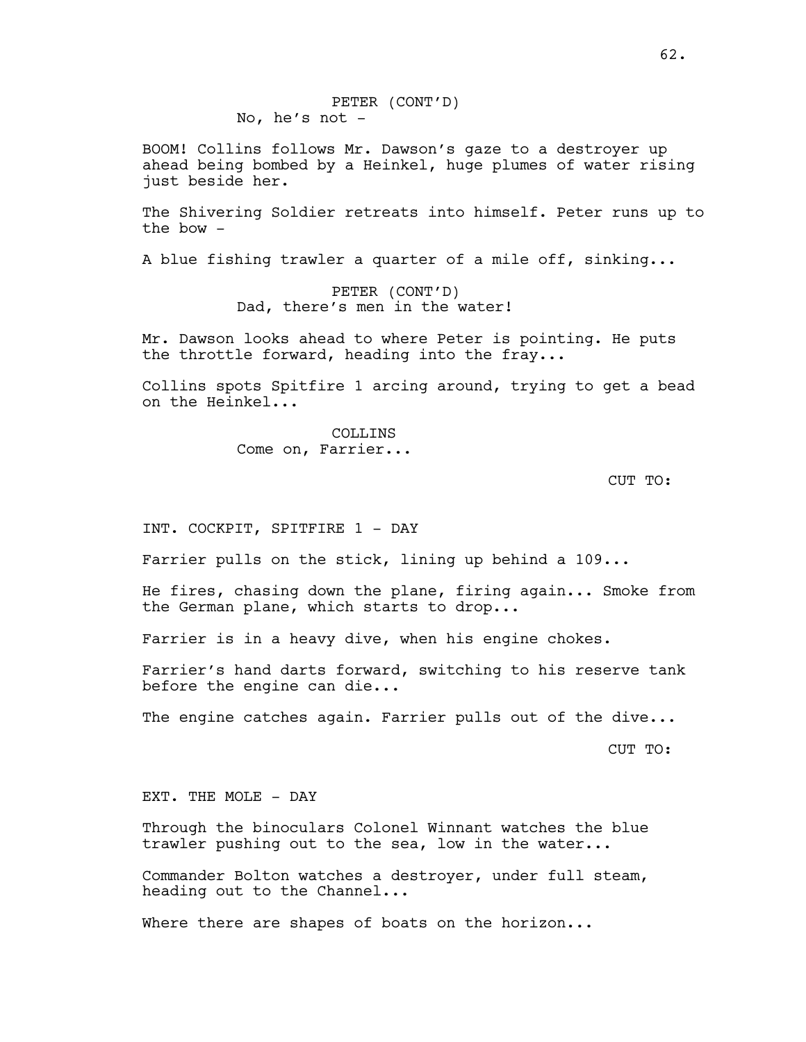PETER (CONT'D)
No, he's not -

BOOM! Collins follows Mr. Dawson's gaze to a destroyer up ahead being bombed by a Heinkel, huge plumes of water rising just beside her.

The Shivering Soldier retreats into himself. Peter runs up to the bow -

A blue fishing trawler a quarter of a mile off, sinking...

PETER (CONT'D)
Dad, there's men in the water!

Mr. Dawson looks ahead to where Peter is pointing. He puts the throttle forward, heading into the fray...

Collins spots Spitfire 1 arcing around, trying to get a bead on the Heinkel...

COLLINS
Come on, Farrier...

CUT TO:

INT. COCKPIT, SPITFIRE 1 - DAY

Farrier pulls on the stick, lining up behind a 109...

He fires, chasing down the plane, firing again... Smoke from the German plane, which starts to drop...

Farrier is in a heavy dive, when his engine chokes.

Farrier's hand darts forward, switching to his reserve tank before the engine can die...

The engine catches again. Farrier pulls out of the dive...

CUT TO:

EXT. THE MOLE - DAY

Through the binoculars Colonel Winnant watches the blue trawler pushing out to the sea, low in the water...

Commander Bolton watches a destroyer, under full steam, heading out to the Channel...

Where there are shapes of boats on the horizon...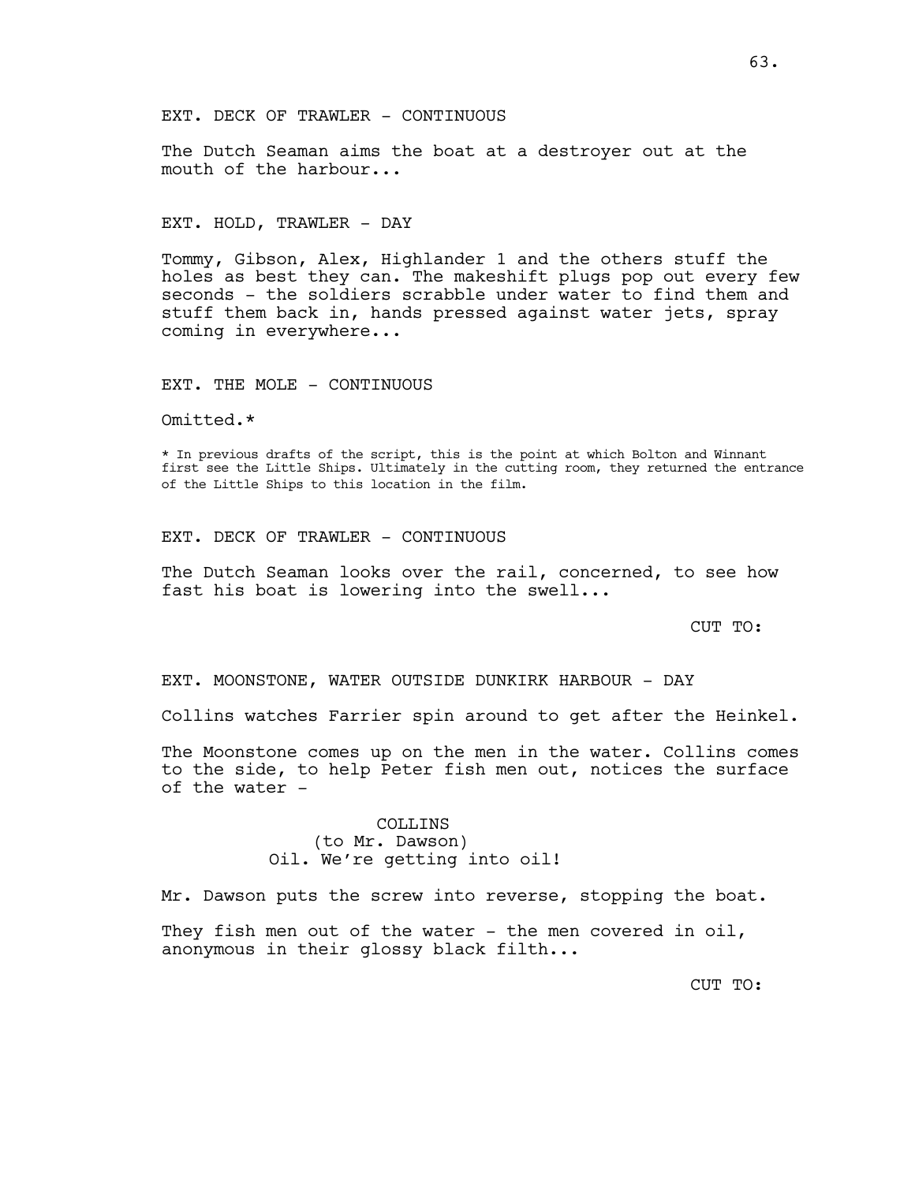EXT. DECK OF TRAWLER - CONTINUOUS

The Dutch Seaman aims the boat at a destroyer out at the mouth of the harbour...

EXT. HOLD, TRAWLER - DAY

Tommy, Gibson, Alex, Highlander 1 and the others stuff the holes as best they can. The makeshift plugs pop out every few seconds - the soldiers scrabble under water to find them and stuff them back in, hands pressed against water jets, spray coming in everywhere...

EXT. THE MOLE - CONTINUOUS

Omitted.*

\* In previous drafts of the script, this is the point at which Bolton and Winnant first see the Little Ships. Ultimately in the cutting room, they returned the entrance of the Little Ships to this location in the film.

EXT. DECK OF TRAWLER - CONTINUOUS

The Dutch Seaman looks over the rail, concerned, to see how fast his boat is lowering into the swell...

CUT TO:

EXT. MOONSTONE, WATER OUTSIDE DUNKIRK HARBOUR - DAY

Collins watches Farrier spin around to get after the Heinkel.

The Moonstone comes up on the men in the water. Collins comes to the side, to help Peter fish men out, notices the surface of the water -

COLLINS
(to Mr. Dawson)
Oil. We're getting into oil!

Mr. Dawson puts the screw into reverse, stopping the boat.

They fish men out of the water - the men covered in oil, anonymous in their glossy black filth...

CUT TO: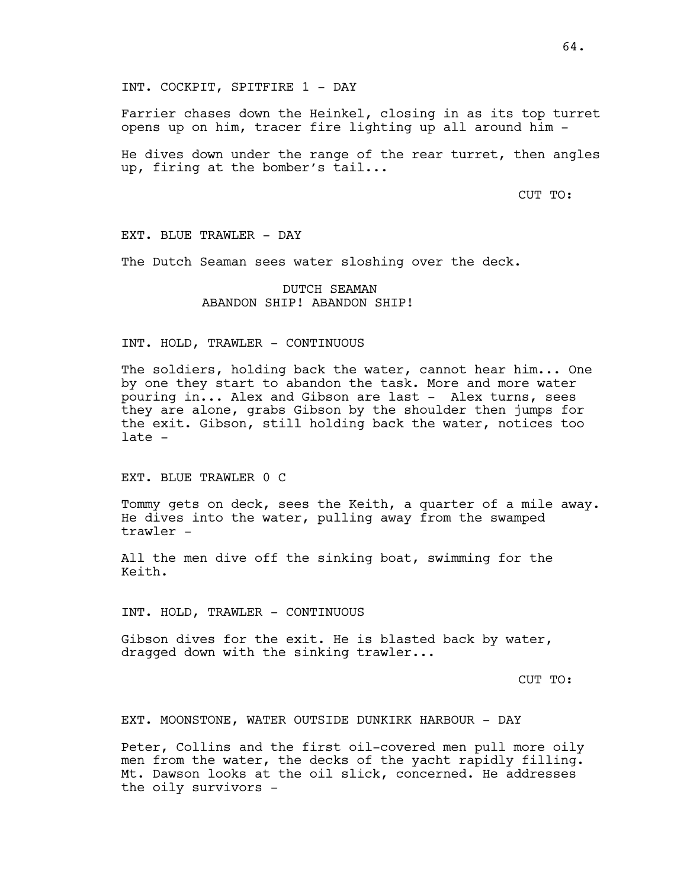INT. COCKPIT, SPITFIRE 1 - DAY

Farrier chases down the Heinkel, closing in as its top turret opens up on him, tracer fire lighting up all around him -

He dives down under the range of the rear turret, then angles up, firing at the bomber's tail...

CUT TO:

EXT. BLUE TRAWLER - DAY

The Dutch Seaman sees water sloshing over the deck.

DUTCH SEAMAN
ABANDON SHIP! ABANDON SHIP!

INT. HOLD, TRAWLER - CONTINUOUS

The soldiers, holding back the water, cannot hear him... One by one they start to abandon the task. More and more water pouring in... Alex and Gibson are last - Alex turns, sees they are alone, grabs Gibson by the shoulder then jumps for the exit. Gibson, still holding back the water, notices too late -

EXT. BLUE TRAWLER 0 C

Tommy gets on deck, sees the Keith, a quarter of a mile away. He dives into the water, pulling away from the swamped trawler -

All the men dive off the sinking boat, swimming for the Keith.

INT. HOLD, TRAWLER - CONTINUOUS

Gibson dives for the exit. He is blasted back by water, dragged down with the sinking trawler...

CUT TO:

EXT. MOONSTONE, WATER OUTSIDE DUNKIRK HARBOUR - DAY

Peter, Collins and the first oil-covered men pull more oily men from the water, the decks of the yacht rapidly filling. Mt. Dawson looks at the oil slick, concerned. He addresses the oily survivors -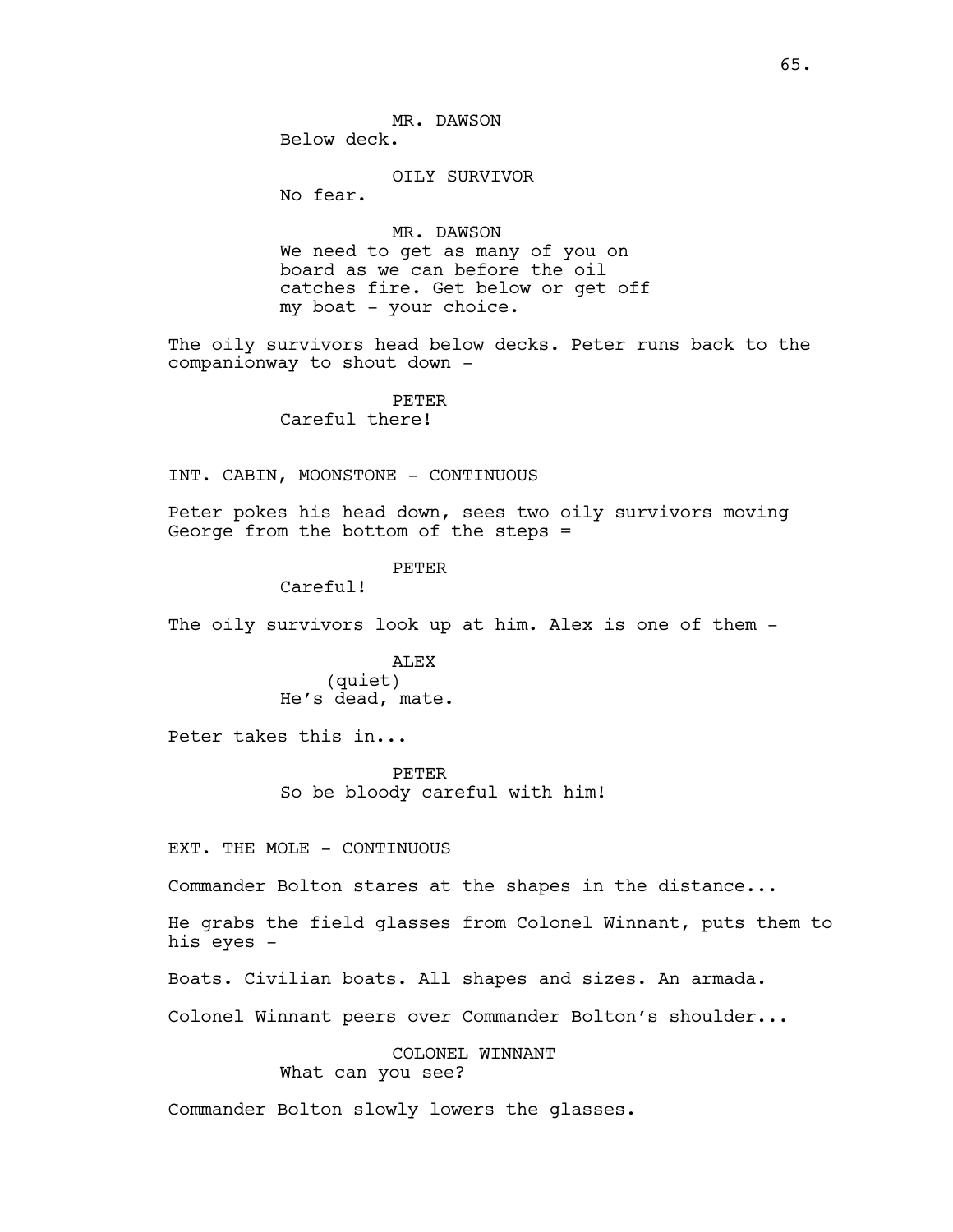MR. DAWSON
Below deck.

OILY SURVIVOR
No fear.

MR. DAWSON
We need to get as many of you on board as we can before the oil catches fire. Get below or get off my boat - your choice.

The oily survivors head below decks. Peter runs back to the companionway to shout down -

PETER
Careful there!

INT. CABIN, MOONSTONE - CONTINUOUS

Peter pokes his head down, sees two oily survivors moving George from the bottom of the steps =

PETER
Careful!

The oily survivors look up at him. Alex is one of them -

ALEX
(quiet)
He's dead, mate.

Peter takes this in...

PETER
So be bloody careful with him!

EXT. THE MOLE - CONTINUOUS

Commander Bolton stares at the shapes in the distance...

He grabs the field glasses from Colonel Winnant, puts them to his eyes -

Boats. Civilian boats. All shapes and sizes. An armada.

Colonel Winnant peers over Commander Bolton's shoulder...

COLONEL WINNANT
What can you see?

Commander Bolton slowly lowers the glasses.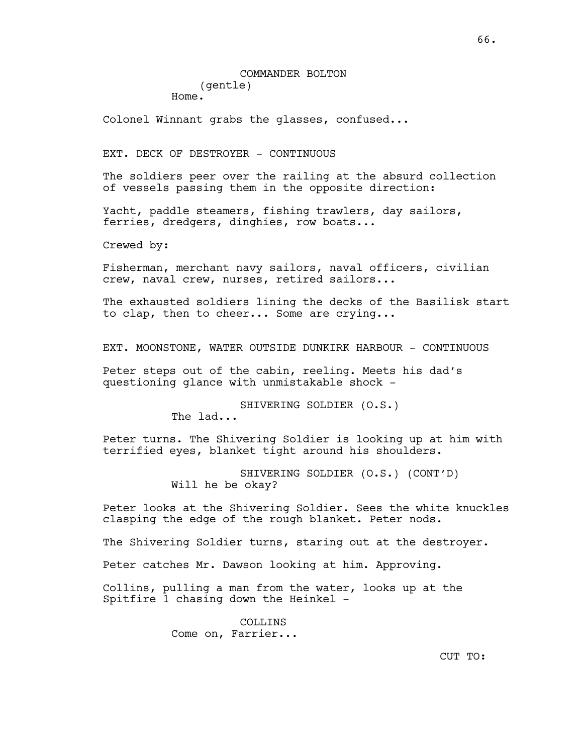COMMANDER BOLTON
(gentle)
Home.

Colonel Winnant grabs the glasses, confused...

EXT. DECK OF DESTROYER - CONTINUOUS

The soldiers peer over the railing at the absurd collection of vessels passing them in the opposite direction:

Yacht, paddle steamers, fishing trawlers, day sailors, ferries, dredgers, dinghies, row boats...

Crewed by:

Fisherman, merchant navy sailors, naval officers, civilian crew, naval crew, nurses, retired sailors...

The exhausted soldiers lining the decks of the Basilisk start to clap, then to cheer... Some are crying...

EXT. MOONSTONE, WATER OUTSIDE DUNKIRK HARBOUR - CONTINUOUS

Peter steps out of the cabin, reeling. Meets his dad's questioning glance with unmistakable shock -

SHIVERING SOLDIER (O.S.)
The lad...

Peter turns. The Shivering Soldier is looking up at him with terrified eyes, blanket tight around his shoulders.

SHIVERING SOLDIER (O.S.) (CONT'D)
Will he be okay?

Peter looks at the Shivering Soldier. Sees the white knuckles clasping the edge of the rough blanket. Peter nods.

The Shivering Soldier turns, staring out at the destroyer.

Peter catches Mr. Dawson looking at him. Approving.

Collins, pulling a man from the water, looks up at the Spitfire 1 chasing down the Heinkel -

COLLINS
Come on, Farrier...

CUT TO: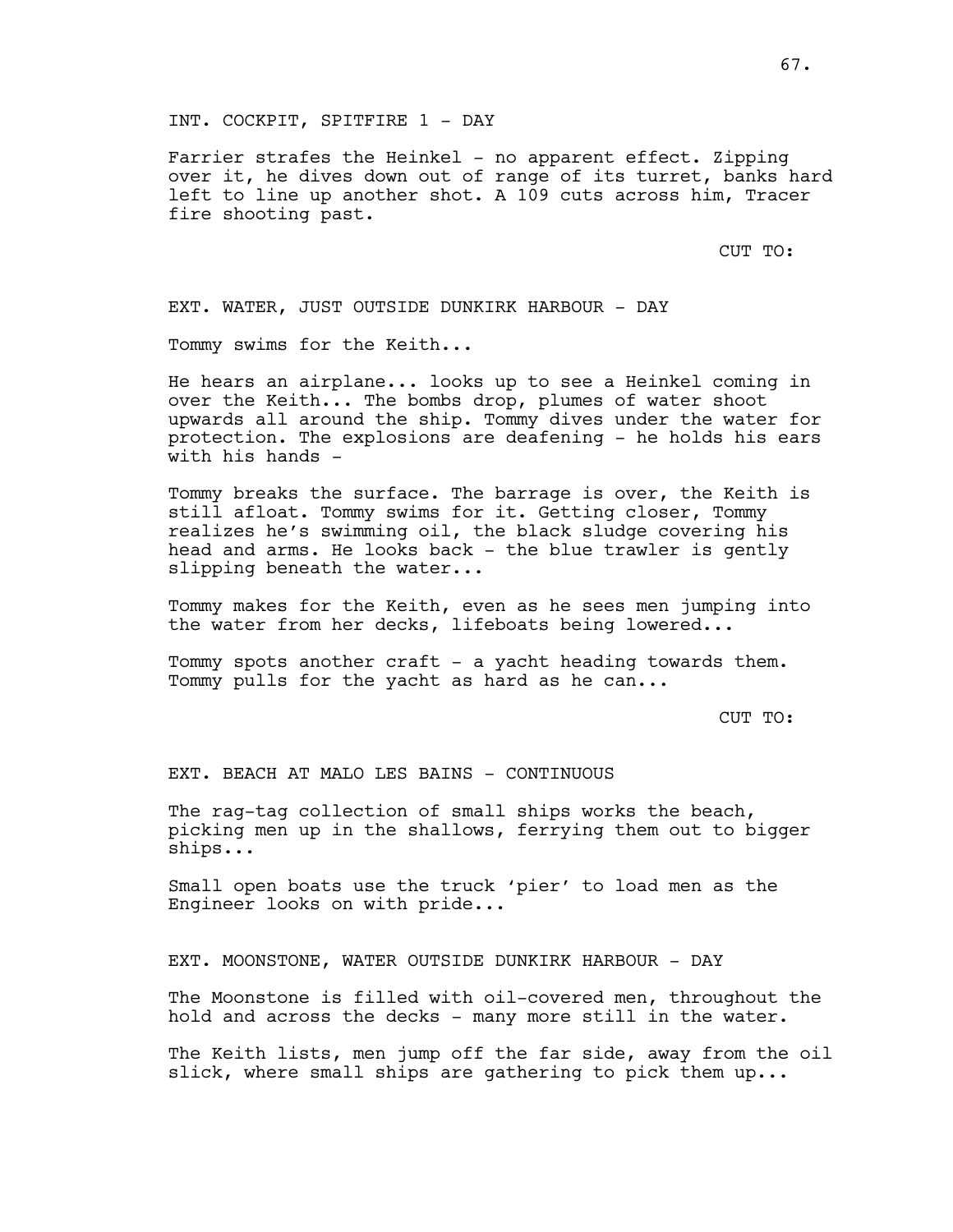INT. COCKPIT, SPITFIRE 1 - DAY

Farrier strafes the Heinkel - no apparent effect. Zipping over it, he dives down out of range of its turret, banks hard left to line up another shot. A 109 cuts across him, Tracer fire shooting past.

CUT TO:

EXT. WATER, JUST OUTSIDE DUNKIRK HARBOUR - DAY

Tommy swims for the Keith...

He hears an airplane... looks up to see a Heinkel coming in over the Keith... The bombs drop, plumes of water shoot upwards all around the ship. Tommy dives under the water for protection. The explosions are deafening - he holds his ears with his hands -

Tommy breaks the surface. The barrage is over, the Keith is still afloat. Tommy swims for it. Getting closer, Tommy realizes he's swimming oil, the black sludge covering his head and arms. He looks back - the blue trawler is gently slipping beneath the water...

Tommy makes for the Keith, even as he sees men jumping into the water from her decks, lifeboats being lowered...

Tommy spots another craft - a yacht heading towards them. Tommy pulls for the yacht as hard as he can...

CUT TO:

EXT. BEACH AT MALO LES BAINS - CONTINUOUS

The rag-tag collection of small ships works the beach, picking men up in the shallows, ferrying them out to bigger ships...

Small open boats use the truck 'pier' to load men as the Engineer looks on with pride...

EXT. MOONSTONE, WATER OUTSIDE DUNKIRK HARBOUR - DAY

The Moonstone is filled with oil-covered men, throughout the hold and across the decks - many more still in the water.

The Keith lists, men jump off the far side, away from the oil slick, where small ships are gathering to pick them up...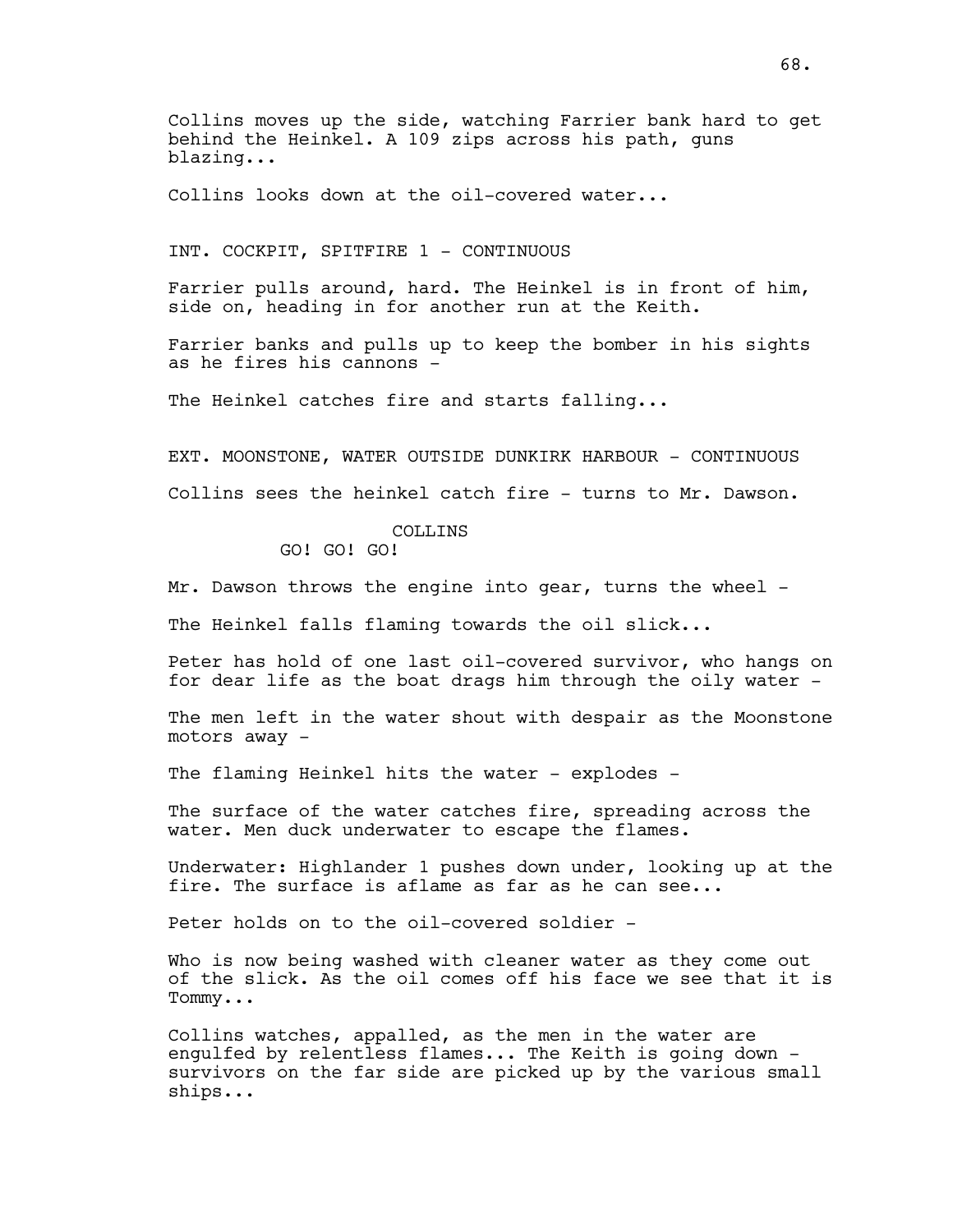Collins moves up the side, watching Farrier bank hard to get behind the Heinkel. A 109 zips across his path, guns blazing...

Collins looks down at the oil-covered water...

INT. COCKPIT, SPITFIRE 1 - CONTINUOUS

Farrier pulls around, hard. The Heinkel is in front of him, side on, heading in for another run at the Keith.

Farrier banks and pulls up to keep the bomber in his sights as he fires his cannons -

The Heinkel catches fire and starts falling...

EXT. MOONSTONE, WATER OUTSIDE DUNKIRK HARBOUR - CONTINUOUS

Collins sees the heinkel catch fire - turns to Mr. Dawson.

COLLINS
GO! GO! GO!

Mr. Dawson throws the engine into gear, turns the wheel -

The Heinkel falls flaming towards the oil slick...

Peter has hold of one last oil-covered survivor, who hangs on for dear life as the boat drags him through the oily water -

The men left in the water shout with despair as the Moonstone motors away -

The flaming Heinkel hits the water - explodes -

The surface of the water catches fire, spreading across the water. Men duck underwater to escape the flames.

Underwater: Highlander 1 pushes down under, looking up at the fire. The surface is aflame as far as he can see...

Peter holds on to the oil-covered soldier -

Who is now being washed with cleaner water as they come out of the slick. As the oil comes off his face we see that it is Tommy...

Collins watches, appalled, as the men in the water are engulfed by relentless flames... The Keith is going down - survivors on the far side are picked up by the various small ships...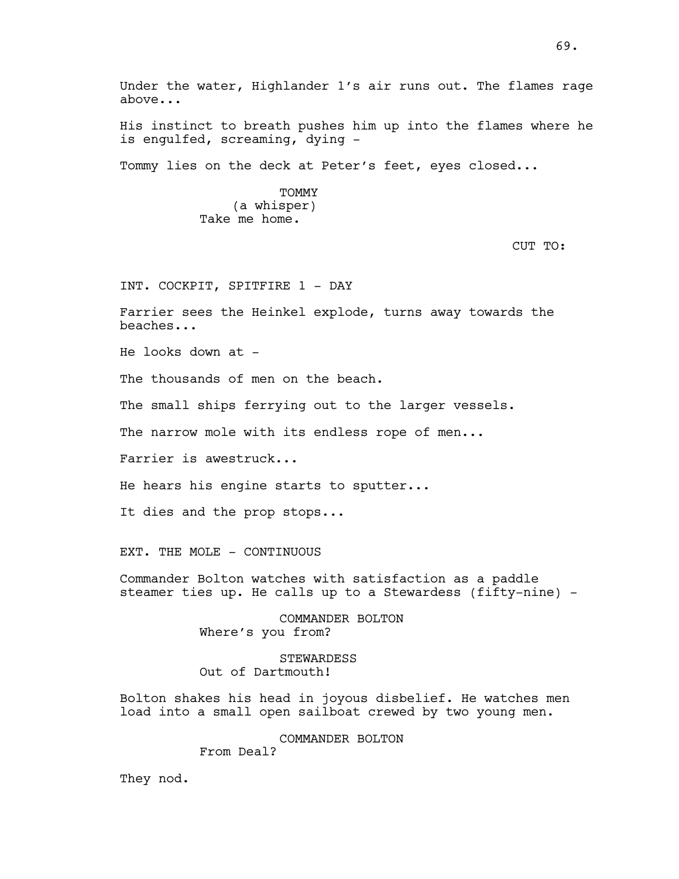Under the water, Highlander 1's air runs out. The flames rage above...

His instinct to breath pushes him up into the flames where he is engulfed, screaming, dying -

Tommy lies on the deck at Peter's feet, eyes closed...

TOMMY
(a whisper)
Take me home.

CUT TO:

INT. COCKPIT, SPITFIRE 1 - DAY

Farrier sees the Heinkel explode, turns away towards the beaches...

He looks down at -

The thousands of men on the beach.

The small ships ferrying out to the larger vessels.

The narrow mole with its endless rope of men...

Farrier is awestruck...

He hears his engine starts to sputter...

It dies and the prop stops...

EXT. THE MOLE - CONTINUOUS

Commander Bolton watches with satisfaction as a paddle steamer ties up. He calls up to a Stewardess (fifty-nine) -

COMMANDER BOLTON
Where's you from?

STEWARDESS
Out of Dartmouth!

Bolton shakes his head in joyous disbelief. He watches men load into a small open sailboat crewed by two young men.

COMMANDER BOLTON
From Deal?

They nod.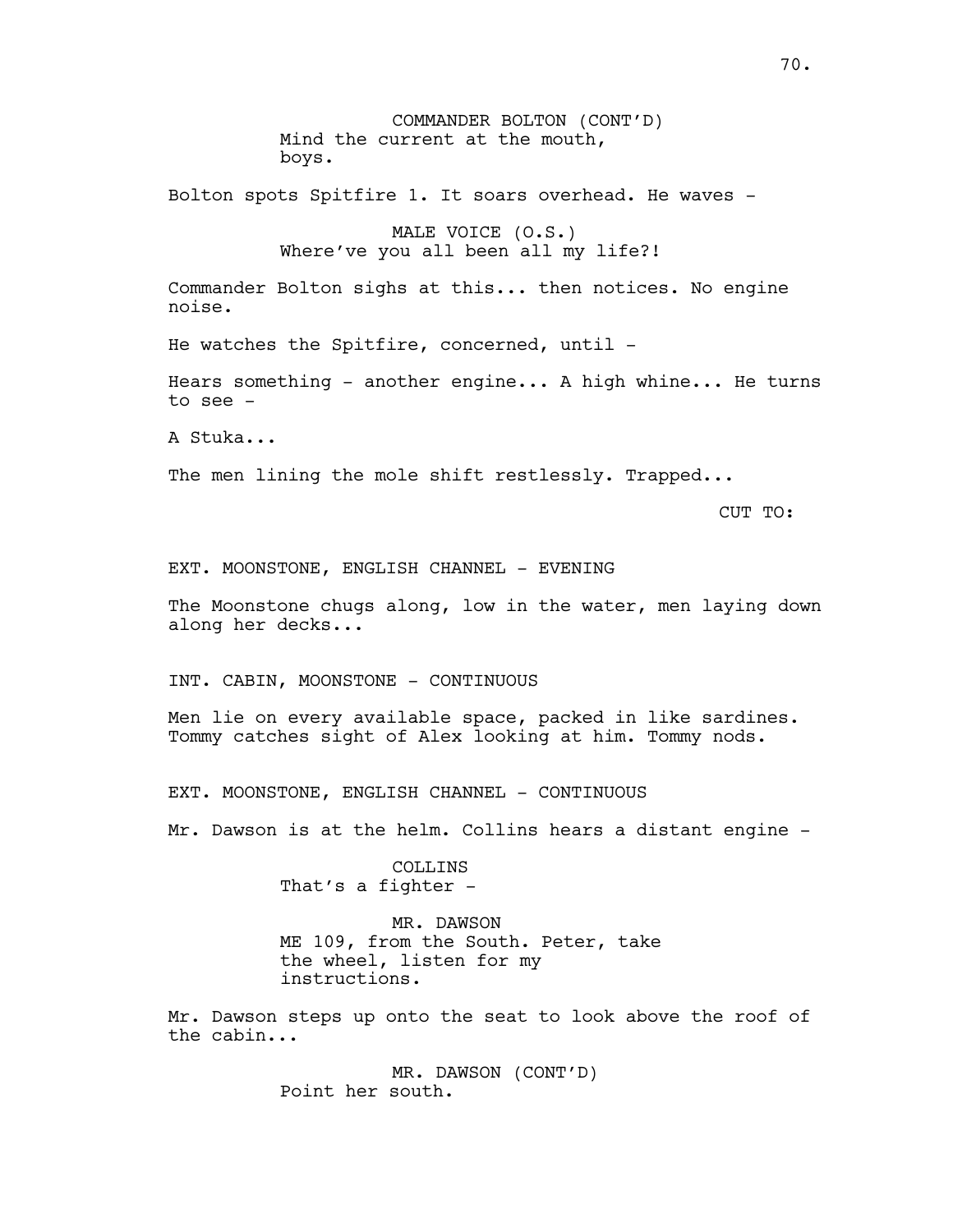COMMANDER BOLTON (CONT'D)
Mind the current at the mouth, boys.

Bolton spots Spitfire 1. It soars overhead. He waves -

MALE VOICE (O.S.)
Where've you all been all my life?!

Commander Bolton sighs at this... then notices. No engine noise.

He watches the Spitfire, concerned, until -

Hears something - another engine... A high whine... He turns to see -

A Stuka...

The men lining the mole shift restlessly. Trapped...

CUT TO:

EXT. MOONSTONE, ENGLISH CHANNEL - EVENING

The Moonstone chugs along, low in the water, men laying down along her decks...

INT. CABIN, MOONSTONE - CONTINUOUS

Men lie on every available space, packed in like sardines. Tommy catches sight of Alex looking at him. Tommy nods.

EXT. MOONSTONE, ENGLISH CHANNEL - CONTINUOUS

Mr. Dawson is at the helm. Collins hears a distant engine -

COLLINS
That's a fighter -

MR. DAWSON
ME 109, from the South. Peter, take the wheel, listen for my instructions.

Mr. Dawson steps up onto the seat to look above the roof of the cabin...

MR. DAWSON (CONT'D)
Point her south.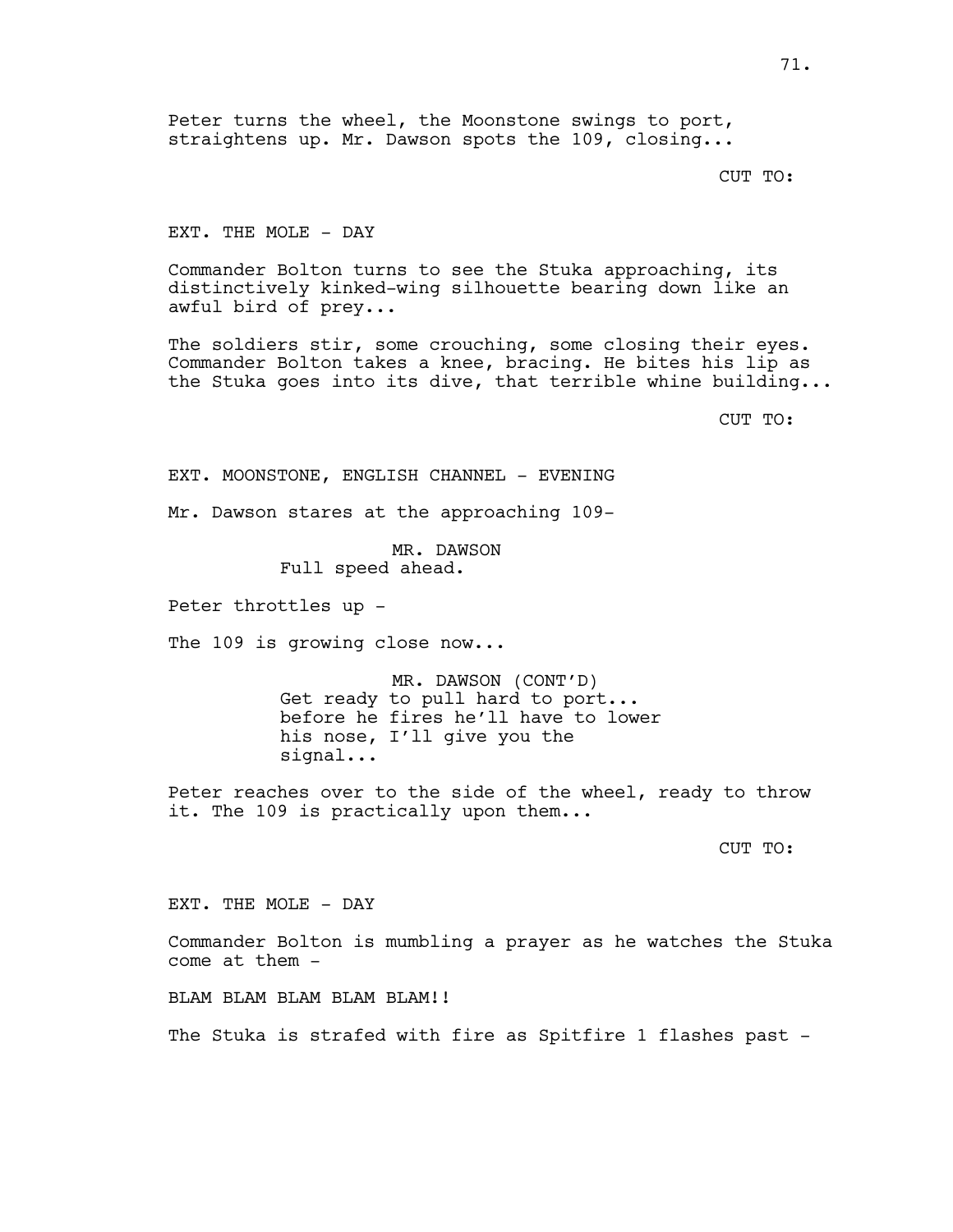Peter turns the wheel, the Moonstone swings to port, straightens up. Mr. Dawson spots the 109, closing...

CUT TO:

EXT. THE MOLE - DAY

Commander Bolton turns to see the Stuka approaching, its distinctively kinked-wing silhouette bearing down like an awful bird of prey...

The soldiers stir, some crouching, some closing their eyes. Commander Bolton takes a knee, bracing. He bites his lip as the Stuka goes into its dive, that terrible whine building...

CUT TO:

EXT. MOONSTONE, ENGLISH CHANNEL - EVENING

Mr. Dawson stares at the approaching 109-

MR. DAWSON
Full speed ahead.

Peter throttles up -

The 109 is growing close now...

MR. DAWSON (CONT'D)
Get ready to pull hard to port... before he fires he'll have to lower his nose, I'll give you the signal...

Peter reaches over to the side of the wheel, ready to throw it. The 109 is practically upon them...

CUT TO:

EXT. THE MOLE - DAY

Commander Bolton is mumbling a prayer as he watches the Stuka come at them -

BLAM BLAM BLAM BLAM BLAM!!

The Stuka is strafed with fire as Spitfire 1 flashes past -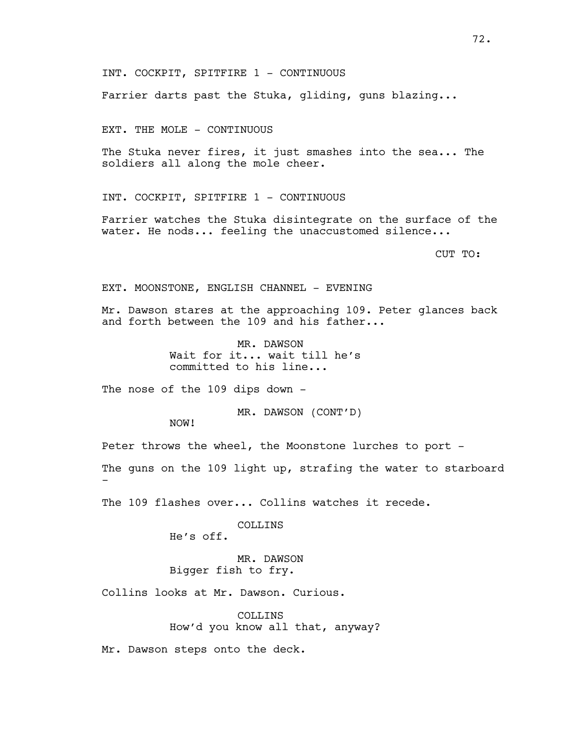INT. COCKPIT, SPITFIRE 1 - CONTINUOUS

Farrier darts past the Stuka, gliding, guns blazing...

EXT. THE MOLE - CONTINUOUS

The Stuka never fires, it just smashes into the sea... The soldiers all along the mole cheer.

INT. COCKPIT, SPITFIRE 1 - CONTINUOUS

Farrier watches the Stuka disintegrate on the surface of the water. He nods... feeling the unaccustomed silence...

CUT TO:

EXT. MOONSTONE, ENGLISH CHANNEL - EVENING

Mr. Dawson stares at the approaching 109. Peter glances back and forth between the 109 and his father...

MR. DAWSON
Wait for it... wait till he's committed to his line...

The nose of the 109 dips down -

MR. DAWSON (CONT'D)
NOW!

Peter throws the wheel, the Moonstone lurches to port -

The guns on the 109 light up, strafing the water to starboard -

The 109 flashes over... Collins watches it recede.

COLLINS
He's off.

MR. DAWSON
Bigger fish to fry.

Collins looks at Mr. Dawson. Curious.

COLLINS
How'd you know all that, anyway?

Mr. Dawson steps onto the deck.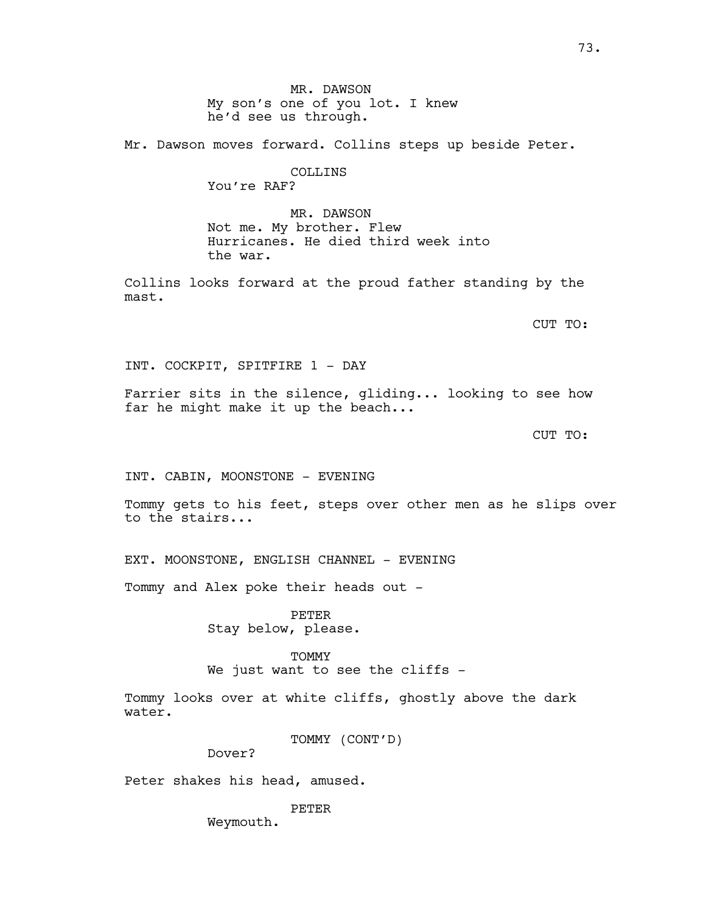MR. DAWSON
My son's one of you lot. I knew he'd see us through.

Mr. Dawson moves forward. Collins steps up beside Peter.

COLLINS
You're RAF?

MR. DAWSON
Not me. My brother. Flew Hurricanes. He died third week into the war.

Collins looks forward at the proud father standing by the mast.

CUT TO:

INT. COCKPIT, SPITFIRE 1 - DAY

Farrier sits in the silence, gliding... looking to see how far he might make it up the beach...

CUT TO:

INT. CABIN, MOONSTONE - EVENING

Tommy gets to his feet, steps over other men as he slips over to the stairs...

EXT. MOONSTONE, ENGLISH CHANNEL - EVENING

Tommy and Alex poke their heads out -

PETER
Stay below, please.

TOMMY
We just want to see the cliffs -

Tommy looks over at white cliffs, ghostly above the dark water.

TOMMY (CONT'D)
Dover?

Peter shakes his head, amused.

PETER
Weymouth.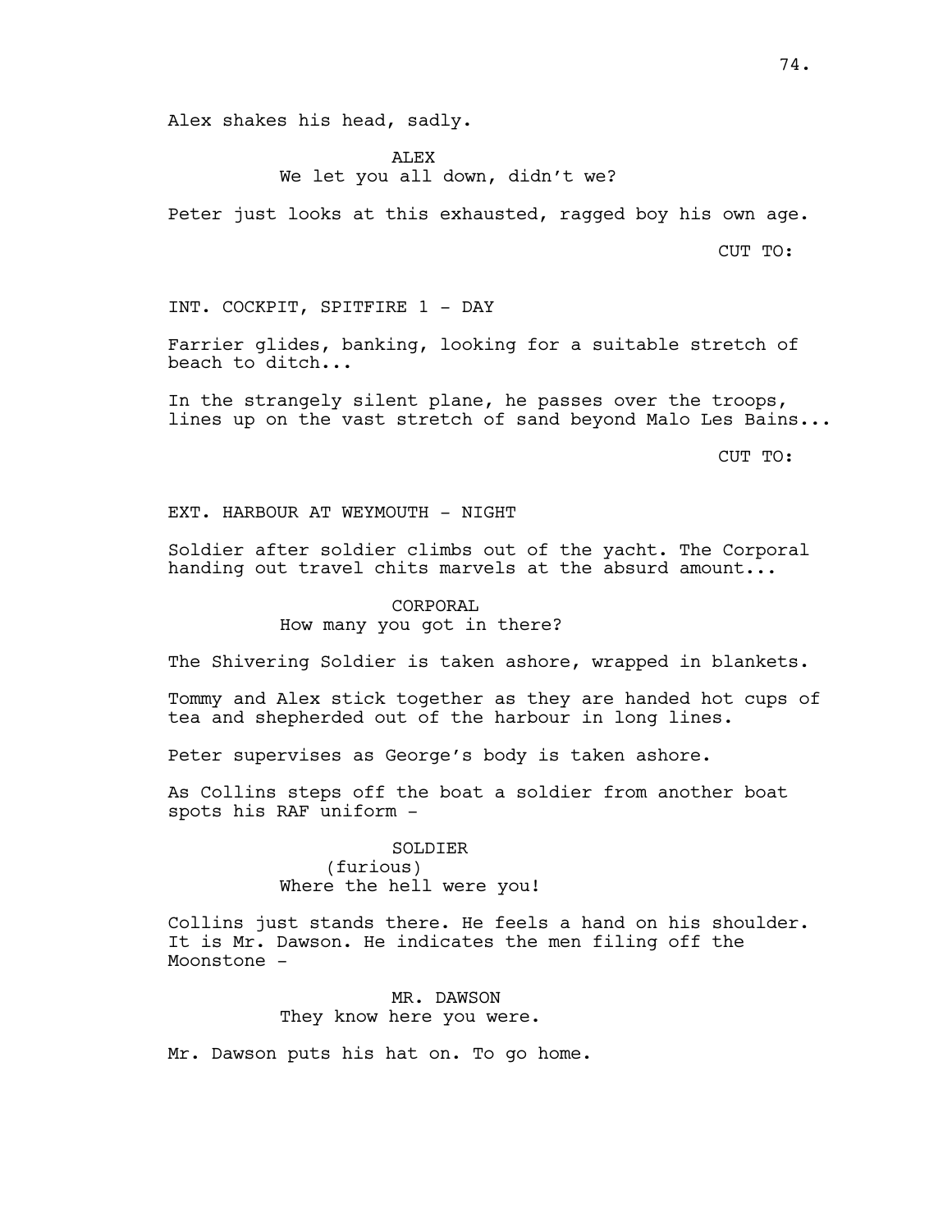Alex shakes his head, sadly.

ALEX
We let you all down, didn't we?

Peter just looks at this exhausted, ragged boy his own age.

CUT TO:

INT. COCKPIT, SPITFIRE 1 - DAY

Farrier glides, banking, looking for a suitable stretch of beach to ditch...

In the strangely silent plane, he passes over the troops, lines up on the vast stretch of sand beyond Malo Les Bains...

CUT TO:

EXT. HARBOUR AT WEYMOUTH - NIGHT

Soldier after soldier climbs out of the yacht. The Corporal handing out travel chits marvels at the absurd amount...

CORPORAL
How many you got in there?

The Shivering Soldier is taken ashore, wrapped in blankets.

Tommy and Alex stick together as they are handed hot cups of tea and shepherded out of the harbour in long lines.

Peter supervises as George's body is taken ashore.

As Collins steps off the boat a soldier from another boat spots his RAF uniform -

SOLDIER
(furious)
Where the hell were you!

Collins just stands there. He feels a hand on his shoulder. It is Mr. Dawson. He indicates the men filing off the Moonstone -

MR. DAWSON
They know here you were.

Mr. Dawson puts his hat on. To go home.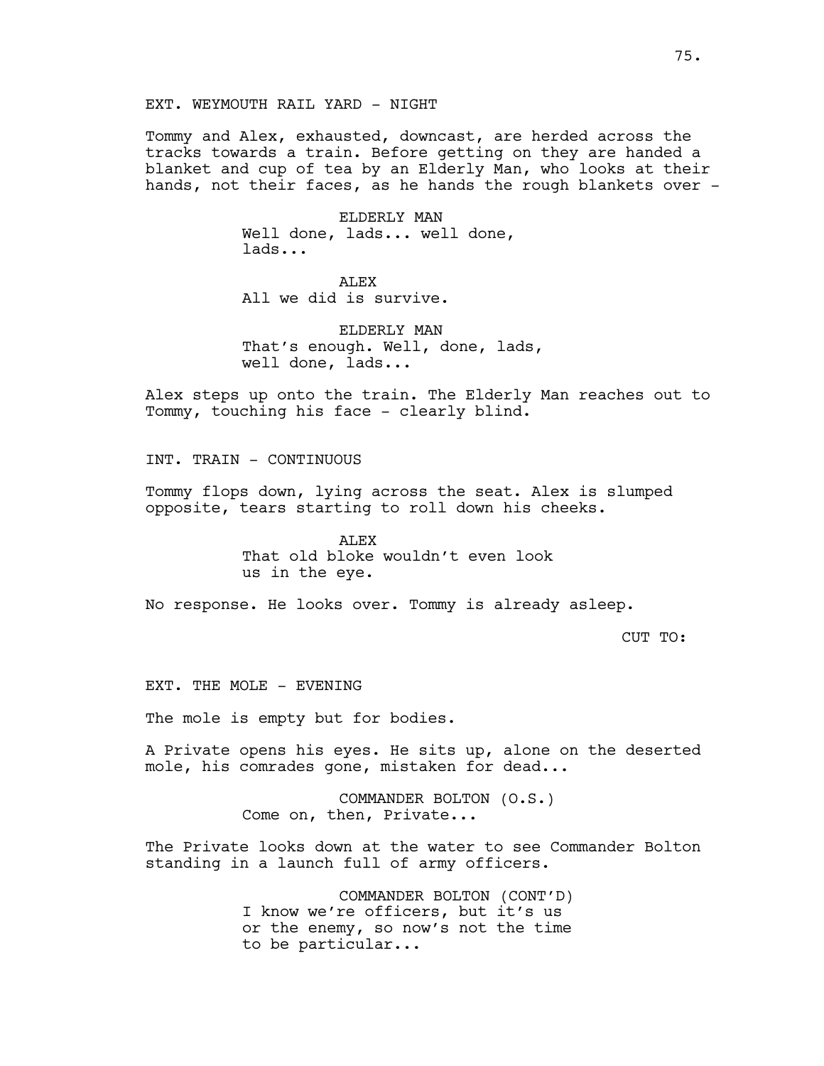EXT. WEYMOUTH RAIL YARD - NIGHT

Tommy and Alex, exhausted, downcast, are herded across the tracks towards a train. Before getting on they are handed a blanket and cup of tea by an Elderly Man, who looks at their hands, not their faces, as he hands the rough blankets over -

ELDERLY MAN
Well done, lads... well done, lads...

ALEX
All we did is survive.

ELDERLY MAN
That's enough. Well, done, lads, well done, lads...

Alex steps up onto the train. The Elderly Man reaches out to Tommy, touching his face - clearly blind.

INT. TRAIN - CONTINUOUS

Tommy flops down, lying across the seat. Alex is slumped opposite, tears starting to roll down his cheeks.

ALEX
That old bloke wouldn't even look us in the eye.

No response. He looks over. Tommy is already asleep.

CUT TO:

EXT. THE MOLE - EVENING

The mole is empty but for bodies.

A Private opens his eyes. He sits up, alone on the deserted mole, his comrades gone, mistaken for dead...

COMMANDER BOLTON (O.S.)
Come on, then, Private...

The Private looks down at the water to see Commander Bolton standing in a launch full of army officers.

COMMANDER BOLTON (CONT'D)
I know we're officers, but it's us or the enemy, so now's not the time to be particular...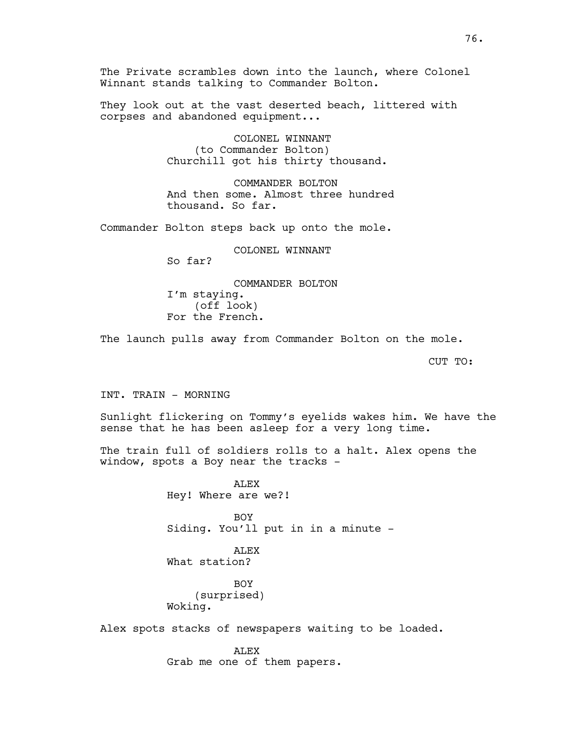The Private scrambles down into the launch, where Colonel Winnant stands talking to Commander Bolton.

They look out at the vast deserted beach, littered with corpses and abandoned equipment...

COLONEL WINNANT
(to Commander Bolton)
Churchill got his thirty thousand.

COMMANDER BOLTON
And then some. Almost three hundred thousand. So far.

Commander Bolton steps back up onto the mole.

COLONEL WINNANT
So far?

COMMANDER BOLTON
I'm staying.
(off look)
For the French.

The launch pulls away from Commander Bolton on the mole.

CUT TO:

INT. TRAIN - MORNING

Sunlight flickering on Tommy's eyelids wakes him. We have the sense that he has been asleep for a very long time.

The train full of soldiers rolls to a halt. Alex opens the window, spots a Boy near the tracks -

ALEX
Hey! Where are we?!

BOY
Siding. You'll put in in a minute -

ALEX
What station?

BOY
(surprised)
Woking.

Alex spots stacks of newspapers waiting to be loaded.

ALEX
Grab me one of them papers.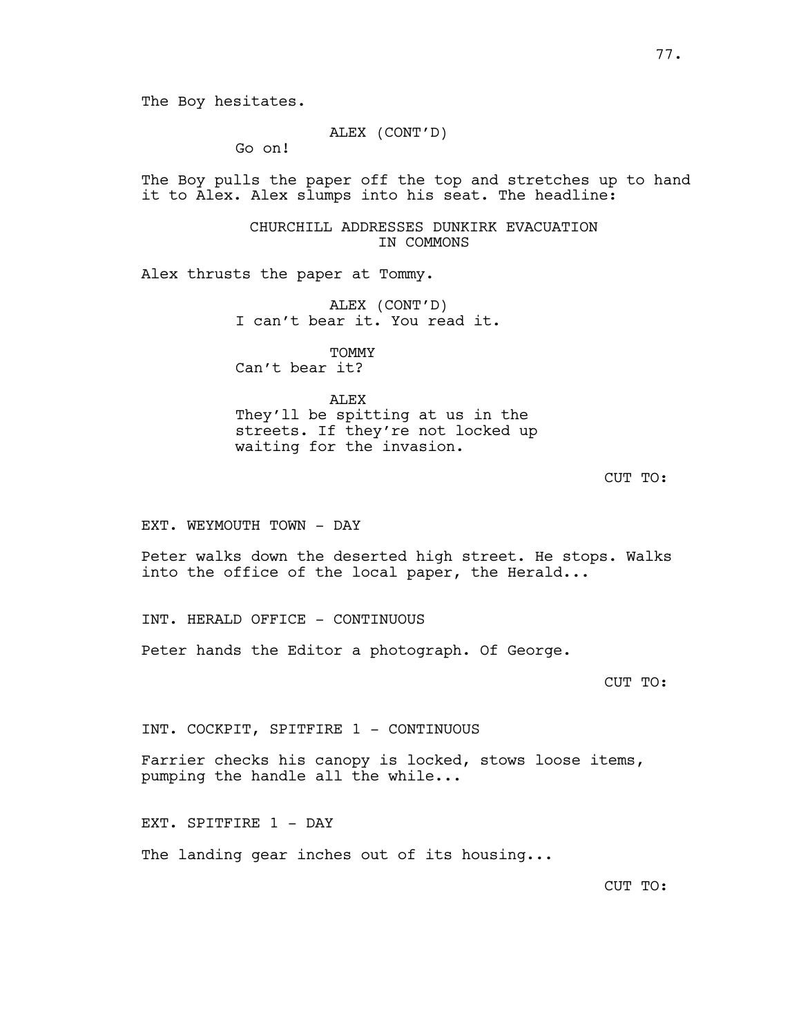The Boy hesitates.

ALEX (CONT'D)
Go on!

The Boy pulls the paper off the top and stretches up to hand it to Alex. Alex slumps into his seat. The headline:

CHURCHILL ADDRESSES DUNKIRK EVACUATION
IN COMMONS

Alex thrusts the paper at Tommy.

ALEX (CONT'D)
I can't bear it. You read it.

TOMMY
Can't bear it?

ALEX
They'll be spitting at us in the streets. If they're not locked up waiting for the invasion.

CUT TO:

EXT. WEYMOUTH TOWN - DAY

Peter walks down the deserted high street. He stops. Walks into the office of the local paper, the Herald...

INT. HERALD OFFICE - CONTINUOUS

Peter hands the Editor a photograph. Of George.

CUT TO:

INT. COCKPIT, SPITFIRE 1 - CONTINUOUS

Farrier checks his canopy is locked, stows loose items, pumping the handle all the while...

EXT. SPITFIRE 1 - DAY

The landing gear inches out of its housing...

CUT TO: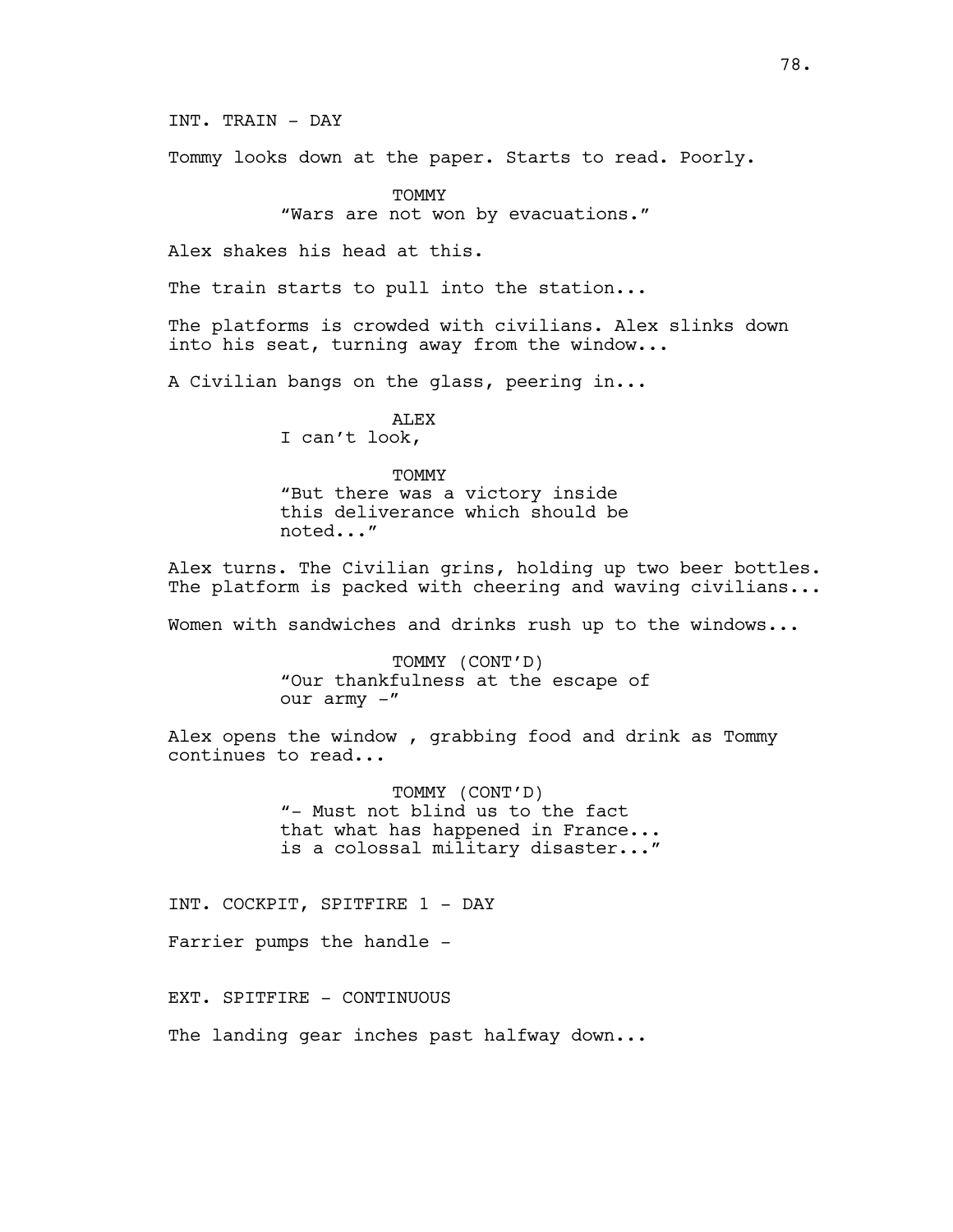INT. TRAIN - DAY

Tommy looks down at the paper. Starts to read. Poorly.

TOMMY
"Wars are not won by evacuations."

Alex shakes his head at this.

The train starts to pull into the station...

The platforms is crowded with civilians. Alex slinks down into his seat, turning away from the window...

A Civilian bangs on the glass, peering in...

ALEX
I can't look,

TOMMY
"But there was a victory inside this deliverance which should be noted..."

Alex turns. The Civilian grins, holding up two beer bottles. The platform is packed with cheering and waving civilians...

Women with sandwiches and drinks rush up to the windows...

TOMMY (CONT'D)
"Our thankfulness at the escape of our army -"

Alex opens the window , grabbing food and drink as Tommy continues to read...

TOMMY (CONT'D)
"- Must not blind us to the fact that what has happened in France... is a colossal military disaster..."

INT. COCKPIT, SPITFIRE 1 - DAY

Farrier pumps the handle -

EXT. SPITFIRE - CONTINUOUS

The landing gear inches past halfway down...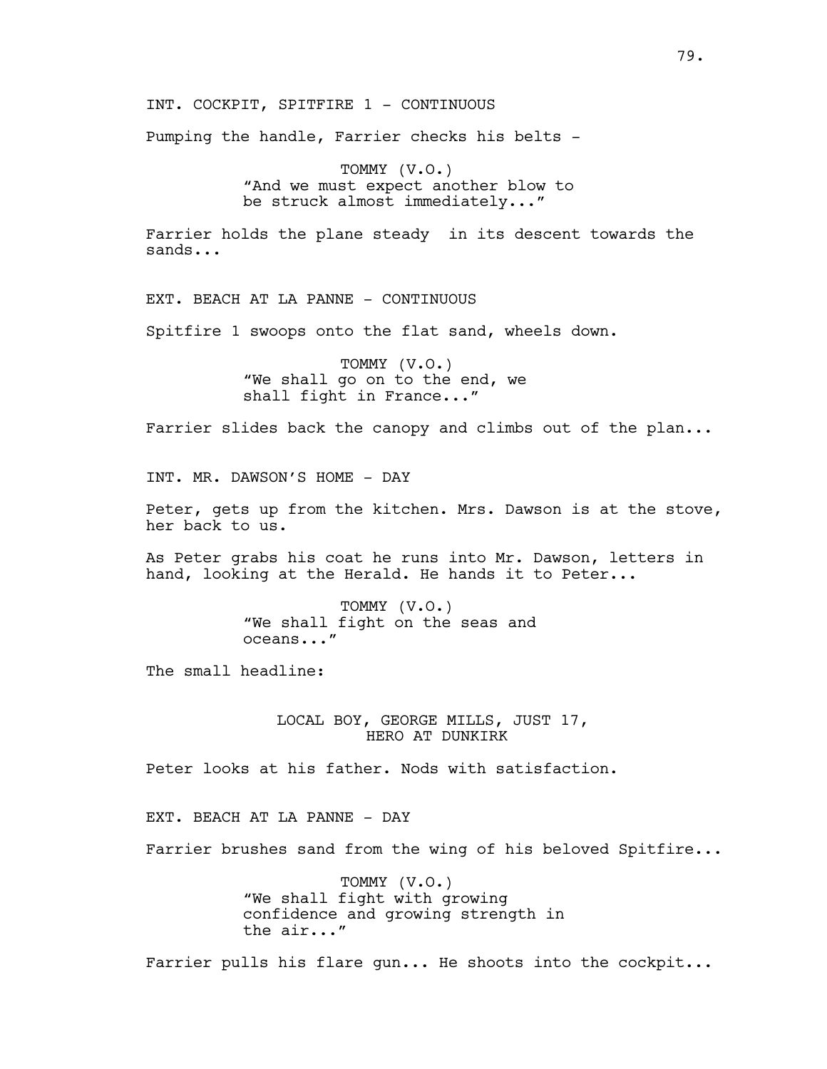INT. COCKPIT, SPITFIRE 1 - CONTINUOUS

Pumping the handle, Farrier checks his belts -

TOMMY (V.O.)
"And we must expect another blow to be struck almost immediately..."

Farrier holds the plane steady  in its descent towards the sands...

EXT. BEACH AT LA PANNE - CONTINUOUS

Spitfire 1 swoops onto the flat sand, wheels down.

TOMMY (V.O.)
"We shall go on to the end, we shall fight in France..."

Farrier slides back the canopy and climbs out of the plan...

INT. MR. DAWSON'S HOME - DAY

Peter, gets up from the kitchen. Mrs. Dawson is at the stove, her back to us.

As Peter grabs his coat he runs into Mr. Dawson, letters in hand, looking at the Herald. He hands it to Peter...

TOMMY (V.O.)
"We shall fight on the seas and oceans..."

The small headline:

LOCAL BOY, GEORGE MILLS, JUST 17,
HERO AT DUNKIRK

Peter looks at his father. Nods with satisfaction.

EXT. BEACH AT LA PANNE - DAY

Farrier brushes sand from the wing of his beloved Spitfire...

TOMMY (V.O.)
"We shall fight with growing confidence and growing strength in the air..."

Farrier pulls his flare gun... He shoots into the cockpit...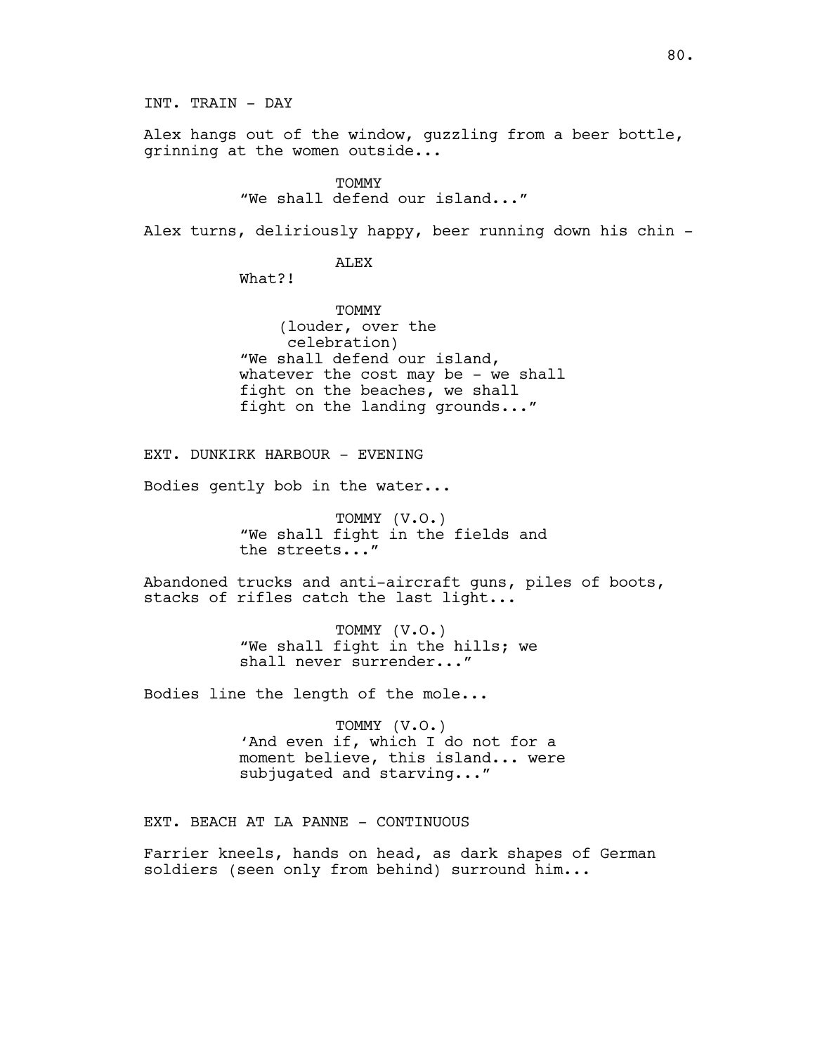INT. TRAIN - DAY

Alex hangs out of the window, guzzling from a beer bottle, grinning at the women outside...

TOMMY
"We shall defend our island..."

Alex turns, deliriously happy, beer running down his chin -

ALEX
What?!

TOMMY
(louder, over the celebration)
"We shall defend our island, whatever the cost may be - we shall fight on the beaches, we shall fight on the landing grounds..."

EXT. DUNKIRK HARBOUR - EVENING

Bodies gently bob in the water...

TOMMY (V.O.)
"We shall fight in the fields and the streets..."

Abandoned trucks and anti-aircraft guns, piles of boots, stacks of rifles catch the last light...

TOMMY (V.O.)
"We shall fight in the hills; we shall never surrender..."

Bodies line the length of the mole...

TOMMY (V.O.)
'And even if, which I do not for a moment believe, this island... were subjugated and starving..."

EXT. BEACH AT LA PANNE - CONTINUOUS

Farrier kneels, hands on head, as dark shapes of German soldiers (seen only from behind) surround him...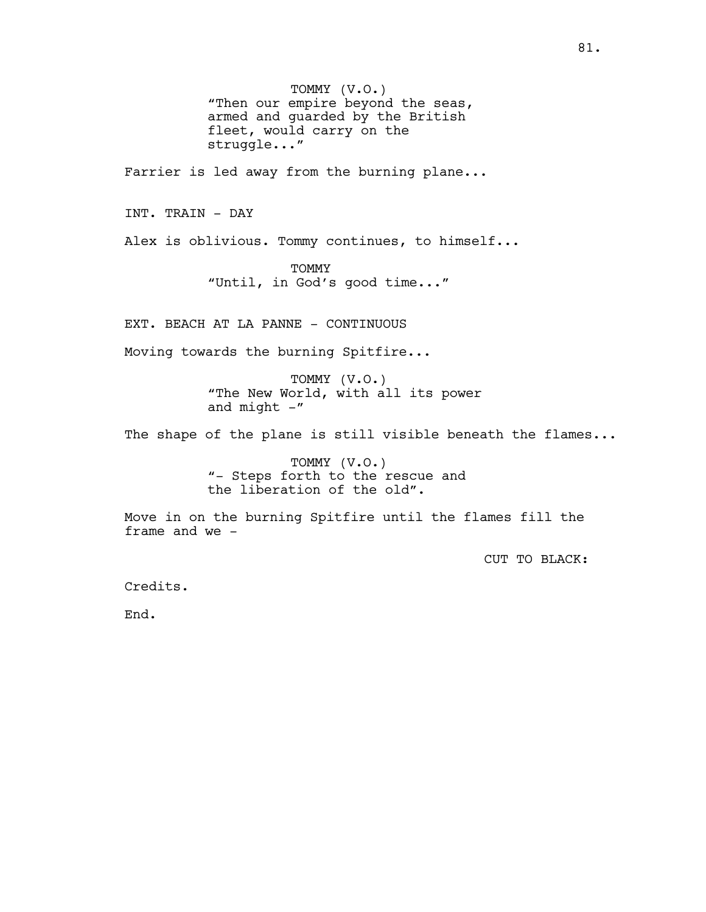TOMMY (V.O.)
"Then our empire beyond the seas, armed and guarded by the British fleet, would carry on the struggle..."

Farrier is led away from the burning plane...

INT. TRAIN - DAY

Alex is oblivious. Tommy continues, to himself...

TOMMY
"Until, in God's good time..."

EXT. BEACH AT LA PANNE - CONTINUOUS

Moving towards the burning Spitfire...

TOMMY (V.O.)
"The New World, with all its power and might -"

The shape of the plane is still visible beneath the flames...

TOMMY (V.O.)
"- Steps forth to the rescue and the liberation of the old".

Move in on the burning Spitfire until the flames fill the frame and we -

CUT TO BLACK:

Credits.

End.